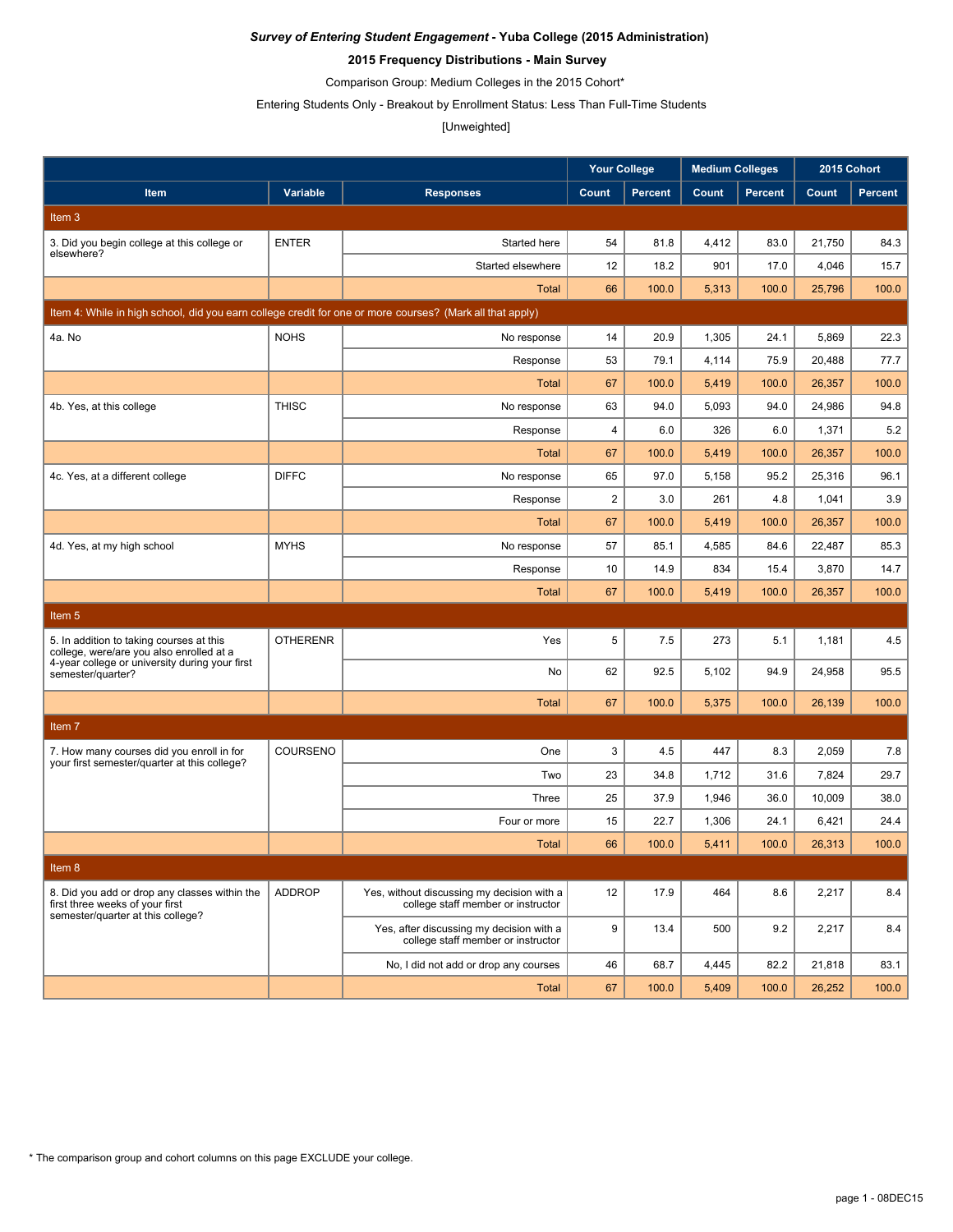***Survey of Entering Student Engagement* - Yuba College (2015 Administration)**

**2015 Frequency Distributions - Main Survey**

Comparison Group: Medium Colleges in the 2015 Cohort*

Entering Students Only - Breakout by Enrollment Status: Less Than Full-Time Students

[Unweighted]

| | | | Your College | | Medium Colleges | | 2015 Cohort | |
|---|---|---|---|---|---|---|---|---|
| **Item** | **Variable** | **Responses** | **Count** | **Percent** | **Count** | **Percent** | **Count** | **Percent** |
| Item 3 | | | | | | | | |
| 3. Did you begin college at this college or elsewhere? | ENTER | Started here | 54 | 81.8 | 4,412 | 83.0 | 21,750 | 84.3 |
| | | Started elsewhere | 12 | 18.2 | 901 | 17.0 | 4,046 | 15.7 |
| | | Total | 66 | 100.0 | 5,313 | 100.0 | 25,796 | 100.0 |
| Item 4: While in high school, did you earn college credit for one or more courses? (Mark all that apply) | | | | | | | | |
| 4a. No | NOHS | No response | 14 | 20.9 | 1,305 | 24.1 | 5,869 | 22.3 |
| | | Response | 53 | 79.1 | 4,114 | 75.9 | 20,488 | 77.7 |
| | | Total | 67 | 100.0 | 5,419 | 100.0 | 26,357 | 100.0 |
| 4b. Yes, at this college | THISC | No response | 63 | 94.0 | 5,093 | 94.0 | 24,986 | 94.8 |
| | | Response | 4 | 6.0 | 326 | 6.0 | 1,371 | 5.2 |
| | | Total | 67 | 100.0 | 5,419 | 100.0 | 26,357 | 100.0 |
| 4c. Yes, at a different college | DIFFC | No response | 65 | 97.0 | 5,158 | 95.2 | 25,316 | 96.1 |
| | | Response | 2 | 3.0 | 261 | 4.8 | 1,041 | 3.9 |
| | | Total | 67 | 100.0 | 5,419 | 100.0 | 26,357 | 100.0 |
| 4d. Yes, at my high school | MYHS | No response | 57 | 85.1 | 4,585 | 84.6 | 22,487 | 85.3 |
| | | Response | 10 | 14.9 | 834 | 15.4 | 3,870 | 14.7 |
| | | Total | 67 | 100.0 | 5,419 | 100.0 | 26,357 | 100.0 |
| Item 5 | | | | | | | | |
| 5. In addition to taking courses at this college, were/are you also enrolled at a 4-year college or university during your first semester/quarter? | OTHERENR | Yes | 5 | 7.5 | 273 | 5.1 | 1,181 | 4.5 |
| | | No | 62 | 92.5 | 5,102 | 94.9 | 24,958 | 95.5 |
| | | Total | 67 | 100.0 | 5,375 | 100.0 | 26,139 | 100.0 |
| Item 7 | | | | | | | | |
| 7. How many courses did you enroll in for your first semester/quarter at this college? | COURSENO | One | 3 | 4.5 | 447 | 8.3 | 2,059 | 7.8 |
| | | Two | 23 | 34.8 | 1,712 | 31.6 | 7,824 | 29.7 |
| | | Three | 25 | 37.9 | 1,946 | 36.0 | 10,009 | 38.0 |
| | | Four or more | 15 | 22.7 | 1,306 | 24.1 | 6,421 | 24.4 |
| | | Total | 66 | 100.0 | 5,411 | 100.0 | 26,313 | 100.0 |
| Item 8 | | | | | | | | |
| 8. Did you add or drop any classes within the first three weeks of your first semester/quarter at this college? | ADDROP | Yes, without discussing my decision with a college staff member or instructor | 12 | 17.9 | 464 | 8.6 | 2,217 | 8.4 |
| | | Yes, after discussing my decision with a college staff member or instructor | 9 | 13.4 | 500 | 9.2 | 2,217 | 8.4 |
| | | No, I did not add or drop any courses | 46 | 68.7 | 4,445 | 82.2 | 21,818 | 83.1 |
| | | Total | 67 | 100.0 | 5,409 | 100.0 | 26,252 | 100.0 |

* The comparison group and cohort columns on this page EXCLUDE your college.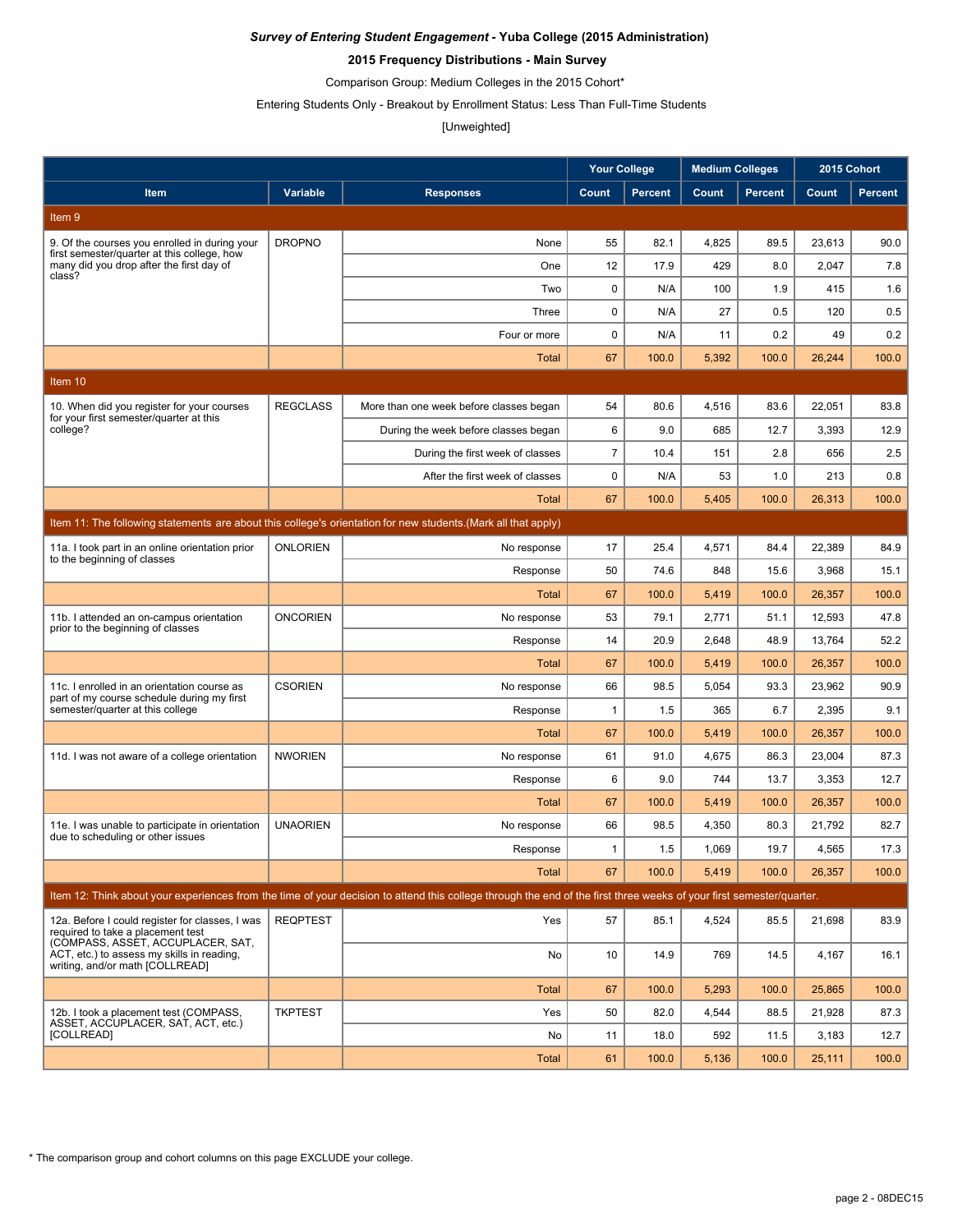***Survey of Entering Student Engagement* - Yuba College (2015 Administration)**

**2015 Frequency Distributions - Main Survey**

Comparison Group: Medium Colleges in the 2015 Cohort*

Entering Students Only - Breakout by Enrollment Status: Less Than Full-Time Students

[Unweighted]

| | | | Your College | | Medium Colleges | | 2015 Cohort | |
|---|---|---|---|---|---|---|---|---|
| **Item** | **Variable** | **Responses** | **Count** | **Percent** | **Count** | **Percent** | **Count** | **Percent** |
| **Item 9** | | | | | | | | |
| 9. Of the courses you enrolled in during your first semester/quarter at this college, how many did you drop after the first day of class? | DROPNO | None | 55 | 82.1 | 4,825 | 89.5 | 23,613 | 90.0 |
| | | One | 12 | 17.9 | 429 | 8.0 | 2,047 | 7.8 |
| | | Two | 0 | N/A | 100 | 1.9 | 415 | 1.6 |
| | | Three | 0 | N/A | 27 | 0.5 | 120 | 0.5 |
| | | Four or more | 0 | N/A | 11 | 0.2 | 49 | 0.2 |
| | | Total | 67 | 100.0 | 5,392 | 100.0 | 26,244 | 100.0 |
| **Item 10** | | | | | | | | |
| 10. When did you register for your courses for your first semester/quarter at this college? | REGCLASS | More than one week before classes began | 54 | 80.6 | 4,516 | 83.6 | 22,051 | 83.8 |
| | | During the week before classes began | 6 | 9.0 | 685 | 12.7 | 3,393 | 12.9 |
| | | During the first week of classes | 7 | 10.4 | 151 | 2.8 | 656 | 2.5 |
| | | After the first week of classes | 0 | N/A | 53 | 1.0 | 213 | 0.8 |
| | | Total | 67 | 100.0 | 5,405 | 100.0 | 26,313 | 100.0 |
| **Item 11: The following statements are about this college's orientation for new students.(Mark all that apply)** | | | | | | | | |
| 11a. I took part in an online orientation prior to the beginning of classes | ONLORIEN | No response | 17 | 25.4 | 4,571 | 84.4 | 22,389 | 84.9 |
| | | Response | 50 | 74.6 | 848 | 15.6 | 3,968 | 15.1 |
| | | Total | 67 | 100.0 | 5,419 | 100.0 | 26,357 | 100.0 |
| 11b. I attended an on-campus orientation prior to the beginning of classes | ONCORIEN | No response | 53 | 79.1 | 2,771 | 51.1 | 12,593 | 47.8 |
| | | Response | 14 | 20.9 | 2,648 | 48.9 | 13,764 | 52.2 |
| | | Total | 67 | 100.0 | 5,419 | 100.0 | 26,357 | 100.0 |
| 11c. I enrolled in an orientation course as part of my course schedule during my first semester/quarter at this college | CSORIEN | No response | 66 | 98.5 | 5,054 | 93.3 | 23,962 | 90.9 |
| | | Response | 1 | 1.5 | 365 | 6.7 | 2,395 | 9.1 |
| | | Total | 67 | 100.0 | 5,419 | 100.0 | 26,357 | 100.0 |
| 11d. I was not aware of a college orientation | NWORIEN | No response | 61 | 91.0 | 4,675 | 86.3 | 23,004 | 87.3 |
| | | Response | 6 | 9.0 | 744 | 13.7 | 3,353 | 12.7 |
| | | Total | 67 | 100.0 | 5,419 | 100.0 | 26,357 | 100.0 |
| 11e. I was unable to participate in orientation due to scheduling or other issues | UNAORIEN | No response | 66 | 98.5 | 4,350 | 80.3 | 21,792 | 82.7 |
| | | Response | 1 | 1.5 | 1,069 | 19.7 | 4,565 | 17.3 |
| | | Total | 67 | 100.0 | 5,419 | 100.0 | 26,357 | 100.0 |
| **Item 12: Think about your experiences from the time of your decision to attend this college through the end of the first three weeks of your first semester/quarter.** | | | | | | | | |
| 12a. Before I could register for classes, I was required to take a placement test (COMPASS, ASSET, ACCUPLACER, SAT, ACT, etc.) to assess my skills in reading, writing, and/or math [COLLREAD] | REQPTEST | Yes | 57 | 85.1 | 4,524 | 85.5 | 21,698 | 83.9 |
| | | No | 10 | 14.9 | 769 | 14.5 | 4,167 | 16.1 |
| | | Total | 67 | 100.0 | 5,293 | 100.0 | 25,865 | 100.0 |
| 12b. I took a placement test (COMPASS, ASSET, ACCUPLACER, SAT, ACT, etc.) [COLLREAD] | TKPTEST | Yes | 50 | 82.0 | 4,544 | 88.5 | 21,928 | 87.3 |
| | | No | 11 | 18.0 | 592 | 11.5 | 3,183 | 12.7 |
| | | Total | 61 | 100.0 | 5,136 | 100.0 | 25,111 | 100.0 |

* The comparison group and cohort columns on this page EXCLUDE your college.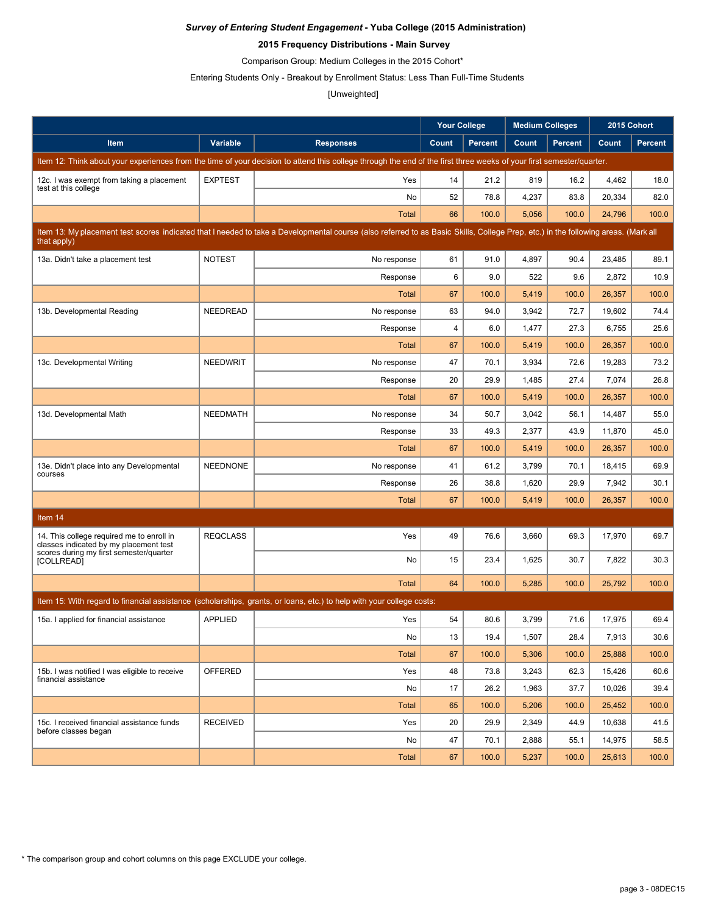*Survey of Entering Student Engagement* - **Yuba College (2015 Administration)**

**2015 Frequency Distributions - Main Survey**

Comparison Group: Medium Colleges in the 2015 Cohort*

Entering Students Only - Breakout by Enrollment Status: Less Than Full-Time Students

[Unweighted]

| | | | Your College | | Medium Colleges | | 2015 Cohort | |
|---|---|---|---|---|---|---|---|---|
| **Item** | **Variable** | **Responses** | **Count** | **Percent** | **Count** | **Percent** | **Count** | **Percent** |
| Item 12: Think about your experiences from the time of your decision to attend this college through the end of the first three weeks of your first semester/quarter. | | | | | | | | |
| 12c. I was exempt from taking a placement test at this college | EXPTEST | Yes | 14 | 21.2 | 819 | 16.2 | 4,462 | 18.0 |
| | | No | 52 | 78.8 | 4,237 | 83.8 | 20,334 | 82.0 |
| | | Total | 66 | 100.0 | 5,056 | 100.0 | 24,796 | 100.0 |
| Item 13: My placement test scores indicated that I needed to take a Developmental course (also referred to as Basic Skills, College Prep, etc.) in the following areas. (Mark all that apply) | | | | | | | | |
| 13a. Didn't take a placement test | NOTEST | No response | 61 | 91.0 | 4,897 | 90.4 | 23,485 | 89.1 |
| | | Response | 6 | 9.0 | 522 | 9.6 | 2,872 | 10.9 |
| | | Total | 67 | 100.0 | 5,419 | 100.0 | 26,357 | 100.0 |
| 13b. Developmental Reading | NEEDREAD | No response | 63 | 94.0 | 3,942 | 72.7 | 19,602 | 74.4 |
| | | Response | 4 | 6.0 | 1,477 | 27.3 | 6,755 | 25.6 |
| | | Total | 67 | 100.0 | 5,419 | 100.0 | 26,357 | 100.0 |
| 13c. Developmental Writing | NEEDWRIT | No response | 47 | 70.1 | 3,934 | 72.6 | 19,283 | 73.2 |
| | | Response | 20 | 29.9 | 1,485 | 27.4 | 7,074 | 26.8 |
| | | Total | 67 | 100.0 | 5,419 | 100.0 | 26,357 | 100.0 |
| 13d. Developmental Math | NEEDMATH | No response | 34 | 50.7 | 3,042 | 56.1 | 14,487 | 55.0 |
| | | Response | 33 | 49.3 | 2,377 | 43.9 | 11,870 | 45.0 |
| | | Total | 67 | 100.0 | 5,419 | 100.0 | 26,357 | 100.0 |
| 13e. Didn't place into any Developmental courses | NEEDNONE | No response | 41 | 61.2 | 3,799 | 70.1 | 18,415 | 69.9 |
| | | Response | 26 | 38.8 | 1,620 | 29.9 | 7,942 | 30.1 |
| | | Total | 67 | 100.0 | 5,419 | 100.0 | 26,357 | 100.0 |
| Item 14 | | | | | | | | |
| 14. This college required me to enroll in classes indicated by my placement test scores during my first semester/quarter [COLLREAD] | REQCLASS | Yes | 49 | 76.6 | 3,660 | 69.3 | 17,970 | 69.7 |
| | | No | 15 | 23.4 | 1,625 | 30.7 | 7,822 | 30.3 |
| | | Total | 64 | 100.0 | 5,285 | 100.0 | 25,792 | 100.0 |
| Item 15: With regard to financial assistance (scholarships, grants, or loans, etc.) to help with your college costs: | | | | | | | | |
| 15a. I applied for financial assistance | APPLIED | Yes | 54 | 80.6 | 3,799 | 71.6 | 17,975 | 69.4 |
| | | No | 13 | 19.4 | 1,507 | 28.4 | 7,913 | 30.6 |
| | | Total | 67 | 100.0 | 5,306 | 100.0 | 25,888 | 100.0 |
| 15b. I was notified I was eligible to receive financial assistance | OFFERED | Yes | 48 | 73.8 | 3,243 | 62.3 | 15,426 | 60.6 |
| | | No | 17 | 26.2 | 1,963 | 37.7 | 10,026 | 39.4 |
| | | Total | 65 | 100.0 | 5,206 | 100.0 | 25,452 | 100.0 |
| 15c. I received financial assistance funds before classes began | RECEIVED | Yes | 20 | 29.9 | 2,349 | 44.9 | 10,638 | 41.5 |
| | | No | 47 | 70.1 | 2,888 | 55.1 | 14,975 | 58.5 |
| | | Total | 67 | 100.0 | 5,237 | 100.0 | 25,613 | 100.0 |

* The comparison group and cohort columns on this page EXCLUDE your college.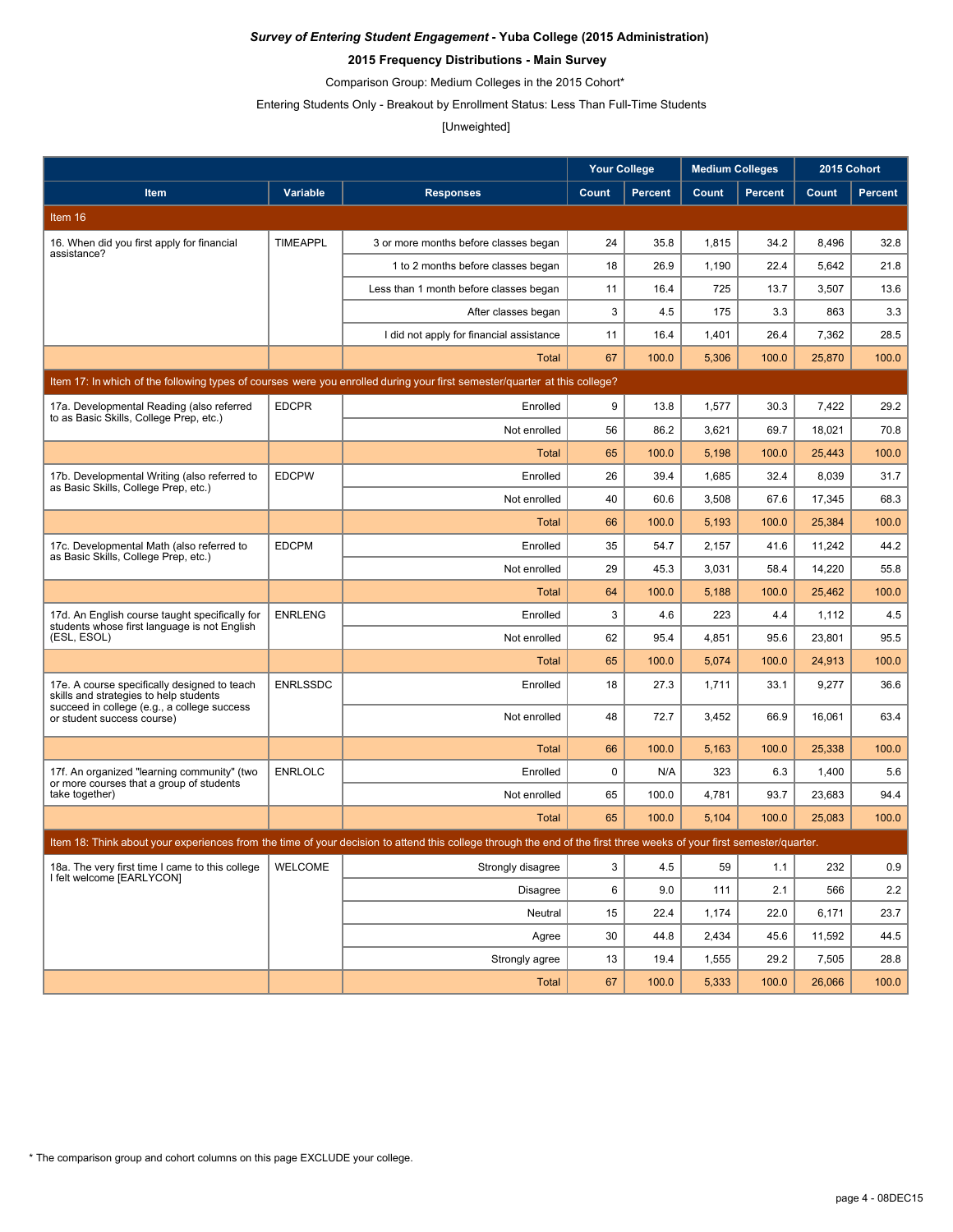*Survey of Entering Student Engagement* **- Yuba College (2015 Administration)**

**2015 Frequency Distributions - Main Survey**

Comparison Group: Medium Colleges in the 2015 Cohort*

Entering Students Only - Breakout by Enrollment Status: Less Than Full-Time Students

[Unweighted]

| | | | Your College | | Medium Colleges | | 2015 Cohort | |
|---|---|---|---|---|---|---|---|---|
| **Item** | **Variable** | **Responses** | **Count** | **Percent** | **Count** | **Percent** | **Count** | **Percent** |
| **Item 16** | | | | | | | | |
| 16. When did you first apply for financial assistance? | TIMEAPPL | 3 or more months before classes began | 24 | 35.8 | 1,815 | 34.2 | 8,496 | 32.8 |
| | | 1 to 2 months before classes began | 18 | 26.9 | 1,190 | 22.4 | 5,642 | 21.8 |
| | | Less than 1 month before classes began | 11 | 16.4 | 725 | 13.7 | 3,507 | 13.6 |
| | | After classes began | 3 | 4.5 | 175 | 3.3 | 863 | 3.3 |
| | | I did not apply for financial assistance | 11 | 16.4 | 1,401 | 26.4 | 7,362 | 28.5 |
| | | Total | 67 | 100.0 | 5,306 | 100.0 | 25,870 | 100.0 |
| **Item 17: In which of the following types of courses were you enrolled during your first semester/quarter at this college?** | | | | | | | | |
| 17a. Developmental Reading (also referred to as Basic Skills, College Prep, etc.) | EDCPR | Enrolled | 9 | 13.8 | 1,577 | 30.3 | 7,422 | 29.2 |
| | | Not enrolled | 56 | 86.2 | 3,621 | 69.7 | 18,021 | 70.8 |
| | | Total | 65 | 100.0 | 5,198 | 100.0 | 25,443 | 100.0 |
| 17b. Developmental Writing (also referred to as Basic Skills, College Prep, etc.) | EDCPW | Enrolled | 26 | 39.4 | 1,685 | 32.4 | 8,039 | 31.7 |
| | | Not enrolled | 40 | 60.6 | 3,508 | 67.6 | 17,345 | 68.3 |
| | | Total | 66 | 100.0 | 5,193 | 100.0 | 25,384 | 100.0 |
| 17c. Developmental Math (also referred to as Basic Skills, College Prep, etc.) | EDCPM | Enrolled | 35 | 54.7 | 2,157 | 41.6 | 11,242 | 44.2 |
| | | Not enrolled | 29 | 45.3 | 3,031 | 58.4 | 14,220 | 55.8 |
| | | Total | 64 | 100.0 | 5,188 | 100.0 | 25,462 | 100.0 |
| 17d. An English course taught specifically for students whose first language is not English (ESL, ESOL) | ENRLENG | Enrolled | 3 | 4.6 | 223 | 4.4 | 1,112 | 4.5 |
| | | Not enrolled | 62 | 95.4 | 4,851 | 95.6 | 23,801 | 95.5 |
| | | Total | 65 | 100.0 | 5,074 | 100.0 | 24,913 | 100.0 |
| 17e. A course specifically designed to teach skills and strategies to help students succeed in college (e.g., a college success or student success course) | ENRLSSDC | Enrolled | 18 | 27.3 | 1,711 | 33.1 | 9,277 | 36.6 |
| | | Not enrolled | 48 | 72.7 | 3,452 | 66.9 | 16,061 | 63.4 |
| | | Total | 66 | 100.0 | 5,163 | 100.0 | 25,338 | 100.0 |
| 17f. An organized "learning community" (two or more courses that a group of students take together) | ENRLOLC | Enrolled | 0 | N/A | 323 | 6.3 | 1,400 | 5.6 |
| | | Not enrolled | 65 | 100.0 | 4,781 | 93.7 | 23,683 | 94.4 |
| | | Total | 65 | 100.0 | 5,104 | 100.0 | 25,083 | 100.0 |
| **Item 18: Think about your experiences from the time of your decision to attend this college through the end of the first three weeks of your first semester/quarter.** | | | | | | | | |
| 18a. The very first time I came to this college I felt welcome [EARLYCON] | WELCOME | Strongly disagree | 3 | 4.5 | 59 | 1.1 | 232 | 0.9 |
| | | Disagree | 6 | 9.0 | 111 | 2.1 | 566 | 2.2 |
| | | Neutral | 15 | 22.4 | 1,174 | 22.0 | 6,171 | 23.7 |
| | | Agree | 30 | 44.8 | 2,434 | 45.6 | 11,592 | 44.5 |
| | | Strongly agree | 13 | 19.4 | 1,555 | 29.2 | 7,505 | 28.8 |
| | | Total | 67 | 100.0 | 5,333 | 100.0 | 26,066 | 100.0 |

* The comparison group and cohort columns on this page EXCLUDE your college.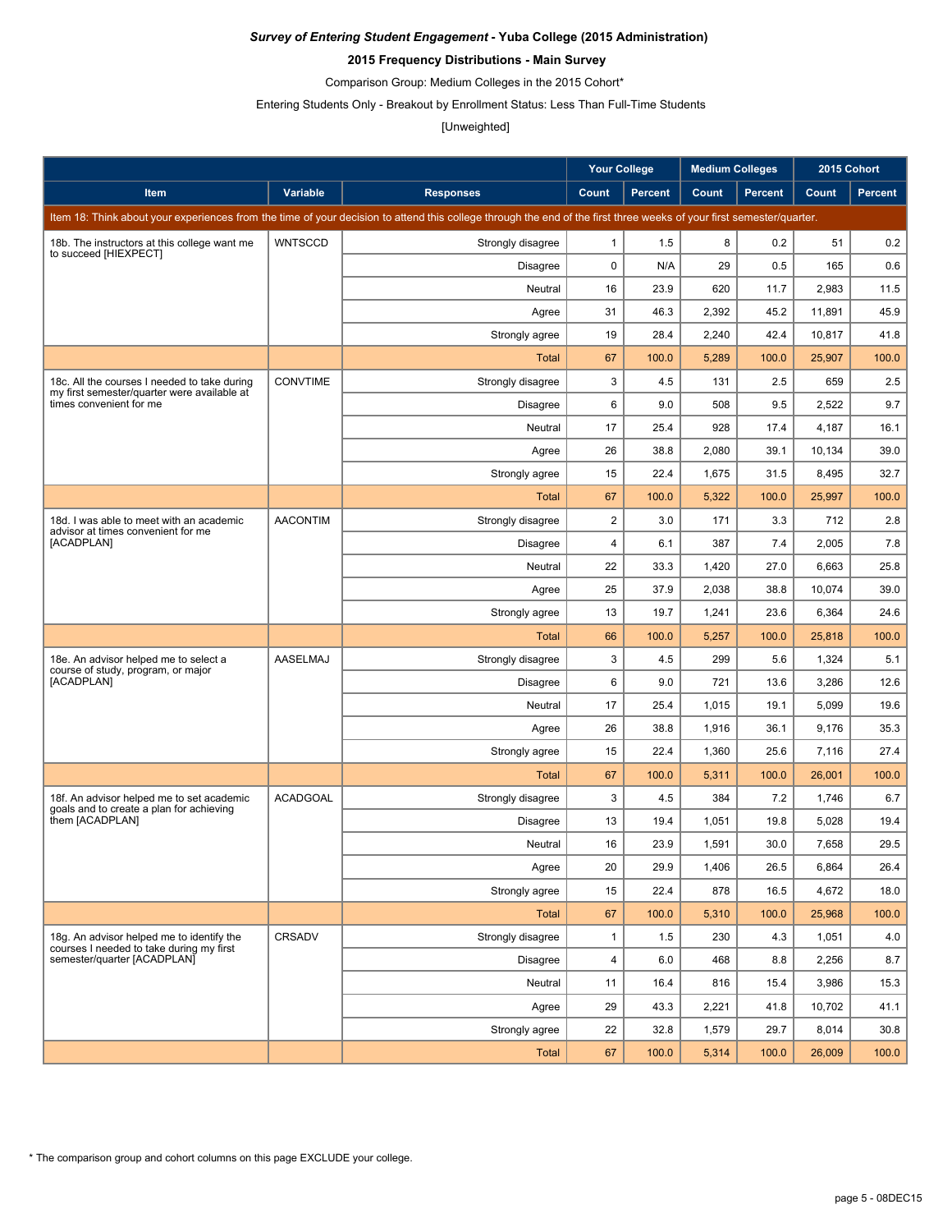*Survey of Entering Student Engagement* **- Yuba College (2015 Administration)**

**2015 Frequency Distributions - Main Survey**

Comparison Group: Medium Colleges in the 2015 Cohort*

Entering Students Only - Breakout by Enrollment Status: Less Than Full-Time Students

[Unweighted]

| | | | Your College | | Medium Colleges | | 2015 Cohort | |
|---|---|---|---|---|---|---|---|---|
| **Item** | **Variable** | **Responses** | **Count** | **Percent** | **Count** | **Percent** | **Count** | **Percent** |
| Item 18: Think about your experiences from the time of your decision to attend this college through the end of the first three weeks of your first semester/quarter. | | | | | | | | |
| 18b. The instructors at this college want me to succeed [HIEXPECT] | WNTSCCD | Strongly disagree | 1 | 1.5 | 8 | 0.2 | 51 | 0.2 |
| | | Disagree | 0 | N/A | 29 | 0.5 | 165 | 0.6 |
| | | Neutral | 16 | 23.9 | 620 | 11.7 | 2,983 | 11.5 |
| | | Agree | 31 | 46.3 | 2,392 | 45.2 | 11,891 | 45.9 |
| | | Strongly agree | 19 | 28.4 | 2,240 | 42.4 | 10,817 | 41.8 |
| | | Total | 67 | 100.0 | 5,289 | 100.0 | 25,907 | 100.0 |
| 18c. All the courses I needed to take during my first semester/quarter were available at times convenient for me | CONVTIME | Strongly disagree | 3 | 4.5 | 131 | 2.5 | 659 | 2.5 |
| | | Disagree | 6 | 9.0 | 508 | 9.5 | 2,522 | 9.7 |
| | | Neutral | 17 | 25.4 | 928 | 17.4 | 4,187 | 16.1 |
| | | Agree | 26 | 38.8 | 2,080 | 39.1 | 10,134 | 39.0 |
| | | Strongly agree | 15 | 22.4 | 1,675 | 31.5 | 8,495 | 32.7 |
| | | Total | 67 | 100.0 | 5,322 | 100.0 | 25,997 | 100.0 |
| 18d. I was able to meet with an academic advisor at times convenient for me [ACADPLAN] | AACONTIM | Strongly disagree | 2 | 3.0 | 171 | 3.3 | 712 | 2.8 |
| | | Disagree | 4 | 6.1 | 387 | 7.4 | 2,005 | 7.8 |
| | | Neutral | 22 | 33.3 | 1,420 | 27.0 | 6,663 | 25.8 |
| | | Agree | 25 | 37.9 | 2,038 | 38.8 | 10,074 | 39.0 |
| | | Strongly agree | 13 | 19.7 | 1,241 | 23.6 | 6,364 | 24.6 |
| | | Total | 66 | 100.0 | 5,257 | 100.0 | 25,818 | 100.0 |
| 18e. An advisor helped me to select a course of study, program, or major [ACADPLAN] | AASELMAJ | Strongly disagree | 3 | 4.5 | 299 | 5.6 | 1,324 | 5.1 |
| | | Disagree | 6 | 9.0 | 721 | 13.6 | 3,286 | 12.6 |
| | | Neutral | 17 | 25.4 | 1,015 | 19.1 | 5,099 | 19.6 |
| | | Agree | 26 | 38.8 | 1,916 | 36.1 | 9,176 | 35.3 |
| | | Strongly agree | 15 | 22.4 | 1,360 | 25.6 | 7,116 | 27.4 |
| | | Total | 67 | 100.0 | 5,311 | 100.0 | 26,001 | 100.0 |
| 18f. An advisor helped me to set academic goals and to create a plan for achieving them [ACADPLAN] | ACADGOAL | Strongly disagree | 3 | 4.5 | 384 | 7.2 | 1,746 | 6.7 |
| | | Disagree | 13 | 19.4 | 1,051 | 19.8 | 5,028 | 19.4 |
| | | Neutral | 16 | 23.9 | 1,591 | 30.0 | 7,658 | 29.5 |
| | | Agree | 20 | 29.9 | 1,406 | 26.5 | 6,864 | 26.4 |
| | | Strongly agree | 15 | 22.4 | 878 | 16.5 | 4,672 | 18.0 |
| | | Total | 67 | 100.0 | 5,310 | 100.0 | 25,968 | 100.0 |
| 18g. An advisor helped me to identify the courses I needed to take during my first semester/quarter [ACADPLAN] | CRSADV | Strongly disagree | 1 | 1.5 | 230 | 4.3 | 1,051 | 4.0 |
| | | Disagree | 4 | 6.0 | 468 | 8.8 | 2,256 | 8.7 |
| | | Neutral | 11 | 16.4 | 816 | 15.4 | 3,986 | 15.3 |
| | | Agree | 29 | 43.3 | 2,221 | 41.8 | 10,702 | 41.1 |
| | | Strongly agree | 22 | 32.8 | 1,579 | 29.7 | 8,014 | 30.8 |
| | | Total | 67 | 100.0 | 5,314 | 100.0 | 26,009 | 100.0 |

* The comparison group and cohort columns on this page EXCLUDE your college.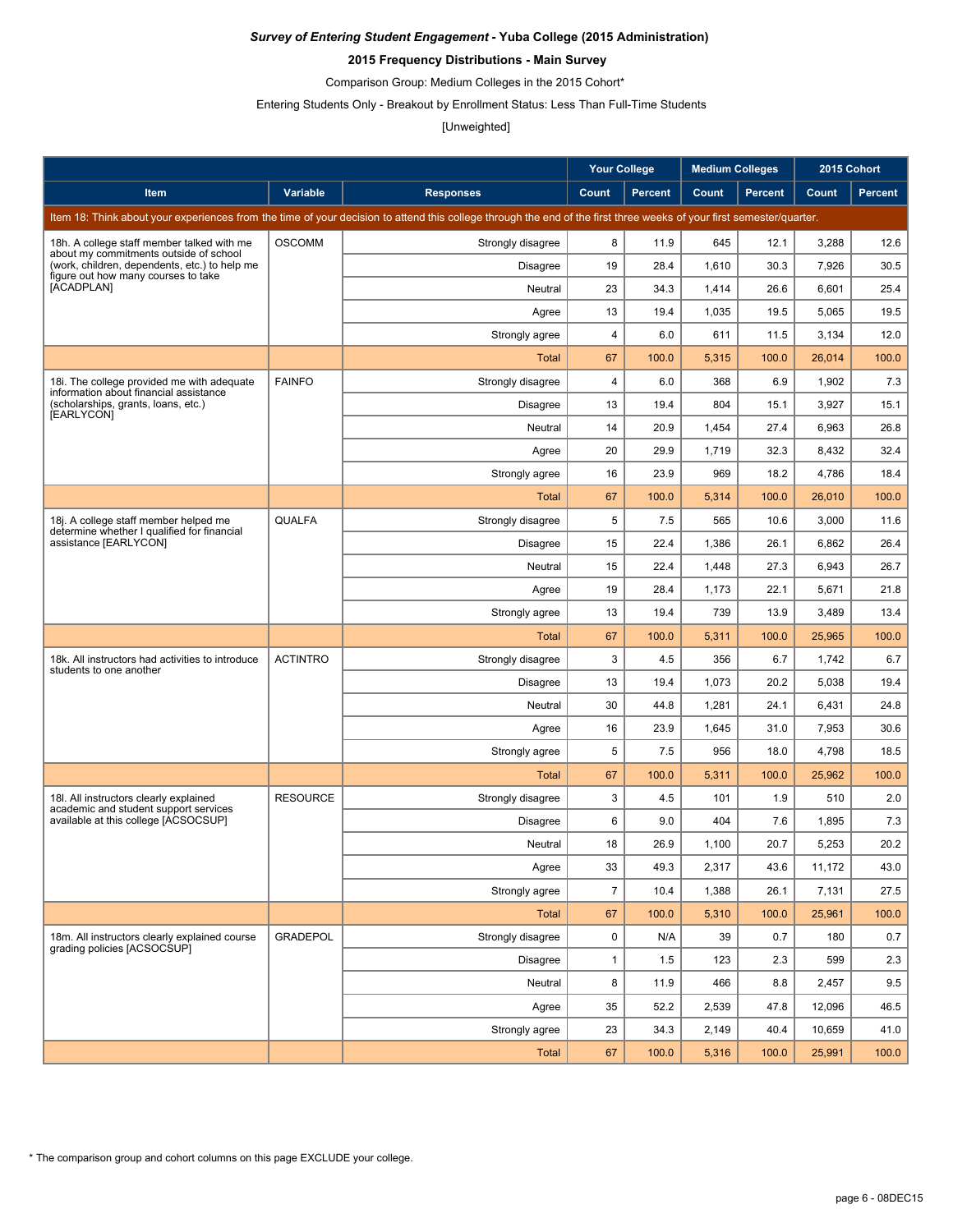***Survey of Entering Student Engagement* - Yuba College (2015 Administration)**

**2015 Frequency Distributions - Main Survey**

Comparison Group: Medium Colleges in the 2015 Cohort*

Entering Students Only - Breakout by Enrollment Status: Less Than Full-Time Students

[Unweighted]

| | | | Your College | | Medium Colleges | | 2015 Cohort | |
|---|---|---|---|---|---|---|---|---|
| **Item** | **Variable** | **Responses** | **Count** | **Percent** | **Count** | **Percent** | **Count** | **Percent** |
| Item 18: Think about your experiences from the time of your decision to attend this college through the end of the first three weeks of your first semester/quarter. | | | | | | | | |
| 18h. A college staff member talked with me about my commitments outside of school (work, children, dependents, etc.) to help me figure out how many courses to take [ACADPLAN] | OSCOMM | Strongly disagree | 8 | 11.9 | 645 | 12.1 | 3,288 | 12.6 |
| | | Disagree | 19 | 28.4 | 1,610 | 30.3 | 7,926 | 30.5 |
| | | Neutral | 23 | 34.3 | 1,414 | 26.6 | 6,601 | 25.4 |
| | | Agree | 13 | 19.4 | 1,035 | 19.5 | 5,065 | 19.5 |
| | | Strongly agree | 4 | 6.0 | 611 | 11.5 | 3,134 | 12.0 |
| | | Total | 67 | 100.0 | 5,315 | 100.0 | 26,014 | 100.0 |
| 18i. The college provided me with adequate information about financial assistance (scholarships, grants, loans, etc.) [EARLYCON] | FAINFO | Strongly disagree | 4 | 6.0 | 368 | 6.9 | 1,902 | 7.3 |
| | | Disagree | 13 | 19.4 | 804 | 15.1 | 3,927 | 15.1 |
| | | Neutral | 14 | 20.9 | 1,454 | 27.4 | 6,963 | 26.8 |
| | | Agree | 20 | 29.9 | 1,719 | 32.3 | 8,432 | 32.4 |
| | | Strongly agree | 16 | 23.9 | 969 | 18.2 | 4,786 | 18.4 |
| | | Total | 67 | 100.0 | 5,314 | 100.0 | 26,010 | 100.0 |
| 18j. A college staff member helped me determine whether I qualified for financial assistance [EARLYCON] | QUALFA | Strongly disagree | 5 | 7.5 | 565 | 10.6 | 3,000 | 11.6 |
| | | Disagree | 15 | 22.4 | 1,386 | 26.1 | 6,862 | 26.4 |
| | | Neutral | 15 | 22.4 | 1,448 | 27.3 | 6,943 | 26.7 |
| | | Agree | 19 | 28.4 | 1,173 | 22.1 | 5,671 | 21.8 |
| | | Strongly agree | 13 | 19.4 | 739 | 13.9 | 3,489 | 13.4 |
| | | Total | 67 | 100.0 | 5,311 | 100.0 | 25,965 | 100.0 |
| 18k. All instructors had activities to introduce students to one another | ACTINTRO | Strongly disagree | 3 | 4.5 | 356 | 6.7 | 1,742 | 6.7 |
| | | Disagree | 13 | 19.4 | 1,073 | 20.2 | 5,038 | 19.4 |
| | | Neutral | 30 | 44.8 | 1,281 | 24.1 | 6,431 | 24.8 |
| | | Agree | 16 | 23.9 | 1,645 | 31.0 | 7,953 | 30.6 |
| | | Strongly agree | 5 | 7.5 | 956 | 18.0 | 4,798 | 18.5 |
| | | Total | 67 | 100.0 | 5,311 | 100.0 | 25,962 | 100.0 |
| 18l. All instructors clearly explained academic and student support services available at this college [ACSOCSUP] | RESOURCE | Strongly disagree | 3 | 4.5 | 101 | 1.9 | 510 | 2.0 |
| | | Disagree | 6 | 9.0 | 404 | 7.6 | 1,895 | 7.3 |
| | | Neutral | 18 | 26.9 | 1,100 | 20.7 | 5,253 | 20.2 |
| | | Agree | 33 | 49.3 | 2,317 | 43.6 | 11,172 | 43.0 |
| | | Strongly agree | 7 | 10.4 | 1,388 | 26.1 | 7,131 | 27.5 |
| | | Total | 67 | 100.0 | 5,310 | 100.0 | 25,961 | 100.0 |
| 18m. All instructors clearly explained course grading policies [ACSOCSUP] | GRADEPOL | Strongly disagree | 0 | N/A | 39 | 0.7 | 180 | 0.7 |
| | | Disagree | 1 | 1.5 | 123 | 2.3 | 599 | 2.3 |
| | | Neutral | 8 | 11.9 | 466 | 8.8 | 2,457 | 9.5 |
| | | Agree | 35 | 52.2 | 2,539 | 47.8 | 12,096 | 46.5 |
| | | Strongly agree | 23 | 34.3 | 2,149 | 40.4 | 10,659 | 41.0 |
| | | Total | 67 | 100.0 | 5,316 | 100.0 | 25,991 | 100.0 |

* The comparison group and cohort columns on this page EXCLUDE your college.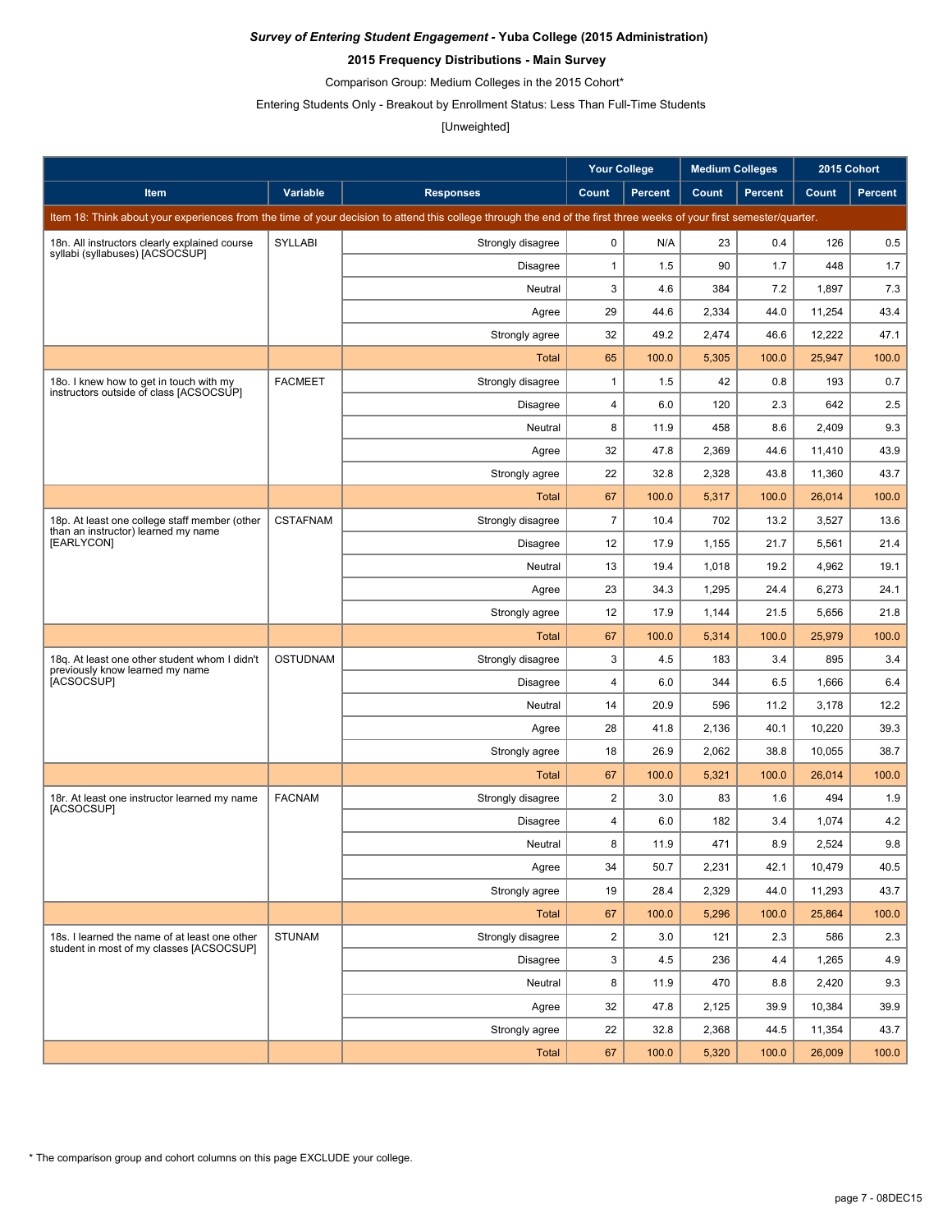***Survey of Entering Student Engagement* - Yuba College (2015 Administration)**

**2015 Frequency Distributions - Main Survey**

Comparison Group: Medium Colleges in the 2015 Cohort*

Entering Students Only - Breakout by Enrollment Status: Less Than Full-Time Students

[Unweighted]

| | | | Your College | | Medium Colleges | | 2015 Cohort | |
|---|---|---|---|---|---|---|---|---|
| **Item** | **Variable** | **Responses** | **Count** | **Percent** | **Count** | **Percent** | **Count** | **Percent** |
| Item 18: Think about your experiences from the time of your decision to attend this college through the end of the first three weeks of your first semester/quarter. | | | | | | | | |
| 18n. All instructors clearly explained course syllabi (syllabuses) [ACSOCSUP] | SYLLABI | Strongly disagree | 0 | N/A | 23 | 0.4 | 126 | 0.5 |
| | | Disagree | 1 | 1.5 | 90 | 1.7 | 448 | 1.7 |
| | | Neutral | 3 | 4.6 | 384 | 7.2 | 1,897 | 7.3 |
| | | Agree | 29 | 44.6 | 2,334 | 44.0 | 11,254 | 43.4 |
| | | Strongly agree | 32 | 49.2 | 2,474 | 46.6 | 12,222 | 47.1 |
| | | Total | 65 | 100.0 | 5,305 | 100.0 | 25,947 | 100.0 |
| 18o. I knew how to get in touch with my instructors outside of class [ACSOCSUP] | FACMEET | Strongly disagree | 1 | 1.5 | 42 | 0.8 | 193 | 0.7 |
| | | Disagree | 4 | 6.0 | 120 | 2.3 | 642 | 2.5 |
| | | Neutral | 8 | 11.9 | 458 | 8.6 | 2,409 | 9.3 |
| | | Agree | 32 | 47.8 | 2,369 | 44.6 | 11,410 | 43.9 |
| | | Strongly agree | 22 | 32.8 | 2,328 | 43.8 | 11,360 | 43.7 |
| | | Total | 67 | 100.0 | 5,317 | 100.0 | 26,014 | 100.0 |
| 18p. At least one college staff member (other than an instructor) learned my name [EARLYCON] | CSTAFNAM | Strongly disagree | 7 | 10.4 | 702 | 13.2 | 3,527 | 13.6 |
| | | Disagree | 12 | 17.9 | 1,155 | 21.7 | 5,561 | 21.4 |
| | | Neutral | 13 | 19.4 | 1,018 | 19.2 | 4,962 | 19.1 |
| | | Agree | 23 | 34.3 | 1,295 | 24.4 | 6,273 | 24.1 |
| | | Strongly agree | 12 | 17.9 | 1,144 | 21.5 | 5,656 | 21.8 |
| | | Total | 67 | 100.0 | 5,314 | 100.0 | 25,979 | 100.0 |
| 18q. At least one other student whom I didn't previously know learned my name [ACSOCSUP] | OSTUDNAM | Strongly disagree | 3 | 4.5 | 183 | 3.4 | 895 | 3.4 |
| | | Disagree | 4 | 6.0 | 344 | 6.5 | 1,666 | 6.4 |
| | | Neutral | 14 | 20.9 | 596 | 11.2 | 3,178 | 12.2 |
| | | Agree | 28 | 41.8 | 2,136 | 40.1 | 10,220 | 39.3 |
| | | Strongly agree | 18 | 26.9 | 2,062 | 38.8 | 10,055 | 38.7 |
| | | Total | 67 | 100.0 | 5,321 | 100.0 | 26,014 | 100.0 |
| 18r. At least one instructor learned my name [ACSOCSUP] | FACNAM | Strongly disagree | 2 | 3.0 | 83 | 1.6 | 494 | 1.9 |
| | | Disagree | 4 | 6.0 | 182 | 3.4 | 1,074 | 4.2 |
| | | Neutral | 8 | 11.9 | 471 | 8.9 | 2,524 | 9.8 |
| | | Agree | 34 | 50.7 | 2,231 | 42.1 | 10,479 | 40.5 |
| | | Strongly agree | 19 | 28.4 | 2,329 | 44.0 | 11,293 | 43.7 |
| | | Total | 67 | 100.0 | 5,296 | 100.0 | 25,864 | 100.0 |
| 18s. I learned the name of at least one other student in most of my classes [ACSOCSUP] | STUNAM | Strongly disagree | 2 | 3.0 | 121 | 2.3 | 586 | 2.3 |
| | | Disagree | 3 | 4.5 | 236 | 4.4 | 1,265 | 4.9 |
| | | Neutral | 8 | 11.9 | 470 | 8.8 | 2,420 | 9.3 |
| | | Agree | 32 | 47.8 | 2,125 | 39.9 | 10,384 | 39.9 |
| | | Strongly agree | 22 | 32.8 | 2,368 | 44.5 | 11,354 | 43.7 |
| | | Total | 67 | 100.0 | 5,320 | 100.0 | 26,009 | 100.0 |

* The comparison group and cohort columns on this page EXCLUDE your college.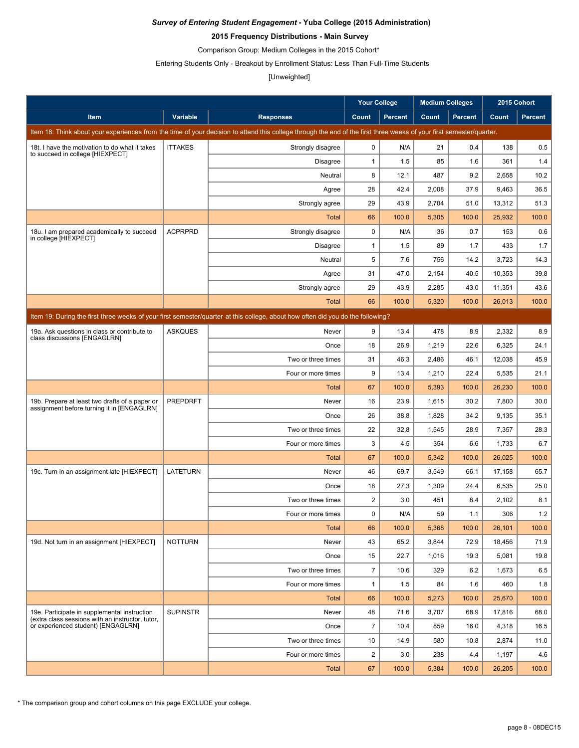***Survey of Entering Student Engagement* - Yuba College (2015 Administration)**

**2015 Frequency Distributions - Main Survey**

Comparison Group: Medium Colleges in the 2015 Cohort*

Entering Students Only - Breakout by Enrollment Status: Less Than Full-Time Students

[Unweighted]

| | | | Your College | | Medium Colleges | | 2015 Cohort | |
|---|---|---|---|---|---|---|---|---|
| **Item** | **Variable** | **Responses** | **Count** | **Percent** | **Count** | **Percent** | **Count** | **Percent** |
| Item 18: Think about your experiences from the time of your decision to attend this college through the end of the first three weeks of your first semester/quarter. | | | | | | | | |
| 18t. I have the motivation to do what it takes to succeed in college [HIEXPECT] | ITTAKES | Strongly disagree | 0 | N/A | 21 | 0.4 | 138 | 0.5 |
| | | Disagree | 1 | 1.5 | 85 | 1.6 | 361 | 1.4 |
| | | Neutral | 8 | 12.1 | 487 | 9.2 | 2,658 | 10.2 |
| | | Agree | 28 | 42.4 | 2,008 | 37.9 | 9,463 | 36.5 |
| | | Strongly agree | 29 | 43.9 | 2,704 | 51.0 | 13,312 | 51.3 |
| | | Total | 66 | 100.0 | 5,305 | 100.0 | 25,932 | 100.0 |
| 18u. I am prepared academically to succeed in college [HIEXPECT] | ACPRPRD | Strongly disagree | 0 | N/A | 36 | 0.7 | 153 | 0.6 |
| | | Disagree | 1 | 1.5 | 89 | 1.7 | 433 | 1.7 |
| | | Neutral | 5 | 7.6 | 756 | 14.2 | 3,723 | 14.3 |
| | | Agree | 31 | 47.0 | 2,154 | 40.5 | 10,353 | 39.8 |
| | | Strongly agree | 29 | 43.9 | 2,285 | 43.0 | 11,351 | 43.6 |
| | | Total | 66 | 100.0 | 5,320 | 100.0 | 26,013 | 100.0 |
| Item 19: During the first three weeks of your first semester/quarter at this college, about how often did you do the following? | | | | | | | | |
| 19a. Ask questions in class or contribute to class discussions [ENGAGLRN] | ASKQUES | Never | 9 | 13.4 | 478 | 8.9 | 2,332 | 8.9 |
| | | Once | 18 | 26.9 | 1,219 | 22.6 | 6,325 | 24.1 |
| | | Two or three times | 31 | 46.3 | 2,486 | 46.1 | 12,038 | 45.9 |
| | | Four or more times | 9 | 13.4 | 1,210 | 22.4 | 5,535 | 21.1 |
| | | Total | 67 | 100.0 | 5,393 | 100.0 | 26,230 | 100.0 |
| 19b. Prepare at least two drafts of a paper or assignment before turning it in [ENGAGLRN] | PREPDRFT | Never | 16 | 23.9 | 1,615 | 30.2 | 7,800 | 30.0 |
| | | Once | 26 | 38.8 | 1,828 | 34.2 | 9,135 | 35.1 |
| | | Two or three times | 22 | 32.8 | 1,545 | 28.9 | 7,357 | 28.3 |
| | | Four or more times | 3 | 4.5 | 354 | 6.6 | 1,733 | 6.7 |
| | | Total | 67 | 100.0 | 5,342 | 100.0 | 26,025 | 100.0 |
| 19c. Turn in an assignment late [HIEXPECT] | LATETURN | Never | 46 | 69.7 | 3,549 | 66.1 | 17,158 | 65.7 |
| | | Once | 18 | 27.3 | 1,309 | 24.4 | 6,535 | 25.0 |
| | | Two or three times | 2 | 3.0 | 451 | 8.4 | 2,102 | 8.1 |
| | | Four or more times | 0 | N/A | 59 | 1.1 | 306 | 1.2 |
| | | Total | 66 | 100.0 | 5,368 | 100.0 | 26,101 | 100.0 |
| 19d. Not turn in an assignment [HIEXPECT] | NOTTURN | Never | 43 | 65.2 | 3,844 | 72.9 | 18,456 | 71.9 |
| | | Once | 15 | 22.7 | 1,016 | 19.3 | 5,081 | 19.8 |
| | | Two or three times | 7 | 10.6 | 329 | 6.2 | 1,673 | 6.5 |
| | | Four or more times | 1 | 1.5 | 84 | 1.6 | 460 | 1.8 |
| | | Total | 66 | 100.0 | 5,273 | 100.0 | 25,670 | 100.0 |
| 19e. Participate in supplemental instruction (extra class sessions with an instructor, tutor, or experienced student) [ENGAGLRN] | SUPINSTR | Never | 48 | 71.6 | 3,707 | 68.9 | 17,816 | 68.0 |
| | | Once | 7 | 10.4 | 859 | 16.0 | 4,318 | 16.5 |
| | | Two or three times | 10 | 14.9 | 580 | 10.8 | 2,874 | 11.0 |
| | | Four or more times | 2 | 3.0 | 238 | 4.4 | 1,197 | 4.6 |
| | | Total | 67 | 100.0 | 5,384 | 100.0 | 26,205 | 100.0 |

* The comparison group and cohort columns on this page EXCLUDE your college.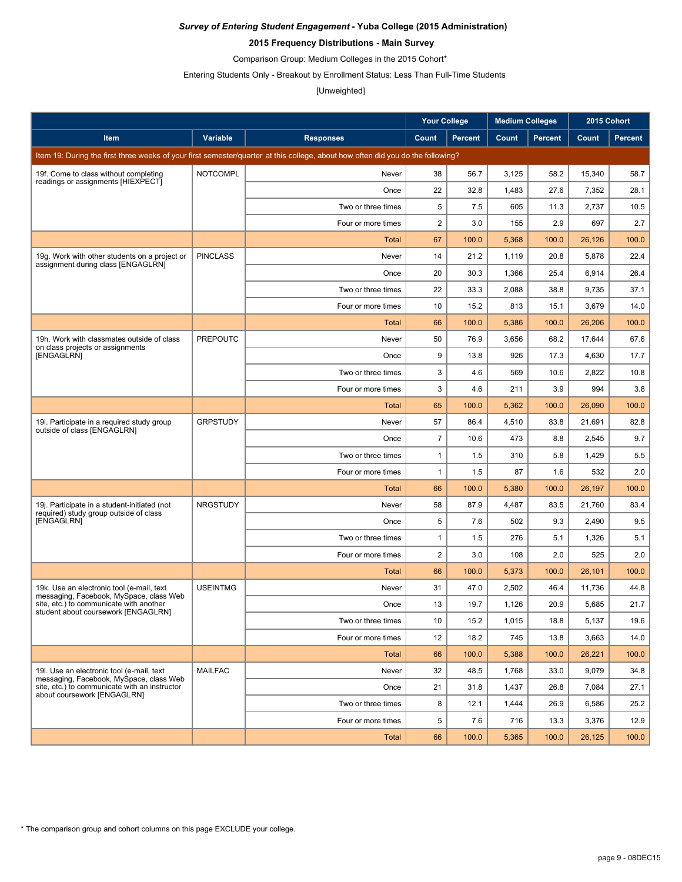***Survey of Entering Student Engagement*** **- Yuba College (2015 Administration)**

**2015 Frequency Distributions - Main Survey**

Comparison Group: Medium Colleges in the 2015 Cohort*

Entering Students Only - Breakout by Enrollment Status: Less Than Full-Time Students

[Unweighted]

| Item | Variable | Responses | Your College Count | Your College Percent | Medium Colleges Count | Medium Colleges Percent | 2015 Cohort Count | 2015 Cohort Percent |
|---|---|---|---|---|---|---|---|---|
| Item 19: During the first three weeks of your first semester/quarter at this college, about how often did you do the following? | | | | | | | | |
| 19f. Come to class without completing readings or assignments [HIEXPECT] | NOTCOMPL | Never | 38 | 56.7 | 3,125 | 58.2 | 15,340 | 58.7 |
| | | Once | 22 | 32.8 | 1,483 | 27.6 | 7,352 | 28.1 |
| | | Two or three times | 5 | 7.5 | 605 | 11.3 | 2,737 | 10.5 |
| | | Four or more times | 2 | 3.0 | 155 | 2.9 | 697 | 2.7 |
| | | Total | 67 | 100.0 | 5,368 | 100.0 | 26,126 | 100.0 |
| 19g. Work with other students on a project or assignment during class [ENGAGLRN] | PINCLASS | Never | 14 | 21.2 | 1,119 | 20.8 | 5,878 | 22.4 |
| | | Once | 20 | 30.3 | 1,366 | 25.4 | 6,914 | 26.4 |
| | | Two or three times | 22 | 33.3 | 2,088 | 38.8 | 9,735 | 37.1 |
| | | Four or more times | 10 | 15.2 | 813 | 15.1 | 3,679 | 14.0 |
| | | Total | 66 | 100.0 | 5,386 | 100.0 | 26,206 | 100.0 |
| 19h. Work with classmates outside of class on class projects or assignments [ENGAGLRN] | PREPOUTC | Never | 50 | 76.9 | 3,656 | 68.2 | 17,644 | 67.6 |
| | | Once | 9 | 13.8 | 926 | 17.3 | 4,630 | 17.7 |
| | | Two or three times | 3 | 4.6 | 569 | 10.6 | 2,822 | 10.8 |
| | | Four or more times | 3 | 4.6 | 211 | 3.9 | 994 | 3.8 |
| | | Total | 65 | 100.0 | 5,362 | 100.0 | 26,090 | 100.0 |
| 19i. Participate in a required study group outside of class [ENGAGLRN] | GRPSTUDY | Never | 57 | 86.4 | 4,510 | 83.8 | 21,691 | 82.8 |
| | | Once | 7 | 10.6 | 473 | 8.8 | 2,545 | 9.7 |
| | | Two or three times | 1 | 1.5 | 310 | 5.8 | 1,429 | 5.5 |
| | | Four or more times | 1 | 1.5 | 87 | 1.6 | 532 | 2.0 |
| | | Total | 66 | 100.0 | 5,380 | 100.0 | 26,197 | 100.0 |
| 19j. Participate in a student-initiated (not required) study group outside of class [ENGAGLRN] | NRGSTUDY | Never | 58 | 87.9 | 4,487 | 83.5 | 21,760 | 83.4 |
| | | Once | 5 | 7.6 | 502 | 9.3 | 2,490 | 9.5 |
| | | Two or three times | 1 | 1.5 | 276 | 5.1 | 1,326 | 5.1 |
| | | Four or more times | 2 | 3.0 | 108 | 2.0 | 525 | 2.0 |
| | | Total | 66 | 100.0 | 5,373 | 100.0 | 26,101 | 100.0 |
| 19k. Use an electronic tool (e-mail, text messaging, Facebook, MySpace, class Web site, etc.) to communicate with another student about coursework [ENGAGLRN] | USEINTMG | Never | 31 | 47.0 | 2,502 | 46.4 | 11,736 | 44.8 |
| | | Once | 13 | 19.7 | 1,126 | 20.9 | 5,685 | 21.7 |
| | | Two or three times | 10 | 15.2 | 1,015 | 18.8 | 5,137 | 19.6 |
| | | Four or more times | 12 | 18.2 | 745 | 13.8 | 3,663 | 14.0 |
| | | Total | 66 | 100.0 | 5,388 | 100.0 | 26,221 | 100.0 |
| 19l. Use an electronic tool (e-mail, text messaging, Facebook, MySpace, class Web site, etc.) to communicate with an instructor about coursework [ENGAGLRN] | MAILFAC | Never | 32 | 48.5 | 1,768 | 33.0 | 9,079 | 34.8 |
| | | Once | 21 | 31.8 | 1,437 | 26.8 | 7,084 | 27.1 |
| | | Two or three times | 8 | 12.1 | 1,444 | 26.9 | 6,586 | 25.2 |
| | | Four or more times | 5 | 7.6 | 716 | 13.3 | 3,376 | 12.9 |
| | | Total | 66 | 100.0 | 5,365 | 100.0 | 26,125 | 100.0 |

* The comparison group and cohort columns on this page EXCLUDE your college.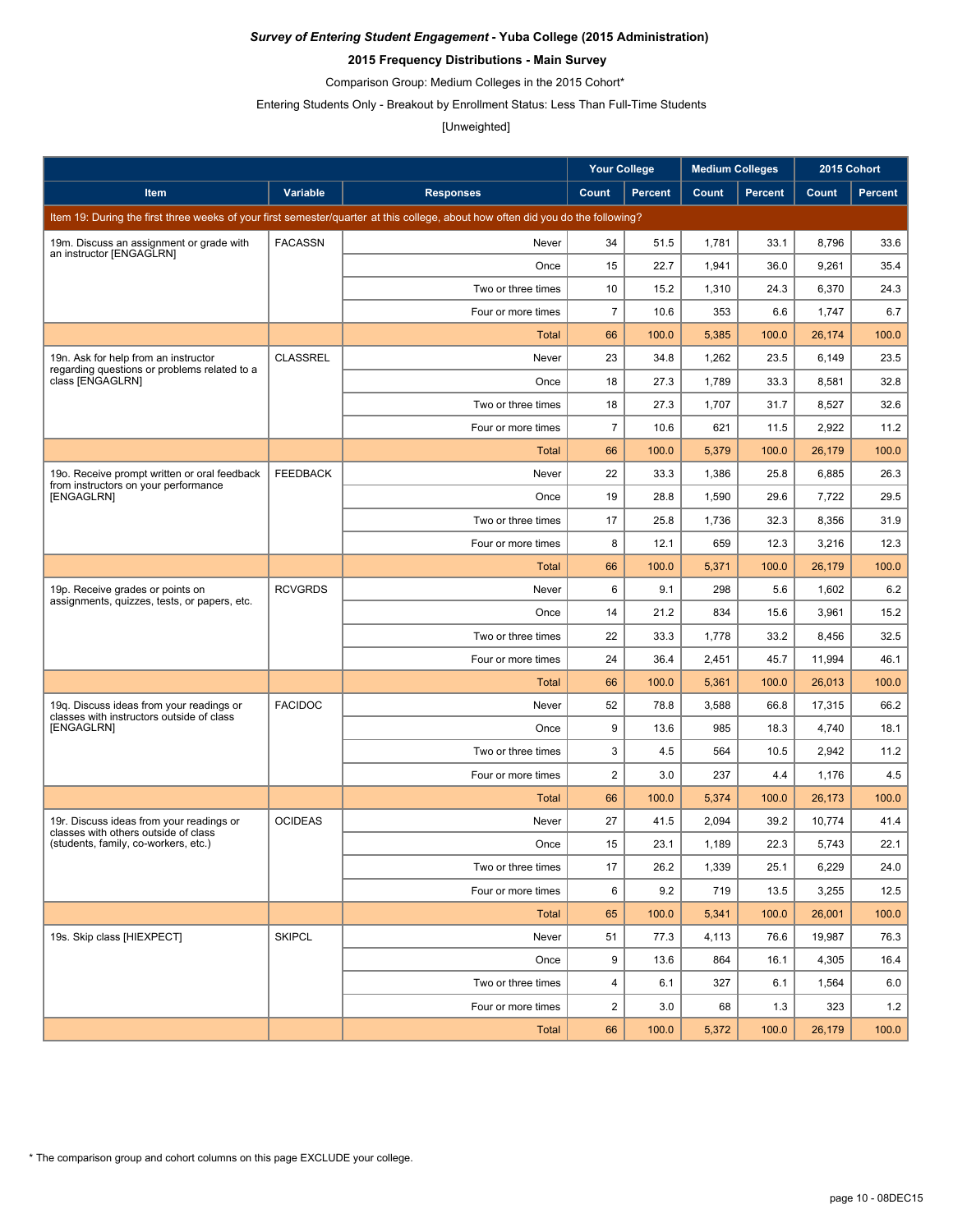***Survey of Entering Student Engagement* - Yuba College (2015 Administration)**

**2015 Frequency Distributions - Main Survey**

Comparison Group: Medium Colleges in the 2015 Cohort*

Entering Students Only - Breakout by Enrollment Status: Less Than Full-Time Students

[Unweighted]

| Item | Variable | Responses | Your College | | Medium Colleges | | 2015 Cohort | |
|---|---|---|---|---|---|---|---|---|
| | | | Count | Percent | Count | Percent | Count | Percent |
| Item 19: During the first three weeks of your first semester/quarter at this college, about how often did you do the following? | | | | | | | | |
| 19m. Discuss an assignment or grade with an instructor [ENGAGLRN] | FACASSN | Never | 34 | 51.5 | 1,781 | 33.1 | 8,796 | 33.6 |
| | | Once | 15 | 22.7 | 1,941 | 36.0 | 9,261 | 35.4 |
| | | Two or three times | 10 | 15.2 | 1,310 | 24.3 | 6,370 | 24.3 |
| | | Four or more times | 7 | 10.6 | 353 | 6.6 | 1,747 | 6.7 |
| | | Total | 66 | 100.0 | 5,385 | 100.0 | 26,174 | 100.0 |
| 19n. Ask for help from an instructor regarding questions or problems related to a class [ENGAGLRN] | CLASSREL | Never | 23 | 34.8 | 1,262 | 23.5 | 6,149 | 23.5 |
| | | Once | 18 | 27.3 | 1,789 | 33.3 | 8,581 | 32.8 |
| | | Two or three times | 18 | 27.3 | 1,707 | 31.7 | 8,527 | 32.6 |
| | | Four or more times | 7 | 10.6 | 621 | 11.5 | 2,922 | 11.2 |
| | | Total | 66 | 100.0 | 5,379 | 100.0 | 26,179 | 100.0 |
| 19o. Receive prompt written or oral feedback from instructors on your performance [ENGAGLRN] | FEEDBACK | Never | 22 | 33.3 | 1,386 | 25.8 | 6,885 | 26.3 |
| | | Once | 19 | 28.8 | 1,590 | 29.6 | 7,722 | 29.5 |
| | | Two or three times | 17 | 25.8 | 1,736 | 32.3 | 8,356 | 31.9 |
| | | Four or more times | 8 | 12.1 | 659 | 12.3 | 3,216 | 12.3 |
| | | Total | 66 | 100.0 | 5,371 | 100.0 | 26,179 | 100.0 |
| 19p. Receive grades or points on assignments, quizzes, tests, or papers, etc. | RCVGRDS | Never | 6 | 9.1 | 298 | 5.6 | 1,602 | 6.2 |
| | | Once | 14 | 21.2 | 834 | 15.6 | 3,961 | 15.2 |
| | | Two or three times | 22 | 33.3 | 1,778 | 33.2 | 8,456 | 32.5 |
| | | Four or more times | 24 | 36.4 | 2,451 | 45.7 | 11,994 | 46.1 |
| | | Total | 66 | 100.0 | 5,361 | 100.0 | 26,013 | 100.0 |
| 19q. Discuss ideas from your readings or classes with instructors outside of class [ENGAGLRN] | FACIDOC | Never | 52 | 78.8 | 3,588 | 66.8 | 17,315 | 66.2 |
| | | Once | 9 | 13.6 | 985 | 18.3 | 4,740 | 18.1 |
| | | Two or three times | 3 | 4.5 | 564 | 10.5 | 2,942 | 11.2 |
| | | Four or more times | 2 | 3.0 | 237 | 4.4 | 1,176 | 4.5 |
| | | Total | 66 | 100.0 | 5,374 | 100.0 | 26,173 | 100.0 |
| 19r. Discuss ideas from your readings or classes with others outside of class (students, family, co-workers, etc.) | OCIDEAS | Never | 27 | 41.5 | 2,094 | 39.2 | 10,774 | 41.4 |
| | | Once | 15 | 23.1 | 1,189 | 22.3 | 5,743 | 22.1 |
| | | Two or three times | 17 | 26.2 | 1,339 | 25.1 | 6,229 | 24.0 |
| | | Four or more times | 6 | 9.2 | 719 | 13.5 | 3,255 | 12.5 |
| | | Total | 65 | 100.0 | 5,341 | 100.0 | 26,001 | 100.0 |
| 19s. Skip class [HIEXPECT] | SKIPCL | Never | 51 | 77.3 | 4,113 | 76.6 | 19,987 | 76.3 |
| | | Once | 9 | 13.6 | 864 | 16.1 | 4,305 | 16.4 |
| | | Two or three times | 4 | 6.1 | 327 | 6.1 | 1,564 | 6.0 |
| | | Four or more times | 2 | 3.0 | 68 | 1.3 | 323 | 1.2 |
| | | Total | 66 | 100.0 | 5,372 | 100.0 | 26,179 | 100.0 |

* The comparison group and cohort columns on this page EXCLUDE your college.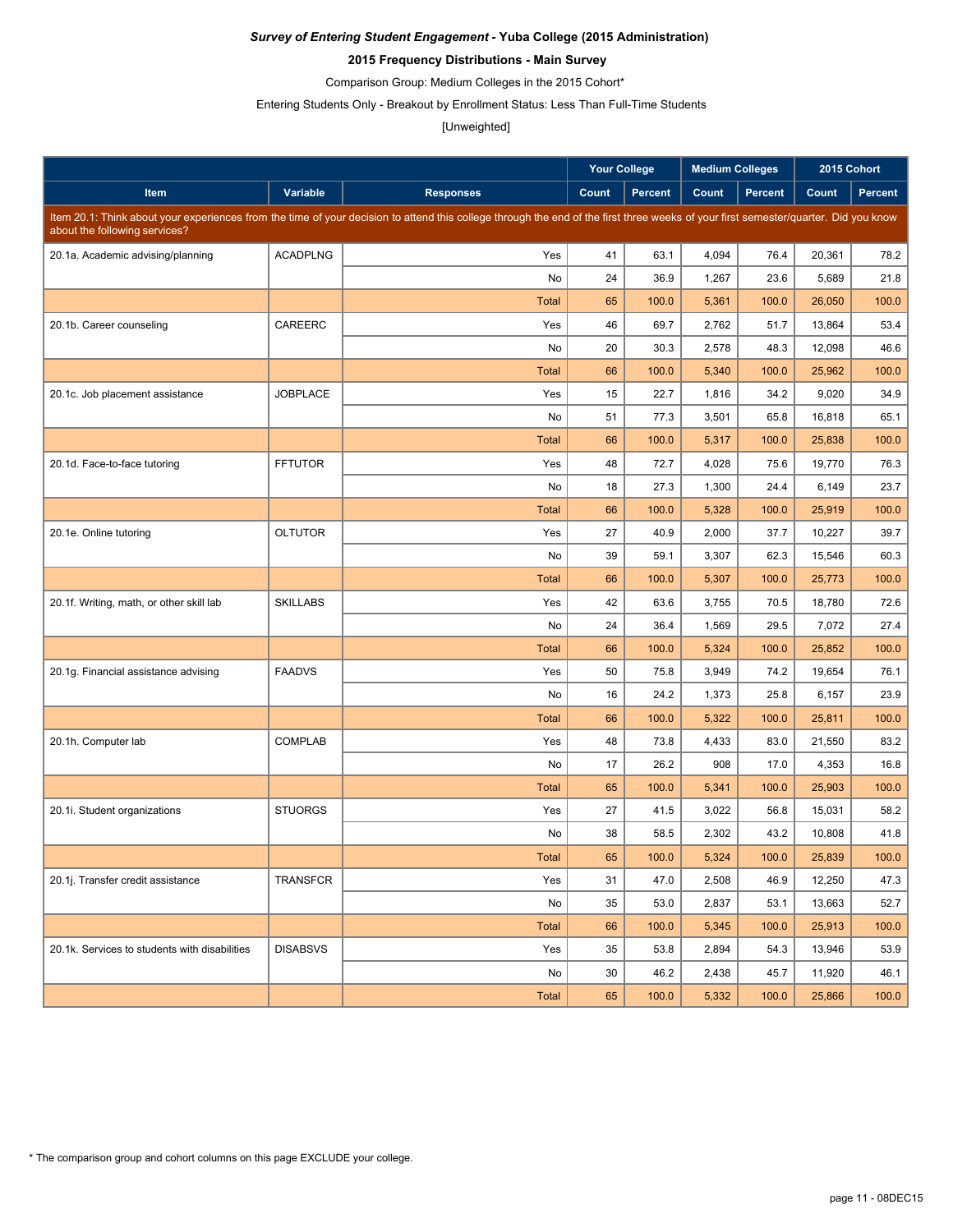***Survey of Entering Student Engagement* - Yuba College (2015 Administration)**

**2015 Frequency Distributions - Main Survey**

Comparison Group: Medium Colleges in the 2015 Cohort*

Entering Students Only - Breakout by Enrollment Status: Less Than Full-Time Students

[Unweighted]

| | | | Your College | | Medium Colleges | | 2015 Cohort | |
|---|---|---|---|---|---|---|---|---|
| **Item** | **Variable** | **Responses** | **Count** | **Percent** | **Count** | **Percent** | **Count** | **Percent** |
| Item 20.1: Think about your experiences from the time of your decision to attend this college through the end of the first three weeks of your first semester/quarter. Did you know about the following services? | | | | | | | | |
| 20.1a. Academic advising/planning | ACADPLNG | Yes | 41 | 63.1 | 4,094 | 76.4 | 20,361 | 78.2 |
| | | No | 24 | 36.9 | 1,267 | 23.6 | 5,689 | 21.8 |
| | | Total | 65 | 100.0 | 5,361 | 100.0 | 26,050 | 100.0 |
| 20.1b. Career counseling | CAREERC | Yes | 46 | 69.7 | 2,762 | 51.7 | 13,864 | 53.4 |
| | | No | 20 | 30.3 | 2,578 | 48.3 | 12,098 | 46.6 |
| | | Total | 66 | 100.0 | 5,340 | 100.0 | 25,962 | 100.0 |
| 20.1c. Job placement assistance | JOBPLACE | Yes | 15 | 22.7 | 1,816 | 34.2 | 9,020 | 34.9 |
| | | No | 51 | 77.3 | 3,501 | 65.8 | 16,818 | 65.1 |
| | | Total | 66 | 100.0 | 5,317 | 100.0 | 25,838 | 100.0 |
| 20.1d. Face-to-face tutoring | FFTUTOR | Yes | 48 | 72.7 | 4,028 | 75.6 | 19,770 | 76.3 |
| | | No | 18 | 27.3 | 1,300 | 24.4 | 6,149 | 23.7 |
| | | Total | 66 | 100.0 | 5,328 | 100.0 | 25,919 | 100.0 |
| 20.1e. Online tutoring | OLTUTOR | Yes | 27 | 40.9 | 2,000 | 37.7 | 10,227 | 39.7 |
| | | No | 39 | 59.1 | 3,307 | 62.3 | 15,546 | 60.3 |
| | | Total | 66 | 100.0 | 5,307 | 100.0 | 25,773 | 100.0 |
| 20.1f. Writing, math, or other skill lab | SKILLABS | Yes | 42 | 63.6 | 3,755 | 70.5 | 18,780 | 72.6 |
| | | No | 24 | 36.4 | 1,569 | 29.5 | 7,072 | 27.4 |
| | | Total | 66 | 100.0 | 5,324 | 100.0 | 25,852 | 100.0 |
| 20.1g. Financial assistance advising | FAADVS | Yes | 50 | 75.8 | 3,949 | 74.2 | 19,654 | 76.1 |
| | | No | 16 | 24.2 | 1,373 | 25.8 | 6,157 | 23.9 |
| | | Total | 66 | 100.0 | 5,322 | 100.0 | 25,811 | 100.0 |
| 20.1h. Computer lab | COMPLAB | Yes | 48 | 73.8 | 4,433 | 83.0 | 21,550 | 83.2 |
| | | No | 17 | 26.2 | 908 | 17.0 | 4,353 | 16.8 |
| | | Total | 65 | 100.0 | 5,341 | 100.0 | 25,903 | 100.0 |
| 20.1i. Student organizations | STUORGS | Yes | 27 | 41.5 | 3,022 | 56.8 | 15,031 | 58.2 |
| | | No | 38 | 58.5 | 2,302 | 43.2 | 10,808 | 41.8 |
| | | Total | 65 | 100.0 | 5,324 | 100.0 | 25,839 | 100.0 |
| 20.1j. Transfer credit assistance | TRANSFCR | Yes | 31 | 47.0 | 2,508 | 46.9 | 12,250 | 47.3 |
| | | No | 35 | 53.0 | 2,837 | 53.1 | 13,663 | 52.7 |
| | | Total | 66 | 100.0 | 5,345 | 100.0 | 25,913 | 100.0 |
| 20.1k. Services to students with disabilities | DISABSVS | Yes | 35 | 53.8 | 2,894 | 54.3 | 13,946 | 53.9 |
| | | No | 30 | 46.2 | 2,438 | 45.7 | 11,920 | 46.1 |
| | | Total | 65 | 100.0 | 5,332 | 100.0 | 25,866 | 100.0 |

* The comparison group and cohort columns on this page EXCLUDE your college.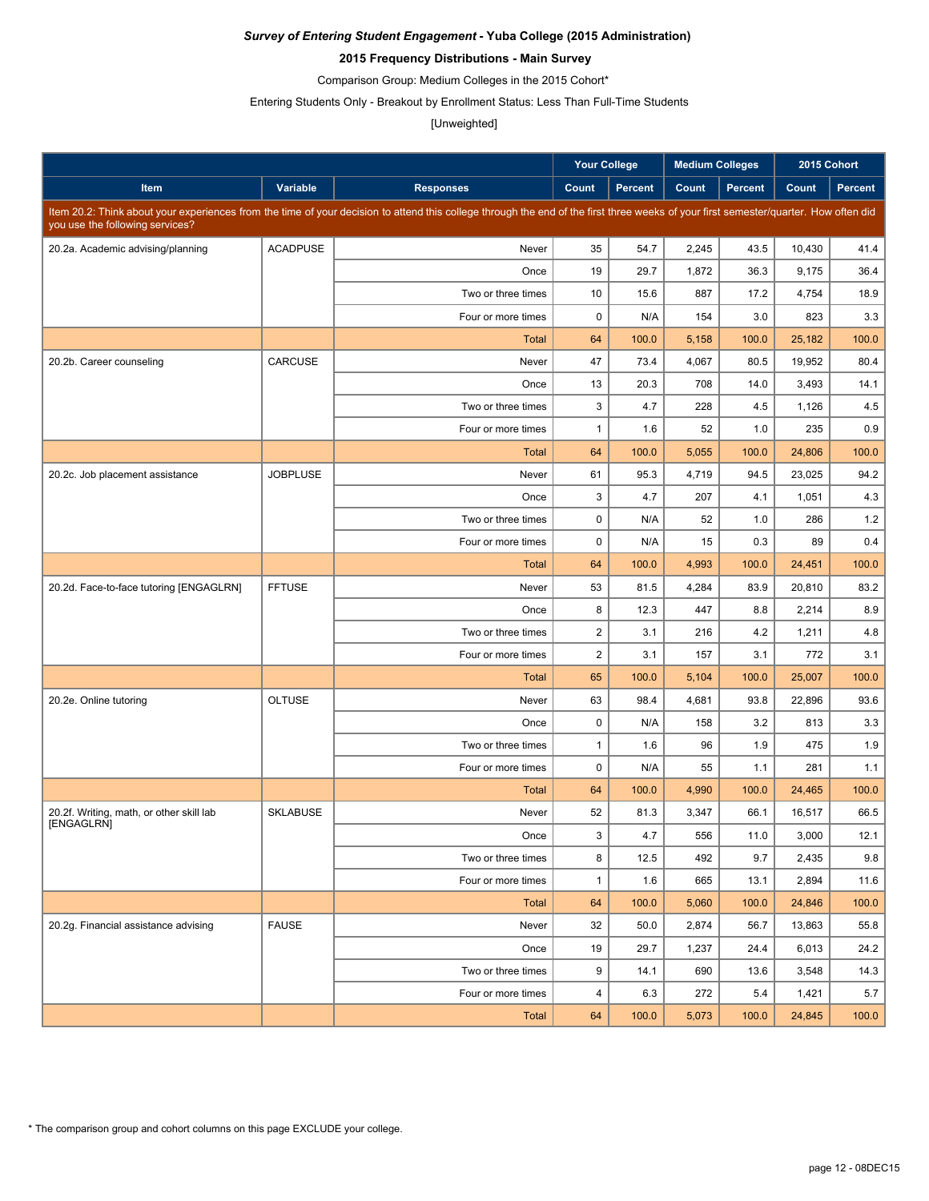***Survey of Entering Student Engagement* - Yuba College (2015 Administration)**

**2015 Frequency Distributions - Main Survey**

Comparison Group: Medium Colleges in the 2015 Cohort*

Entering Students Only - Breakout by Enrollment Status: Less Than Full-Time Students

[Unweighted]

| | | | Your College | | Medium Colleges | | 2015 Cohort | |
|---|---|---|---|---|---|---|---|---|
| **Item** | **Variable** | **Responses** | **Count** | **Percent** | **Count** | **Percent** | **Count** | **Percent** |
| Item 20.2: Think about your experiences from the time of your decision to attend this college through the end of the first three weeks of your first semester/quarter. How often did you use the following services? | | | | | | | | |
| 20.2a. Academic advising/planning | ACADPUSE | Never | 35 | 54.7 | 2,245 | 43.5 | 10,430 | 41.4 |
| | | Once | 19 | 29.7 | 1,872 | 36.3 | 9,175 | 36.4 |
| | | Two or three times | 10 | 15.6 | 887 | 17.2 | 4,754 | 18.9 |
| | | Four or more times | 0 | N/A | 154 | 3.0 | 823 | 3.3 |
| | | Total | 64 | 100.0 | 5,158 | 100.0 | 25,182 | 100.0 |
| 20.2b. Career counseling | CARCUSE | Never | 47 | 73.4 | 4,067 | 80.5 | 19,952 | 80.4 |
| | | Once | 13 | 20.3 | 708 | 14.0 | 3,493 | 14.1 |
| | | Two or three times | 3 | 4.7 | 228 | 4.5 | 1,126 | 4.5 |
| | | Four or more times | 1 | 1.6 | 52 | 1.0 | 235 | 0.9 |
| | | Total | 64 | 100.0 | 5,055 | 100.0 | 24,806 | 100.0 |
| 20.2c. Job placement assistance | JOBPLUSE | Never | 61 | 95.3 | 4,719 | 94.5 | 23,025 | 94.2 |
| | | Once | 3 | 4.7 | 207 | 4.1 | 1,051 | 4.3 |
| | | Two or three times | 0 | N/A | 52 | 1.0 | 286 | 1.2 |
| | | Four or more times | 0 | N/A | 15 | 0.3 | 89 | 0.4 |
| | | Total | 64 | 100.0 | 4,993 | 100.0 | 24,451 | 100.0 |
| 20.2d. Face-to-face tutoring [ENGAGLRN] | FFTUSE | Never | 53 | 81.5 | 4,284 | 83.9 | 20,810 | 83.2 |
| | | Once | 8 | 12.3 | 447 | 8.8 | 2,214 | 8.9 |
| | | Two or three times | 2 | 3.1 | 216 | 4.2 | 1,211 | 4.8 |
| | | Four or more times | 2 | 3.1 | 157 | 3.1 | 772 | 3.1 |
| | | Total | 65 | 100.0 | 5,104 | 100.0 | 25,007 | 100.0 |
| 20.2e. Online tutoring | OLTUSE | Never | 63 | 98.4 | 4,681 | 93.8 | 22,896 | 93.6 |
| | | Once | 0 | N/A | 158 | 3.2 | 813 | 3.3 |
| | | Two or three times | 1 | 1.6 | 96 | 1.9 | 475 | 1.9 |
| | | Four or more times | 0 | N/A | 55 | 1.1 | 281 | 1.1 |
| | | Total | 64 | 100.0 | 4,990 | 100.0 | 24,465 | 100.0 |
| 20.2f. Writing, math, or other skill lab [ENGAGLRN] | SKLABUSE | Never | 52 | 81.3 | 3,347 | 66.1 | 16,517 | 66.5 |
| | | Once | 3 | 4.7 | 556 | 11.0 | 3,000 | 12.1 |
| | | Two or three times | 8 | 12.5 | 492 | 9.7 | 2,435 | 9.8 |
| | | Four or more times | 1 | 1.6 | 665 | 13.1 | 2,894 | 11.6 |
| | | Total | 64 | 100.0 | 5,060 | 100.0 | 24,846 | 100.0 |
| 20.2g. Financial assistance advising | FAUSE | Never | 32 | 50.0 | 2,874 | 56.7 | 13,863 | 55.8 |
| | | Once | 19 | 29.7 | 1,237 | 24.4 | 6,013 | 24.2 |
| | | Two or three times | 9 | 14.1 | 690 | 13.6 | 3,548 | 14.3 |
| | | Four or more times | 4 | 6.3 | 272 | 5.4 | 1,421 | 5.7 |
| | | Total | 64 | 100.0 | 5,073 | 100.0 | 24,845 | 100.0 |

* The comparison group and cohort columns on this page EXCLUDE your college.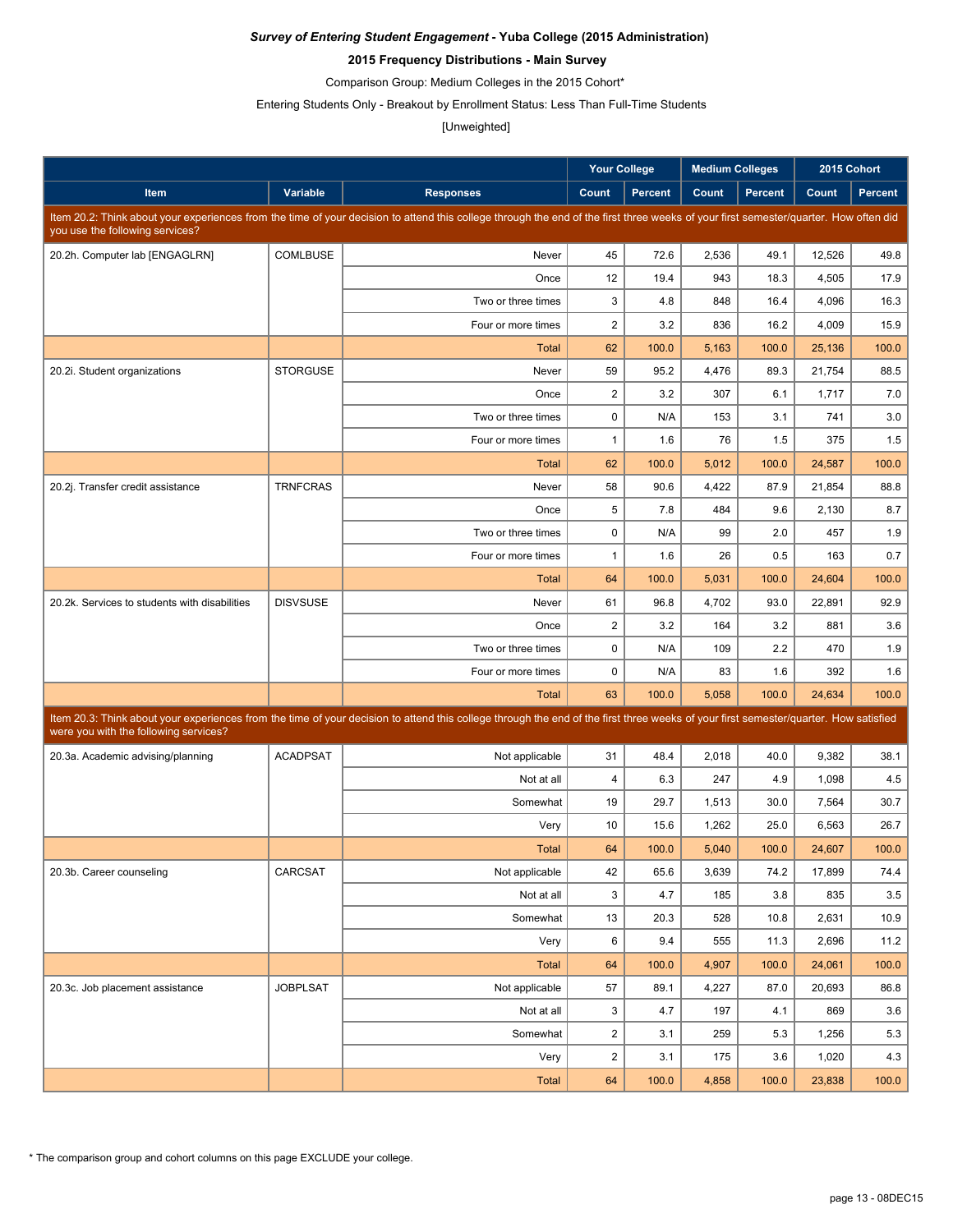***Survey of Entering Student Engagement*** **- Yuba College (2015 Administration)**

**2015 Frequency Distributions - Main Survey**

Comparison Group: Medium Colleges in the 2015 Cohort*

Entering Students Only - Breakout by Enrollment Status: Less Than Full-Time Students

[Unweighted]

| | | | Your College | | Medium Colleges | | 2015 Cohort | |
|---|---|---|---|---|---|---|---|---|
| **Item** | **Variable** | **Responses** | **Count** | **Percent** | **Count** | **Percent** | **Count** | **Percent** |
| Item 20.2: Think about your experiences from the time of your decision to attend this college through the end of the first three weeks of your first semester/quarter. How often did you use the following services? | | | | | | | | |
| 20.2h. Computer lab [ENGAGLRN] | COMLBUSE | Never | 45 | 72.6 | 2,536 | 49.1 | 12,526 | 49.8 |
| | | Once | 12 | 19.4 | 943 | 18.3 | 4,505 | 17.9 |
| | | Two or three times | 3 | 4.8 | 848 | 16.4 | 4,096 | 16.3 |
| | | Four or more times | 2 | 3.2 | 836 | 16.2 | 4,009 | 15.9 |
| | | Total | 62 | 100.0 | 5,163 | 100.0 | 25,136 | 100.0 |
| 20.2i. Student organizations | STORGUSE | Never | 59 | 95.2 | 4,476 | 89.3 | 21,754 | 88.5 |
| | | Once | 2 | 3.2 | 307 | 6.1 | 1,717 | 7.0 |
| | | Two or three times | 0 | N/A | 153 | 3.1 | 741 | 3.0 |
| | | Four or more times | 1 | 1.6 | 76 | 1.5 | 375 | 1.5 |
| | | Total | 62 | 100.0 | 5,012 | 100.0 | 24,587 | 100.0 |
| 20.2j. Transfer credit assistance | TRNFCRAS | Never | 58 | 90.6 | 4,422 | 87.9 | 21,854 | 88.8 |
| | | Once | 5 | 7.8 | 484 | 9.6 | 2,130 | 8.7 |
| | | Two or three times | 0 | N/A | 99 | 2.0 | 457 | 1.9 |
| | | Four or more times | 1 | 1.6 | 26 | 0.5 | 163 | 0.7 |
| | | Total | 64 | 100.0 | 5,031 | 100.0 | 24,604 | 100.0 |
| 20.2k. Services to students with disabilities | DISVSUSE | Never | 61 | 96.8 | 4,702 | 93.0 | 22,891 | 92.9 |
| | | Once | 2 | 3.2 | 164 | 3.2 | 881 | 3.6 |
| | | Two or three times | 0 | N/A | 109 | 2.2 | 470 | 1.9 |
| | | Four or more times | 0 | N/A | 83 | 1.6 | 392 | 1.6 |
| | | Total | 63 | 100.0 | 5,058 | 100.0 | 24,634 | 100.0 |
| Item 20.3: Think about your experiences from the time of your decision to attend this college through the end of the first three weeks of your first semester/quarter. How satisfied were you with the following services? | | | | | | | | |
| 20.3a. Academic advising/planning | ACADPSAT | Not applicable | 31 | 48.4 | 2,018 | 40.0 | 9,382 | 38.1 |
| | | Not at all | 4 | 6.3 | 247 | 4.9 | 1,098 | 4.5 |
| | | Somewhat | 19 | 29.7 | 1,513 | 30.0 | 7,564 | 30.7 |
| | | Very | 10 | 15.6 | 1,262 | 25.0 | 6,563 | 26.7 |
| | | Total | 64 | 100.0 | 5,040 | 100.0 | 24,607 | 100.0 |
| 20.3b. Career counseling | CARCSAT | Not applicable | 42 | 65.6 | 3,639 | 74.2 | 17,899 | 74.4 |
| | | Not at all | 3 | 4.7 | 185 | 3.8 | 835 | 3.5 |
| | | Somewhat | 13 | 20.3 | 528 | 10.8 | 2,631 | 10.9 |
| | | Very | 6 | 9.4 | 555 | 11.3 | 2,696 | 11.2 |
| | | Total | 64 | 100.0 | 4,907 | 100.0 | 24,061 | 100.0 |
| 20.3c. Job placement assistance | JOBPLSAT | Not applicable | 57 | 89.1 | 4,227 | 87.0 | 20,693 | 86.8 |
| | | Not at all | 3 | 4.7 | 197 | 4.1 | 869 | 3.6 |
| | | Somewhat | 2 | 3.1 | 259 | 5.3 | 1,256 | 5.3 |
| | | Very | 2 | 3.1 | 175 | 3.6 | 1,020 | 4.3 |
| | | Total | 64 | 100.0 | 4,858 | 100.0 | 23,838 | 100.0 |

* The comparison group and cohort columns on this page EXCLUDE your college.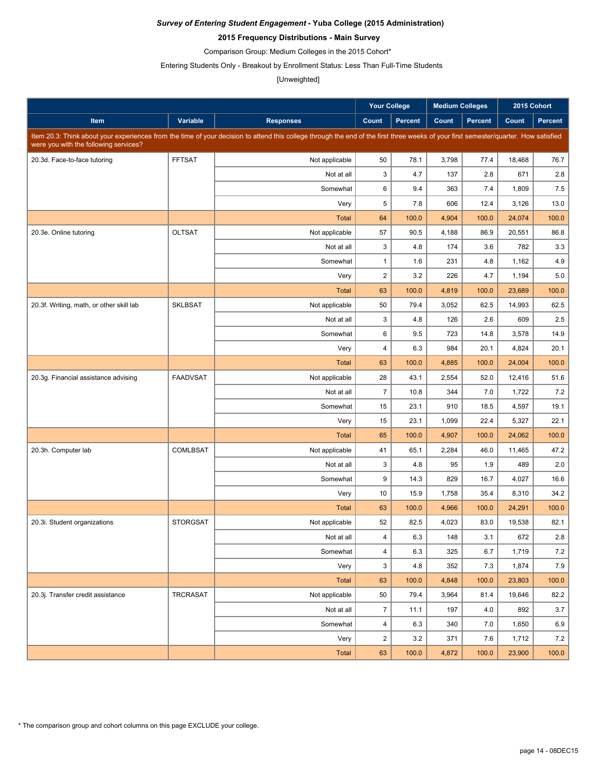***Survey of Entering Student Engagement* - Yuba College (2015 Administration)**

**2015 Frequency Distributions - Main Survey**

Comparison Group: Medium Colleges in the 2015 Cohort*

Entering Students Only - Breakout by Enrollment Status: Less Than Full-Time Students

[Unweighted]

| | | | Your College | | Medium Colleges | | 2015 Cohort | |
|---|---|---|---|---|---|---|---|---|
| **Item** | **Variable** | **Responses** | **Count** | **Percent** | **Count** | **Percent** | **Count** | **Percent** |
| Item 20.3: Think about your experiences from the time of your decision to attend this college through the end of the first three weeks of your first semester/quarter. How satisfied were you with the following services? | | | | | | | | |
| 20.3d. Face-to-face tutoring | FFTSAT | Not applicable | 50 | 78.1 | 3,798 | 77.4 | 18,468 | 76.7 |
| | | Not at all | 3 | 4.7 | 137 | 2.8 | 671 | 2.8 |
| | | Somewhat | 6 | 9.4 | 363 | 7.4 | 1,809 | 7.5 |
| | | Very | 5 | 7.8 | 606 | 12.4 | 3,126 | 13.0 |
| | | Total | 64 | 100.0 | 4,904 | 100.0 | 24,074 | 100.0 |
| 20.3e. Online tutoring | OLTSAT | Not applicable | 57 | 90.5 | 4,188 | 86.9 | 20,551 | 86.8 |
| | | Not at all | 3 | 4.8 | 174 | 3.6 | 782 | 3.3 |
| | | Somewhat | 1 | 1.6 | 231 | 4.8 | 1,162 | 4.9 |
| | | Very | 2 | 3.2 | 226 | 4.7 | 1,194 | 5.0 |
| | | Total | 63 | 100.0 | 4,819 | 100.0 | 23,689 | 100.0 |
| 20.3f. Writing, math, or other skill lab | SKLBSAT | Not applicable | 50 | 79.4 | 3,052 | 62.5 | 14,993 | 62.5 |
| | | Not at all | 3 | 4.8 | 126 | 2.6 | 609 | 2.5 |
| | | Somewhat | 6 | 9.5 | 723 | 14.8 | 3,578 | 14.9 |
| | | Very | 4 | 6.3 | 984 | 20.1 | 4,824 | 20.1 |
| | | Total | 63 | 100.0 | 4,885 | 100.0 | 24,004 | 100.0 |
| 20.3g. Financial assistance advising | FAADVSAT | Not applicable | 28 | 43.1 | 2,554 | 52.0 | 12,416 | 51.6 |
| | | Not at all | 7 | 10.8 | 344 | 7.0 | 1,722 | 7.2 |
| | | Somewhat | 15 | 23.1 | 910 | 18.5 | 4,597 | 19.1 |
| | | Very | 15 | 23.1 | 1,099 | 22.4 | 5,327 | 22.1 |
| | | Total | 65 | 100.0 | 4,907 | 100.0 | 24,062 | 100.0 |
| 20.3h. Computer lab | COMLBSAT | Not applicable | 41 | 65.1 | 2,284 | 46.0 | 11,465 | 47.2 |
| | | Not at all | 3 | 4.8 | 95 | 1.9 | 489 | 2.0 |
| | | Somewhat | 9 | 14.3 | 829 | 16.7 | 4,027 | 16.6 |
| | | Very | 10 | 15.9 | 1,758 | 35.4 | 8,310 | 34.2 |
| | | Total | 63 | 100.0 | 4,966 | 100.0 | 24,291 | 100.0 |
| 20.3i. Student organizations | STORGSAT | Not applicable | 52 | 82.5 | 4,023 | 83.0 | 19,538 | 82.1 |
| | | Not at all | 4 | 6.3 | 148 | 3.1 | 672 | 2.8 |
| | | Somewhat | 4 | 6.3 | 325 | 6.7 | 1,719 | 7.2 |
| | | Very | 3 | 4.8 | 352 | 7.3 | 1,874 | 7.9 |
| | | Total | 63 | 100.0 | 4,848 | 100.0 | 23,803 | 100.0 |
| 20.3j. Transfer credit assistance | TRCRASAT | Not applicable | 50 | 79.4 | 3,964 | 81.4 | 19,646 | 82.2 |
| | | Not at all | 7 | 11.1 | 197 | 4.0 | 892 | 3.7 |
| | | Somewhat | 4 | 6.3 | 340 | 7.0 | 1,650 | 6.9 |
| | | Very | 2 | 3.2 | 371 | 7.6 | 1,712 | 7.2 |
| | | Total | 63 | 100.0 | 4,872 | 100.0 | 23,900 | 100.0 |

* The comparison group and cohort columns on this page EXCLUDE your college.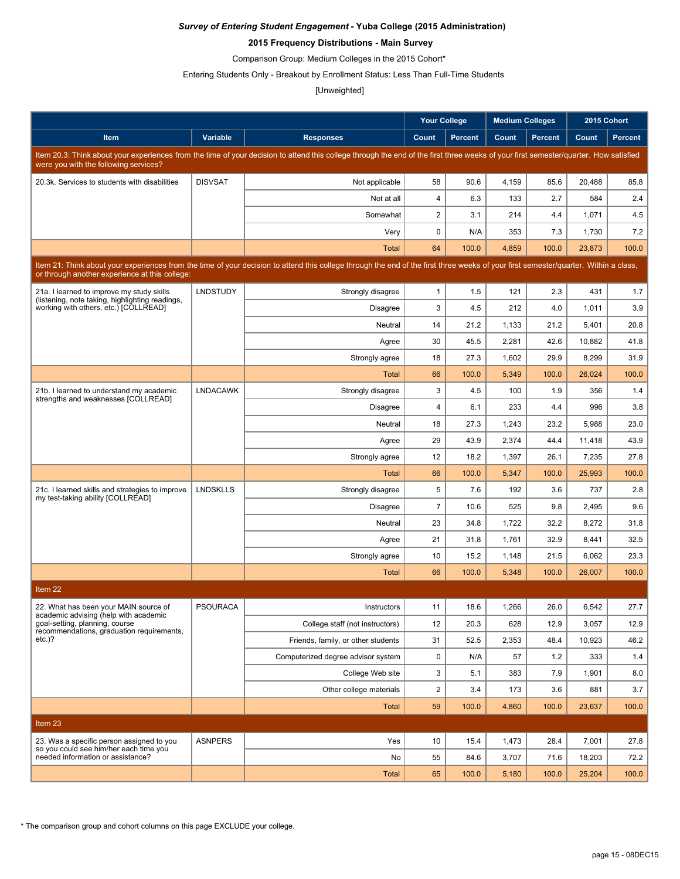***Survey of Entering Student Engagement* - Yuba College (2015 Administration)**

**2015 Frequency Distributions - Main Survey**

Comparison Group: Medium Colleges in the 2015 Cohort*

Entering Students Only - Breakout by Enrollment Status: Less Than Full-Time Students

[Unweighted]

| | | | Your College | | Medium Colleges | | 2015 Cohort | |
|---|---|---|---|---|---|---|---|---|
| **Item** | **Variable** | **Responses** | **Count** | **Percent** | **Count** | **Percent** | **Count** | **Percent** |
| Item 20.3: Think about your experiences from the time of your decision to attend this college through the end of the first three weeks of your first semester/quarter. How satisfied were you with the following services? | | | | | | | | |
| 20.3k. Services to students with disabilities | DISVSAT | Not applicable | 58 | 90.6 | 4,159 | 85.6 | 20,488 | 85.8 |
| | | Not at all | 4 | 6.3 | 133 | 2.7 | 584 | 2.4 |
| | | Somewhat | 2 | 3.1 | 214 | 4.4 | 1,071 | 4.5 |
| | | Very | 0 | N/A | 353 | 7.3 | 1,730 | 7.2 |
| | | Total | 64 | 100.0 | 4,859 | 100.0 | 23,873 | 100.0 |
| Item 21: Think about your experiences from the time of your decision to attend this college through the end of the first three weeks of your first semester/quarter. Within a class, or through another experience at this college: | | | | | | | | |
| 21a. I learned to improve my study skills (listening, note taking, highlighting readings, working with others, etc.) [COLLREAD] | LNDSTUDY | Strongly disagree | 1 | 1.5 | 121 | 2.3 | 431 | 1.7 |
| | | Disagree | 3 | 4.5 | 212 | 4.0 | 1,011 | 3.9 |
| | | Neutral | 14 | 21.2 | 1,133 | 21.2 | 5,401 | 20.8 |
| | | Agree | 30 | 45.5 | 2,281 | 42.6 | 10,882 | 41.8 |
| | | Strongly agree | 18 | 27.3 | 1,602 | 29.9 | 8,299 | 31.9 |
| | | Total | 66 | 100.0 | 5,349 | 100.0 | 26,024 | 100.0 |
| 21b. I learned to understand my academic strengths and weaknesses [COLLREAD] | LNDACAWK | Strongly disagree | 3 | 4.5 | 100 | 1.9 | 356 | 1.4 |
| | | Disagree | 4 | 6.1 | 233 | 4.4 | 996 | 3.8 |
| | | Neutral | 18 | 27.3 | 1,243 | 23.2 | 5,988 | 23.0 |
| | | Agree | 29 | 43.9 | 2,374 | 44.4 | 11,418 | 43.9 |
| | | Strongly agree | 12 | 18.2 | 1,397 | 26.1 | 7,235 | 27.8 |
| | | Total | 66 | 100.0 | 5,347 | 100.0 | 25,993 | 100.0 |
| 21c. I learned skills and strategies to improve my test-taking ability [COLLREAD] | LNDSKLLS | Strongly disagree | 5 | 7.6 | 192 | 3.6 | 737 | 2.8 |
| | | Disagree | 7 | 10.6 | 525 | 9.8 | 2,495 | 9.6 |
| | | Neutral | 23 | 34.8 | 1,722 | 32.2 | 8,272 | 31.8 |
| | | Agree | 21 | 31.8 | 1,761 | 32.9 | 8,441 | 32.5 |
| | | Strongly agree | 10 | 15.2 | 1,148 | 21.5 | 6,062 | 23.3 |
| | | Total | 66 | 100.0 | 5,348 | 100.0 | 26,007 | 100.0 |
| Item 22 | | | | | | | | |
| 22. What has been your MAIN source of academic advising (help with academic goal-setting, planning, course recommendations, graduation requirements, etc.)? | PSOURACA | Instructors | 11 | 18.6 | 1,266 | 26.0 | 6,542 | 27.7 |
| | | College staff (not instructors) | 12 | 20.3 | 628 | 12.9 | 3,057 | 12.9 |
| | | Friends, family, or other students | 31 | 52.5 | 2,353 | 48.4 | 10,923 | 46.2 |
| | | Computerized degree advisor system | 0 | N/A | 57 | 1.2 | 333 | 1.4 |
| | | College Web site | 3 | 5.1 | 383 | 7.9 | 1,901 | 8.0 |
| | | Other college materials | 2 | 3.4 | 173 | 3.6 | 881 | 3.7 |
| | | Total | 59 | 100.0 | 4,860 | 100.0 | 23,637 | 100.0 |
| Item 23 | | | | | | | | |
| 23. Was a specific person assigned to you so you could see him/her each time you needed information or assistance? | ASNPERS | Yes | 10 | 15.4 | 1,473 | 28.4 | 7,001 | 27.8 |
| | | No | 55 | 84.6 | 3,707 | 71.6 | 18,203 | 72.2 |
| | | Total | 65 | 100.0 | 5,180 | 100.0 | 25,204 | 100.0 |

* The comparison group and cohort columns on this page EXCLUDE your college.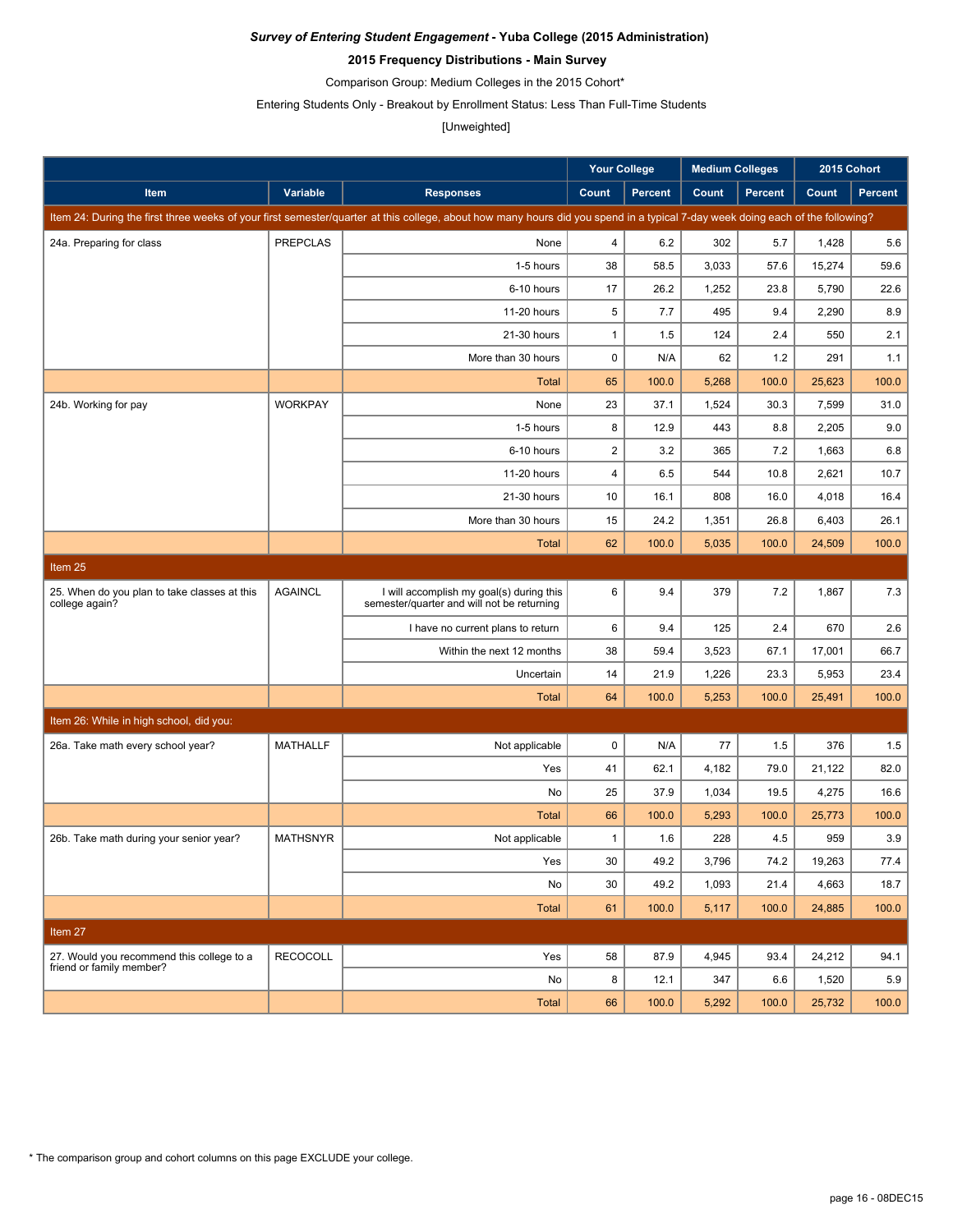***Survey of Entering Student Engagement* - Yuba College (2015 Administration)**

**2015 Frequency Distributions - Main Survey**

Comparison Group: Medium Colleges in the 2015 Cohort*

Entering Students Only - Breakout by Enrollment Status: Less Than Full-Time Students

[Unweighted]

| Item | Variable | Responses | Your College Count | Your College Percent | Medium Colleges Count | Medium Colleges Percent | 2015 Cohort Count | 2015 Cohort Percent |
|---|---|---|---|---|---|---|---|---|
| Item 24: During the first three weeks of your first semester/quarter at this college, about how many hours did you spend in a typical 7-day week doing each of the following? | | | | | | | | |
| 24a. Preparing for class | PREPCLAS | None | 4 | 6.2 | 302 | 5.7 | 1,428 | 5.6 |
| | | 1-5 hours | 38 | 58.5 | 3,033 | 57.6 | 15,274 | 59.6 |
| | | 6-10 hours | 17 | 26.2 | 1,252 | 23.8 | 5,790 | 22.6 |
| | | 11-20 hours | 5 | 7.7 | 495 | 9.4 | 2,290 | 8.9 |
| | | 21-30 hours | 1 | 1.5 | 124 | 2.4 | 550 | 2.1 |
| | | More than 30 hours | 0 | N/A | 62 | 1.2 | 291 | 1.1 |
| | | Total | 65 | 100.0 | 5,268 | 100.0 | 25,623 | 100.0 |
| 24b. Working for pay | WORKPAY | None | 23 | 37.1 | 1,524 | 30.3 | 7,599 | 31.0 |
| | | 1-5 hours | 8 | 12.9 | 443 | 8.8 | 2,205 | 9.0 |
| | | 6-10 hours | 2 | 3.2 | 365 | 7.2 | 1,663 | 6.8 |
| | | 11-20 hours | 4 | 6.5 | 544 | 10.8 | 2,621 | 10.7 |
| | | 21-30 hours | 10 | 16.1 | 808 | 16.0 | 4,018 | 16.4 |
| | | More than 30 hours | 15 | 24.2 | 1,351 | 26.8 | 6,403 | 26.1 |
| | | Total | 62 | 100.0 | 5,035 | 100.0 | 24,509 | 100.0 |
| Item 25 | | | | | | | | |
| 25. When do you plan to take classes at this college again? | AGAINCL | I will accomplish my goal(s) during this semester/quarter and will not be returning | 6 | 9.4 | 379 | 7.2 | 1,867 | 7.3 |
| | | I have no current plans to return | 6 | 9.4 | 125 | 2.4 | 670 | 2.6 |
| | | Within the next 12 months | 38 | 59.4 | 3,523 | 67.1 | 17,001 | 66.7 |
| | | Uncertain | 14 | 21.9 | 1,226 | 23.3 | 5,953 | 23.4 |
| | | Total | 64 | 100.0 | 5,253 | 100.0 | 25,491 | 100.0 |
| Item 26: While in high school, did you: | | | | | | | | |
| 26a. Take math every school year? | MATHALLF | Not applicable | 0 | N/A | 77 | 1.5 | 376 | 1.5 |
| | | Yes | 41 | 62.1 | 4,182 | 79.0 | 21,122 | 82.0 |
| | | No | 25 | 37.9 | 1,034 | 19.5 | 4,275 | 16.6 |
| | | Total | 66 | 100.0 | 5,293 | 100.0 | 25,773 | 100.0 |
| 26b. Take math during your senior year? | MATHSNYR | Not applicable | 1 | 1.6 | 228 | 4.5 | 959 | 3.9 |
| | | Yes | 30 | 49.2 | 3,796 | 74.2 | 19,263 | 77.4 |
| | | No | 30 | 49.2 | 1,093 | 21.4 | 4,663 | 18.7 |
| | | Total | 61 | 100.0 | 5,117 | 100.0 | 24,885 | 100.0 |
| Item 27 | | | | | | | | |
| 27. Would you recommend this college to a friend or family member? | RECOCOLL | Yes | 58 | 87.9 | 4,945 | 93.4 | 24,212 | 94.1 |
| | | No | 8 | 12.1 | 347 | 6.6 | 1,520 | 5.9 |
| | | Total | 66 | 100.0 | 5,292 | 100.0 | 25,732 | 100.0 |

* The comparison group and cohort columns on this page EXCLUDE your college.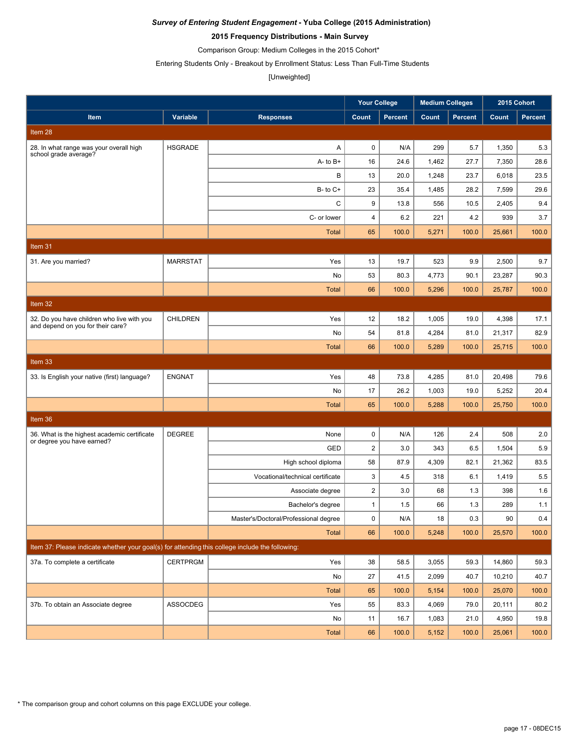***Survey of Entering Student Engagement* - Yuba College (2015 Administration)**

**2015 Frequency Distributions - Main Survey**

Comparison Group: Medium Colleges in the 2015 Cohort*

Entering Students Only - Breakout by Enrollment Status: Less Than Full-Time Students

[Unweighted]

| Item | Variable | Responses | Your College | | Medium Colleges | | 2015 Cohort | |
|---|---|---|---|---|---|---|---|---|
| | | | Count | Percent | Count | Percent | Count | Percent |
| **Item 28** | | | | | | | | |
| 28. In what range was your overall high school grade average? | HSGRADE | A | 0 | N/A | 299 | 5.7 | 1,350 | 5.3 |
| | | A- to B+ | 16 | 24.6 | 1,462 | 27.7 | 7,350 | 28.6 |
| | | B | 13 | 20.0 | 1,248 | 23.7 | 6,018 | 23.5 |
| | | B- to C+ | 23 | 35.4 | 1,485 | 28.2 | 7,599 | 29.6 |
| | | C | 9 | 13.8 | 556 | 10.5 | 2,405 | 9.4 |
| | | C- or lower | 4 | 6.2 | 221 | 4.2 | 939 | 3.7 |
| | | Total | 65 | 100.0 | 5,271 | 100.0 | 25,661 | 100.0 |
| **Item 31** | | | | | | | | |
| 31. Are you married? | MARRSTAT | Yes | 13 | 19.7 | 523 | 9.9 | 2,500 | 9.7 |
| | | No | 53 | 80.3 | 4,773 | 90.1 | 23,287 | 90.3 |
| | | Total | 66 | 100.0 | 5,296 | 100.0 | 25,787 | 100.0 |
| **Item 32** | | | | | | | | |
| 32. Do you have children who live with you and depend on you for their care? | CHILDREN | Yes | 12 | 18.2 | 1,005 | 19.0 | 4,398 | 17.1 |
| | | No | 54 | 81.8 | 4,284 | 81.0 | 21,317 | 82.9 |
| | | Total | 66 | 100.0 | 5,289 | 100.0 | 25,715 | 100.0 |
| **Item 33** | | | | | | | | |
| 33. Is English your native (first) language? | ENGNAT | Yes | 48 | 73.8 | 4,285 | 81.0 | 20,498 | 79.6 |
| | | No | 17 | 26.2 | 1,003 | 19.0 | 5,252 | 20.4 |
| | | Total | 65 | 100.0 | 5,288 | 100.0 | 25,750 | 100.0 |
| **Item 36** | | | | | | | | |
| 36. What is the highest academic certificate or degree you have earned? | DEGREE | None | 0 | N/A | 126 | 2.4 | 508 | 2.0 |
| | | GED | 2 | 3.0 | 343 | 6.5 | 1,504 | 5.9 |
| | | High school diploma | 58 | 87.9 | 4,309 | 82.1 | 21,362 | 83.5 |
| | | Vocational/technical certificate | 3 | 4.5 | 318 | 6.1 | 1,419 | 5.5 |
| | | Associate degree | 2 | 3.0 | 68 | 1.3 | 398 | 1.6 |
| | | Bachelor's degree | 1 | 1.5 | 66 | 1.3 | 289 | 1.1 |
| | | Master's/Doctoral/Professional degree | 0 | N/A | 18 | 0.3 | 90 | 0.4 |
| | | Total | 66 | 100.0 | 5,248 | 100.0 | 25,570 | 100.0 |
| **Item 37: Please indicate whether your goal(s) for attending this college include the following:** | | | | | | | | |
| 37a. To complete a certificate | CERTPRGM | Yes | 38 | 58.5 | 3,055 | 59.3 | 14,860 | 59.3 |
| | | No | 27 | 41.5 | 2,099 | 40.7 | 10,210 | 40.7 |
| | | Total | 65 | 100.0 | 5,154 | 100.0 | 25,070 | 100.0 |
| 37b. To obtain an Associate degree | ASSOCDEG | Yes | 55 | 83.3 | 4,069 | 79.0 | 20,111 | 80.2 |
| | | No | 11 | 16.7 | 1,083 | 21.0 | 4,950 | 19.8 |
| | | Total | 66 | 100.0 | 5,152 | 100.0 | 25,061 | 100.0 |

* The comparison group and cohort columns on this page EXCLUDE your college.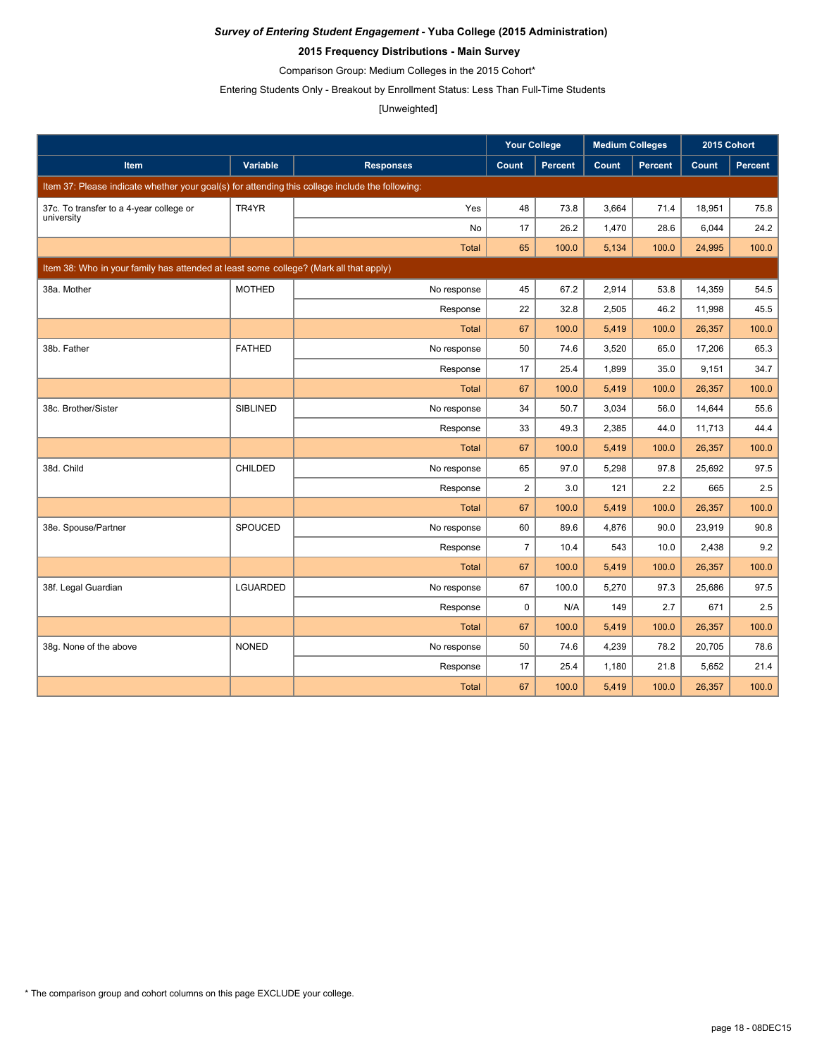***Survey of Entering Student Engagement* - Yuba College (2015 Administration)**

**2015 Frequency Distributions - Main Survey**

Comparison Group: Medium Colleges in the 2015 Cohort*

Entering Students Only - Breakout by Enrollment Status: Less Than Full-Time Students

[Unweighted]

| | | | Your College | | Medium Colleges | | 2015 Cohort | |
|---|---|---|---|---|---|---|---|---|
| **Item** | **Variable** | **Responses** | **Count** | **Percent** | **Count** | **Percent** | **Count** | **Percent** |
| Item 37: Please indicate whether your goal(s) for attending this college include the following: | | | | | | | | |
| 37c. To transfer to a 4-year college or university | TR4YR | Yes | 48 | 73.8 | 3,664 | 71.4 | 18,951 | 75.8 |
| | | No | 17 | 26.2 | 1,470 | 28.6 | 6,044 | 24.2 |
| | | Total | 65 | 100.0 | 5,134 | 100.0 | 24,995 | 100.0 |
| Item 38: Who in your family has attended at least some college? (Mark all that apply) | | | | | | | | |
| 38a. Mother | MOTHED | No response | 45 | 67.2 | 2,914 | 53.8 | 14,359 | 54.5 |
| | | Response | 22 | 32.8 | 2,505 | 46.2 | 11,998 | 45.5 |
| | | Total | 67 | 100.0 | 5,419 | 100.0 | 26,357 | 100.0 |
| 38b. Father | FATHED | No response | 50 | 74.6 | 3,520 | 65.0 | 17,206 | 65.3 |
| | | Response | 17 | 25.4 | 1,899 | 35.0 | 9,151 | 34.7 |
| | | Total | 67 | 100.0 | 5,419 | 100.0 | 26,357 | 100.0 |
| 38c. Brother/Sister | SIBLINED | No response | 34 | 50.7 | 3,034 | 56.0 | 14,644 | 55.6 |
| | | Response | 33 | 49.3 | 2,385 | 44.0 | 11,713 | 44.4 |
| | | Total | 67 | 100.0 | 5,419 | 100.0 | 26,357 | 100.0 |
| 38d. Child | CHILDED | No response | 65 | 97.0 | 5,298 | 97.8 | 25,692 | 97.5 |
| | | Response | 2 | 3.0 | 121 | 2.2 | 665 | 2.5 |
| | | Total | 67 | 100.0 | 5,419 | 100.0 | 26,357 | 100.0 |
| 38e. Spouse/Partner | SPOUCED | No response | 60 | 89.6 | 4,876 | 90.0 | 23,919 | 90.8 |
| | | Response | 7 | 10.4 | 543 | 10.0 | 2,438 | 9.2 |
| | | Total | 67 | 100.0 | 5,419 | 100.0 | 26,357 | 100.0 |
| 38f. Legal Guardian | LGUARDED | No response | 67 | 100.0 | 5,270 | 97.3 | 25,686 | 97.5 |
| | | Response | 0 | N/A | 149 | 2.7 | 671 | 2.5 |
| | | Total | 67 | 100.0 | 5,419 | 100.0 | 26,357 | 100.0 |
| 38g. None of the above | NONED | No response | 50 | 74.6 | 4,239 | 78.2 | 20,705 | 78.6 |
| | | Response | 17 | 25.4 | 1,180 | 21.8 | 5,652 | 21.4 |
| | | Total | 67 | 100.0 | 5,419 | 100.0 | 26,357 | 100.0 |

* The comparison group and cohort columns on this page EXCLUDE your college.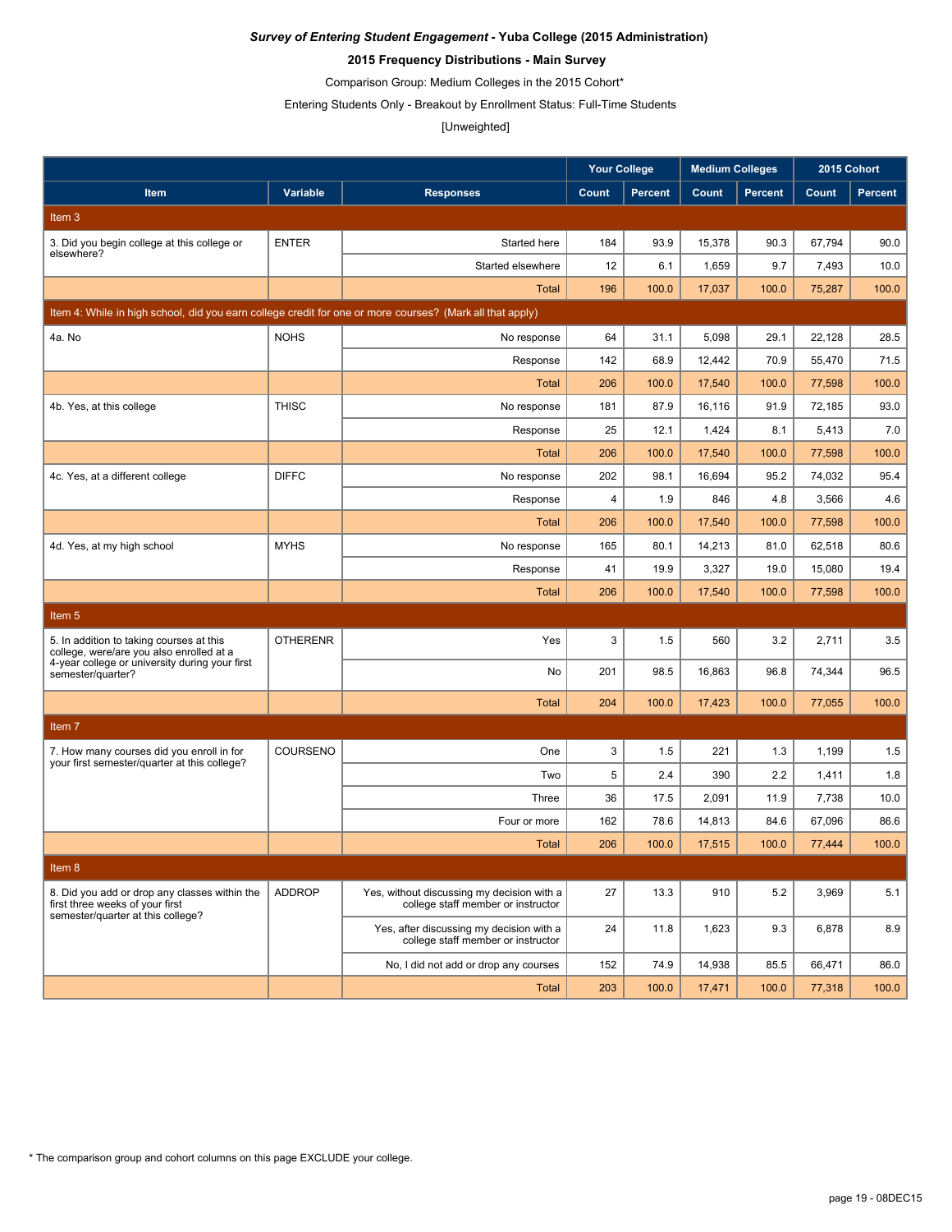***Survey of Entering Student Engagement* - Yuba College (2015 Administration)**

**2015 Frequency Distributions - Main Survey**

Comparison Group: Medium Colleges in the 2015 Cohort*

Entering Students Only - Breakout by Enrollment Status: Full-Time Students

[Unweighted]

| | | | Your College | | Medium Colleges | | 2015 Cohort | |
|---|---|---|---|---|---|---|---|---|
| Item | Variable | Responses | Count | Percent | Count | Percent | Count | Percent |
| Item 3 | | | | | | | | |
| 3. Did you begin college at this college or elsewhere? | ENTER | Started here | 184 | 93.9 | 15,378 | 90.3 | 67,794 | 90.0 |
| | | Started elsewhere | 12 | 6.1 | 1,659 | 9.7 | 7,493 | 10.0 |
| | | Total | 196 | 100.0 | 17,037 | 100.0 | 75,287 | 100.0 |
| Item 4: While in high school, did you earn college credit for one or more courses? (Mark all that apply) | | | | | | | | |
| 4a. No | NOHS | No response | 64 | 31.1 | 5,098 | 29.1 | 22,128 | 28.5 |
| | | Response | 142 | 68.9 | 12,442 | 70.9 | 55,470 | 71.5 |
| | | Total | 206 | 100.0 | 17,540 | 100.0 | 77,598 | 100.0 |
| 4b. Yes, at this college | THISC | No response | 181 | 87.9 | 16,116 | 91.9 | 72,185 | 93.0 |
| | | Response | 25 | 12.1 | 1,424 | 8.1 | 5,413 | 7.0 |
| | | Total | 206 | 100.0 | 17,540 | 100.0 | 77,598 | 100.0 |
| 4c. Yes, at a different college | DIFFC | No response | 202 | 98.1 | 16,694 | 95.2 | 74,032 | 95.4 |
| | | Response | 4 | 1.9 | 846 | 4.8 | 3,566 | 4.6 |
| | | Total | 206 | 100.0 | 17,540 | 100.0 | 77,598 | 100.0 |
| 4d. Yes, at my high school | MYHS | No response | 165 | 80.1 | 14,213 | 81.0 | 62,518 | 80.6 |
| | | Response | 41 | 19.9 | 3,327 | 19.0 | 15,080 | 19.4 |
| | | Total | 206 | 100.0 | 17,540 | 100.0 | 77,598 | 100.0 |
| Item 5 | | | | | | | | |
| 5. In addition to taking courses at this college, were/are you also enrolled at a 4-year college or university during your first semester/quarter? | OTHERENR | Yes | 3 | 1.5 | 560 | 3.2 | 2,711 | 3.5 |
| | | No | 201 | 98.5 | 16,863 | 96.8 | 74,344 | 96.5 |
| | | Total | 204 | 100.0 | 17,423 | 100.0 | 77,055 | 100.0 |
| Item 7 | | | | | | | | |
| 7. How many courses did you enroll in for your first semester/quarter at this college? | COURSENO | One | 3 | 1.5 | 221 | 1.3 | 1,199 | 1.5 |
| | | Two | 5 | 2.4 | 390 | 2.2 | 1,411 | 1.8 |
| | | Three | 36 | 17.5 | 2,091 | 11.9 | 7,738 | 10.0 |
| | | Four or more | 162 | 78.6 | 14,813 | 84.6 | 67,096 | 86.6 |
| | | Total | 206 | 100.0 | 17,515 | 100.0 | 77,444 | 100.0 |
| Item 8 | | | | | | | | |
| 8. Did you add or drop any classes within the first three weeks of your first semester/quarter at this college? | ADDROP | Yes, without discussing my decision with a college staff member or instructor | 27 | 13.3 | 910 | 5.2 | 3,969 | 5.1 |
| | | Yes, after discussing my decision with a college staff member or instructor | 24 | 11.8 | 1,623 | 9.3 | 6,878 | 8.9 |
| | | No, I did not add or drop any courses | 152 | 74.9 | 14,938 | 85.5 | 66,471 | 86.0 |
| | | Total | 203 | 100.0 | 17,471 | 100.0 | 77,318 | 100.0 |

* The comparison group and cohort columns on this page EXCLUDE your college.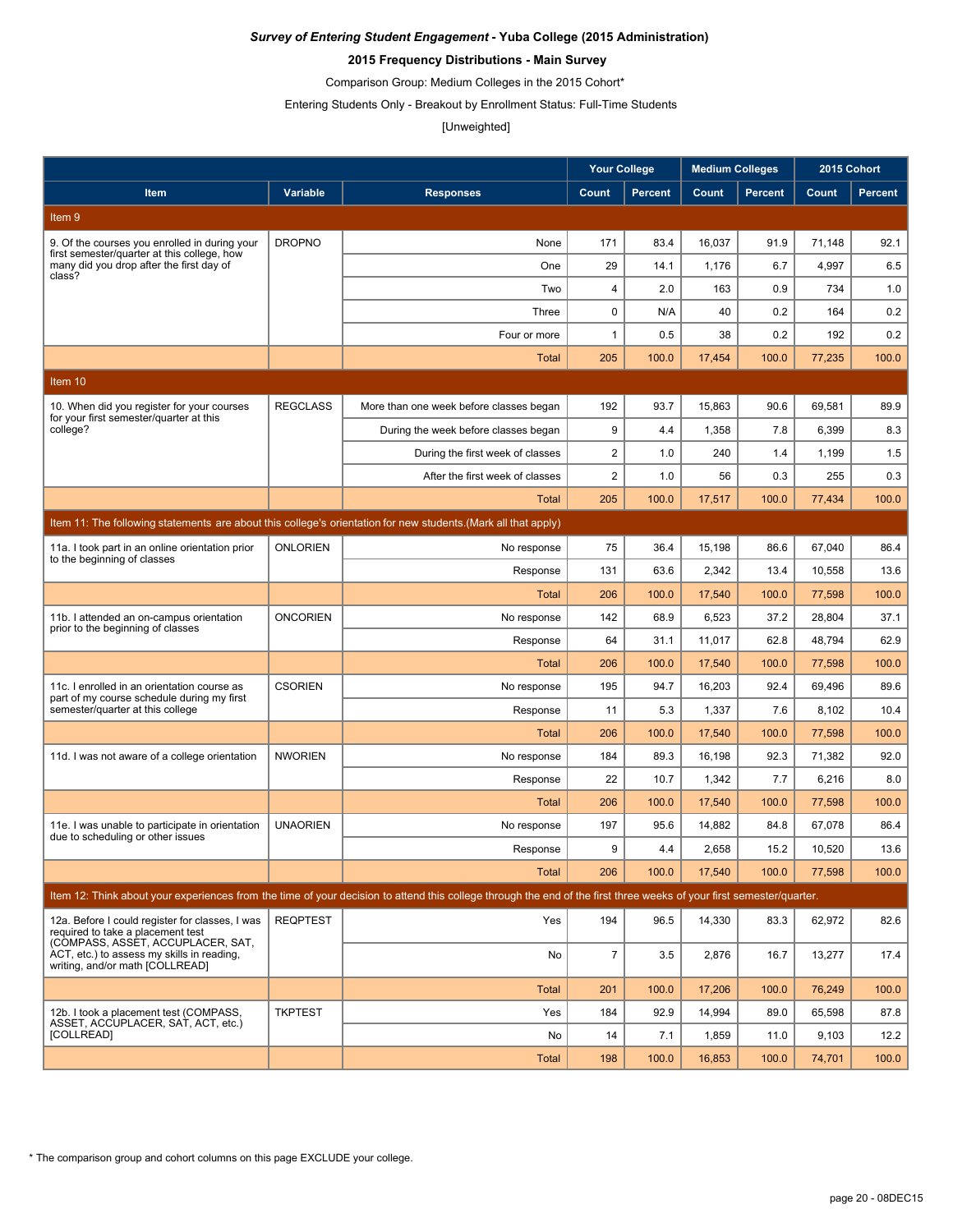***Survey of Entering Student Engagement* - Yuba College (2015 Administration)**

**2015 Frequency Distributions - Main Survey**

Comparison Group: Medium Colleges in the 2015 Cohort*

Entering Students Only - Breakout by Enrollment Status: Full-Time Students

[Unweighted]

| Item | Variable | Responses | Your College | | Medium Colleges | | 2015 Cohort | |
|---|---|---|---|---|---|---|---|---|
| | | | Count | Percent | Count | Percent | Count | Percent |
| **Item 9** | | | | | | | | |
| 9. Of the courses you enrolled in during your first semester/quarter at this college, how many did you drop after the first day of class? | DROPNO | None | 171 | 83.4 | 16,037 | 91.9 | 71,148 | 92.1 |
| | | One | 29 | 14.1 | 1,176 | 6.7 | 4,997 | 6.5 |
| | | Two | 4 | 2.0 | 163 | 0.9 | 734 | 1.0 |
| | | Three | 0 | N/A | 40 | 0.2 | 164 | 0.2 |
| | | Four or more | 1 | 0.5 | 38 | 0.2 | 192 | 0.2 |
| | | Total | 205 | 100.0 | 17,454 | 100.0 | 77,235 | 100.0 |
| **Item 10** | | | | | | | | |
| 10. When did you register for your courses for your first semester/quarter at this college? | REGCLASS | More than one week before classes began | 192 | 93.7 | 15,863 | 90.6 | 69,581 | 89.9 |
| | | During the week before classes began | 9 | 4.4 | 1,358 | 7.8 | 6,399 | 8.3 |
| | | During the first week of classes | 2 | 1.0 | 240 | 1.4 | 1,199 | 1.5 |
| | | After the first week of classes | 2 | 1.0 | 56 | 0.3 | 255 | 0.3 |
| | | Total | 205 | 100.0 | 17,517 | 100.0 | 77,434 | 100.0 |
| **Item 11: The following statements are about this college's orientation for new students.(Mark all that apply)** | | | | | | | | |
| 11a. I took part in an online orientation prior to the beginning of classes | ONLORIEN | No response | 75 | 36.4 | 15,198 | 86.6 | 67,040 | 86.4 |
| | | Response | 131 | 63.6 | 2,342 | 13.4 | 10,558 | 13.6 |
| | | Total | 206 | 100.0 | 17,540 | 100.0 | 77,598 | 100.0 |
| 11b. I attended an on-campus orientation prior to the beginning of classes | ONCORIEN | No response | 142 | 68.9 | 6,523 | 37.2 | 28,804 | 37.1 |
| | | Response | 64 | 31.1 | 11,017 | 62.8 | 48,794 | 62.9 |
| | | Total | 206 | 100.0 | 17,540 | 100.0 | 77,598 | 100.0 |
| 11c. I enrolled in an orientation course as part of my course schedule during my first semester/quarter at this college | CSORIEN | No response | 195 | 94.7 | 16,203 | 92.4 | 69,496 | 89.6 |
| | | Response | 11 | 5.3 | 1,337 | 7.6 | 8,102 | 10.4 |
| | | Total | 206 | 100.0 | 17,540 | 100.0 | 77,598 | 100.0 |
| 11d. I was not aware of a college orientation | NWORIEN | No response | 184 | 89.3 | 16,198 | 92.3 | 71,382 | 92.0 |
| | | Response | 22 | 10.7 | 1,342 | 7.7 | 6,216 | 8.0 |
| | | Total | 206 | 100.0 | 17,540 | 100.0 | 77,598 | 100.0 |
| 11e. I was unable to participate in orientation due to scheduling or other issues | UNAORIEN | No response | 197 | 95.6 | 14,882 | 84.8 | 67,078 | 86.4 |
| | | Response | 9 | 4.4 | 2,658 | 15.2 | 10,520 | 13.6 |
| | | Total | 206 | 100.0 | 17,540 | 100.0 | 77,598 | 100.0 |
| **Item 12: Think about your experiences from the time of your decision to attend this college through the end of the first three weeks of your first semester/quarter.** | | | | | | | | |
| 12a. Before I could register for classes, I was required to take a placement test (COMPASS, ASSET, ACCUPLACER, SAT, ACT, etc.) to assess my skills in reading, writing, and/or math [COLLREAD] | REQPTEST | Yes | 194 | 96.5 | 14,330 | 83.3 | 62,972 | 82.6 |
| | | No | 7 | 3.5 | 2,876 | 16.7 | 13,277 | 17.4 |
| | | Total | 201 | 100.0 | 17,206 | 100.0 | 76,249 | 100.0 |
| 12b. I took a placement test (COMPASS, ASSET, ACCUPLACER, SAT, ACT, etc.) [COLLREAD] | TKPTEST | Yes | 184 | 92.9 | 14,994 | 89.0 | 65,598 | 87.8 |
| | | No | 14 | 7.1 | 1,859 | 11.0 | 9,103 | 12.2 |
| | | Total | 198 | 100.0 | 16,853 | 100.0 | 74,701 | 100.0 |

* The comparison group and cohort columns on this page EXCLUDE your college.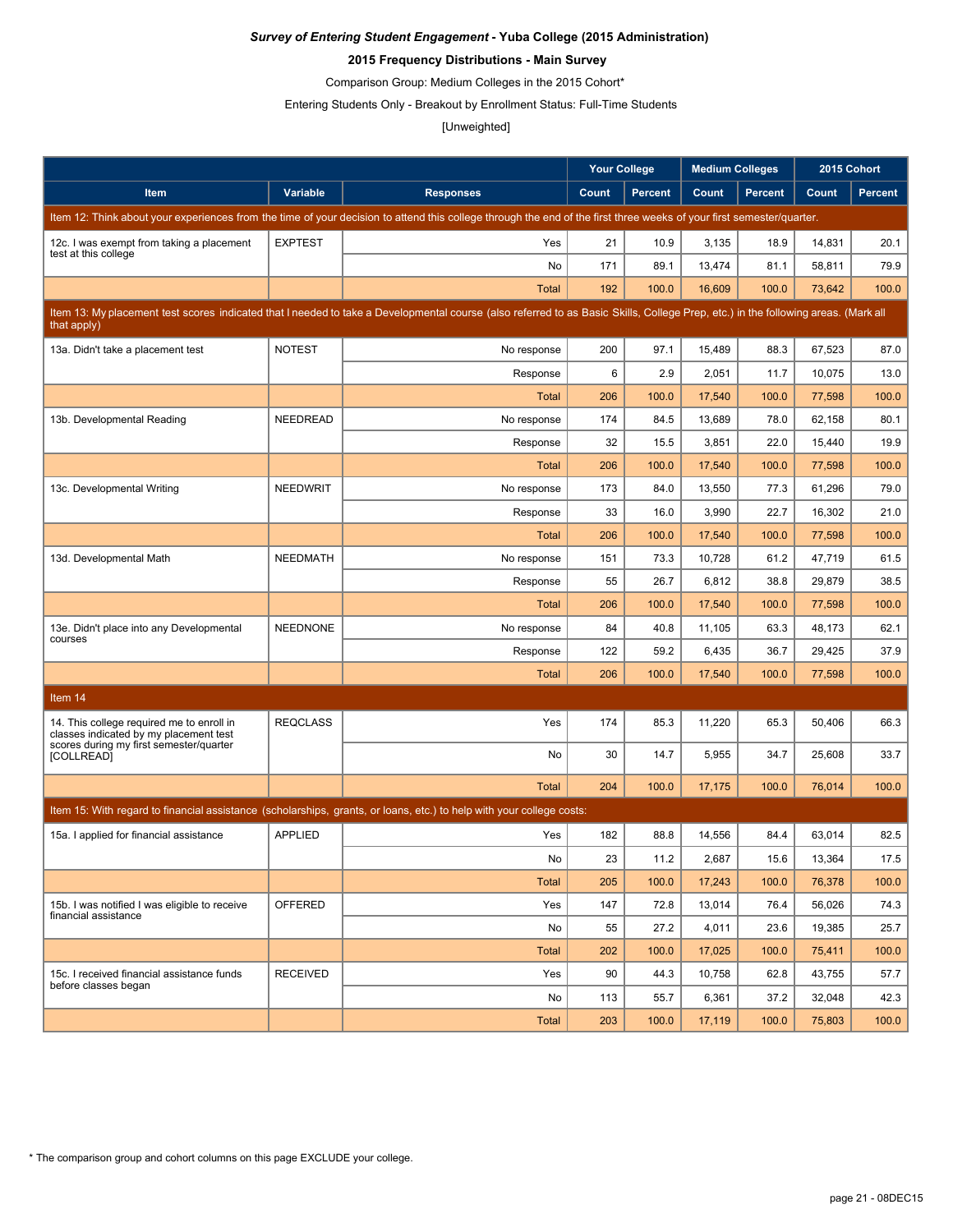***Survey of Entering Student Engagement* - Yuba College (2015 Administration)**

**2015 Frequency Distributions - Main Survey**

Comparison Group: Medium Colleges in the 2015 Cohort*

Entering Students Only - Breakout by Enrollment Status: Full-Time Students

[Unweighted]

| | | | Your College | | Medium Colleges | | 2015 Cohort | |
|---|---|---|---|---|---|---|---|---|
| **Item** | **Variable** | **Responses** | **Count** | **Percent** | **Count** | **Percent** | **Count** | **Percent** |
| Item 12: Think about your experiences from the time of your decision to attend this college through the end of the first three weeks of your first semester/quarter. | | | | | | | | |
| 12c. I was exempt from taking a placement test at this college | EXPTEST | Yes | 21 | 10.9 | 3,135 | 18.9 | 14,831 | 20.1 |
| | | No | 171 | 89.1 | 13,474 | 81.1 | 58,811 | 79.9 |
| | | Total | 192 | 100.0 | 16,609 | 100.0 | 73,642 | 100.0 |
| Item 13: My placement test scores indicated that I needed to take a Developmental course (also referred to as Basic Skills, College Prep, etc.) in the following areas. (Mark all that apply) | | | | | | | | |
| 13a. Didn't take a placement test | NOTEST | No response | 200 | 97.1 | 15,489 | 88.3 | 67,523 | 87.0 |
| | | Response | 6 | 2.9 | 2,051 | 11.7 | 10,075 | 13.0 |
| | | Total | 206 | 100.0 | 17,540 | 100.0 | 77,598 | 100.0 |
| 13b. Developmental Reading | NEEDREAD | No response | 174 | 84.5 | 13,689 | 78.0 | 62,158 | 80.1 |
| | | Response | 32 | 15.5 | 3,851 | 22.0 | 15,440 | 19.9 |
| | | Total | 206 | 100.0 | 17,540 | 100.0 | 77,598 | 100.0 |
| 13c. Developmental Writing | NEEDWRIT | No response | 173 | 84.0 | 13,550 | 77.3 | 61,296 | 79.0 |
| | | Response | 33 | 16.0 | 3,990 | 22.7 | 16,302 | 21.0 |
| | | Total | 206 | 100.0 | 17,540 | 100.0 | 77,598 | 100.0 |
| 13d. Developmental Math | NEEDMATH | No response | 151 | 73.3 | 10,728 | 61.2 | 47,719 | 61.5 |
| | | Response | 55 | 26.7 | 6,812 | 38.8 | 29,879 | 38.5 |
| | | Total | 206 | 100.0 | 17,540 | 100.0 | 77,598 | 100.0 |
| 13e. Didn't place into any Developmental courses | NEEDNONE | No response | 84 | 40.8 | 11,105 | 63.3 | 48,173 | 62.1 |
| | | Response | 122 | 59.2 | 6,435 | 36.7 | 29,425 | 37.9 |
| | | Total | 206 | 100.0 | 17,540 | 100.0 | 77,598 | 100.0 |
| Item 14 | | | | | | | | |
| 14. This college required me to enroll in classes indicated by my placement test scores during my first semester/quarter [COLLREAD] | REQCLASS | Yes | 174 | 85.3 | 11,220 | 65.3 | 50,406 | 66.3 |
| | | No | 30 | 14.7 | 5,955 | 34.7 | 25,608 | 33.7 |
| | | Total | 204 | 100.0 | 17,175 | 100.0 | 76,014 | 100.0 |
| Item 15: With regard to financial assistance (scholarships, grants, or loans, etc.) to help with your college costs: | | | | | | | | |
| 15a. I applied for financial assistance | APPLIED | Yes | 182 | 88.8 | 14,556 | 84.4 | 63,014 | 82.5 |
| | | No | 23 | 11.2 | 2,687 | 15.6 | 13,364 | 17.5 |
| | | Total | 205 | 100.0 | 17,243 | 100.0 | 76,378 | 100.0 |
| 15b. I was notified I was eligible to receive financial assistance | OFFERED | Yes | 147 | 72.8 | 13,014 | 76.4 | 56,026 | 74.3 |
| | | No | 55 | 27.2 | 4,011 | 23.6 | 19,385 | 25.7 |
| | | Total | 202 | 100.0 | 17,025 | 100.0 | 75,411 | 100.0 |
| 15c. I received financial assistance funds before classes began | RECEIVED | Yes | 90 | 44.3 | 10,758 | 62.8 | 43,755 | 57.7 |
| | | No | 113 | 55.7 | 6,361 | 37.2 | 32,048 | 42.3 |
| | | Total | 203 | 100.0 | 17,119 | 100.0 | 75,803 | 100.0 |

\* The comparison group and cohort columns on this page EXCLUDE your college.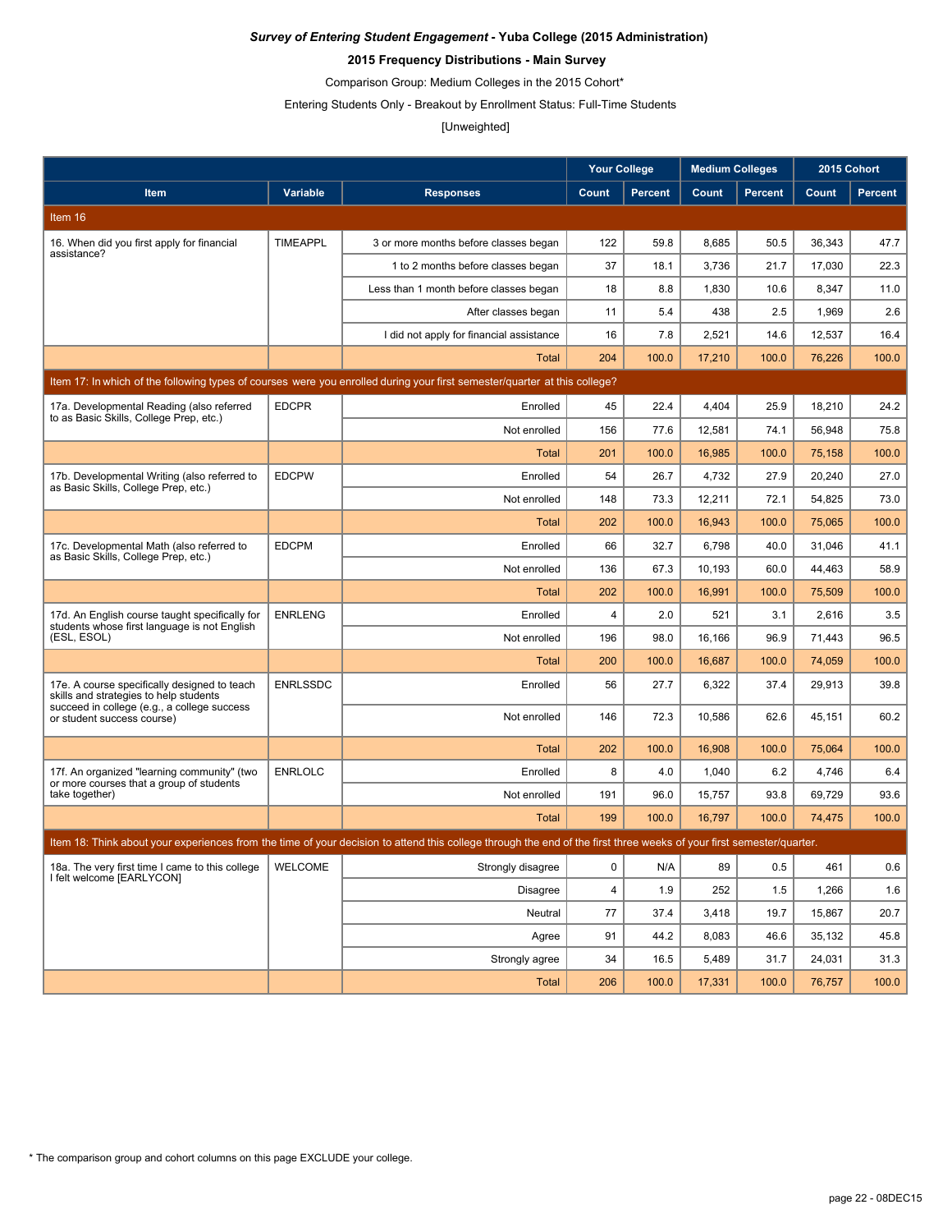***Survey of Entering Student Engagement* - Yuba College (2015 Administration)**

**2015 Frequency Distributions - Main Survey**

Comparison Group: Medium Colleges in the 2015 Cohort*

Entering Students Only - Breakout by Enrollment Status: Full-Time Students

[Unweighted]

| | | | Your College | | Medium Colleges | | 2015 Cohort | |
|---|---|---|---|---|---|---|---|---|
| **Item** | **Variable** | **Responses** | **Count** | **Percent** | **Count** | **Percent** | **Count** | **Percent** |
| Item 16 | | | | | | | | |
| 16. When did you first apply for financial assistance? | TIMEAPPL | 3 or more months before classes began | 122 | 59.8 | 8,685 | 50.5 | 36,343 | 47.7 |
| | | 1 to 2 months before classes began | 37 | 18.1 | 3,736 | 21.7 | 17,030 | 22.3 |
| | | Less than 1 month before classes began | 18 | 8.8 | 1,830 | 10.6 | 8,347 | 11.0 |
| | | After classes began | 11 | 5.4 | 438 | 2.5 | 1,969 | 2.6 |
| | | I did not apply for financial assistance | 16 | 7.8 | 2,521 | 14.6 | 12,537 | 16.4 |
| | | Total | 204 | 100.0 | 17,210 | 100.0 | 76,226 | 100.0 |
| Item 17: In which of the following types of courses were you enrolled during your first semester/quarter at this college? | | | | | | | | |
| 17a. Developmental Reading (also referred to as Basic Skills, College Prep, etc.) | EDCPR | Enrolled | 45 | 22.4 | 4,404 | 25.9 | 18,210 | 24.2 |
| | | Not enrolled | 156 | 77.6 | 12,581 | 74.1 | 56,948 | 75.8 |
| | | Total | 201 | 100.0 | 16,985 | 100.0 | 75,158 | 100.0 |
| 17b. Developmental Writing (also referred to as Basic Skills, College Prep, etc.) | EDCPW | Enrolled | 54 | 26.7 | 4,732 | 27.9 | 20,240 | 27.0 |
| | | Not enrolled | 148 | 73.3 | 12,211 | 72.1 | 54,825 | 73.0 |
| | | Total | 202 | 100.0 | 16,943 | 100.0 | 75,065 | 100.0 |
| 17c. Developmental Math (also referred to as Basic Skills, College Prep, etc.) | EDCPM | Enrolled | 66 | 32.7 | 6,798 | 40.0 | 31,046 | 41.1 |
| | | Not enrolled | 136 | 67.3 | 10,193 | 60.0 | 44,463 | 58.9 |
| | | Total | 202 | 100.0 | 16,991 | 100.0 | 75,509 | 100.0 |
| 17d. An English course taught specifically for students whose first language is not English (ESL, ESOL) | ENRLENG | Enrolled | 4 | 2.0 | 521 | 3.1 | 2,616 | 3.5 |
| | | Not enrolled | 196 | 98.0 | 16,166 | 96.9 | 71,443 | 96.5 |
| | | Total | 200 | 100.0 | 16,687 | 100.0 | 74,059 | 100.0 |
| 17e. A course specifically designed to teach skills and strategies to help students succeed in college (e.g., a college success or student success course) | ENRLSSDC | Enrolled | 56 | 27.7 | 6,322 | 37.4 | 29,913 | 39.8 |
| | | Not enrolled | 146 | 72.3 | 10,586 | 62.6 | 45,151 | 60.2 |
| | | Total | 202 | 100.0 | 16,908 | 100.0 | 75,064 | 100.0 |
| 17f. An organized "learning community" (two or more courses that a group of students take together) | ENRLOLC | Enrolled | 8 | 4.0 | 1,040 | 6.2 | 4,746 | 6.4 |
| | | Not enrolled | 191 | 96.0 | 15,757 | 93.8 | 69,729 | 93.6 |
| | | Total | 199 | 100.0 | 16,797 | 100.0 | 74,475 | 100.0 |
| Item 18: Think about your experiences from the time of your decision to attend this college through the end of the first three weeks of your first semester/quarter. | | | | | | | | |
| 18a. The very first time I came to this college I felt welcome [EARLYCON] | WELCOME | Strongly disagree | 0 | N/A | 89 | 0.5 | 461 | 0.6 |
| | | Disagree | 4 | 1.9 | 252 | 1.5 | 1,266 | 1.6 |
| | | Neutral | 77 | 37.4 | 3,418 | 19.7 | 15,867 | 20.7 |
| | | Agree | 91 | 44.2 | 8,083 | 46.6 | 35,132 | 45.8 |
| | | Strongly agree | 34 | 16.5 | 5,489 | 31.7 | 24,031 | 31.3 |
| | | Total | 206 | 100.0 | 17,331 | 100.0 | 76,757 | 100.0 |

* The comparison group and cohort columns on this page EXCLUDE your college.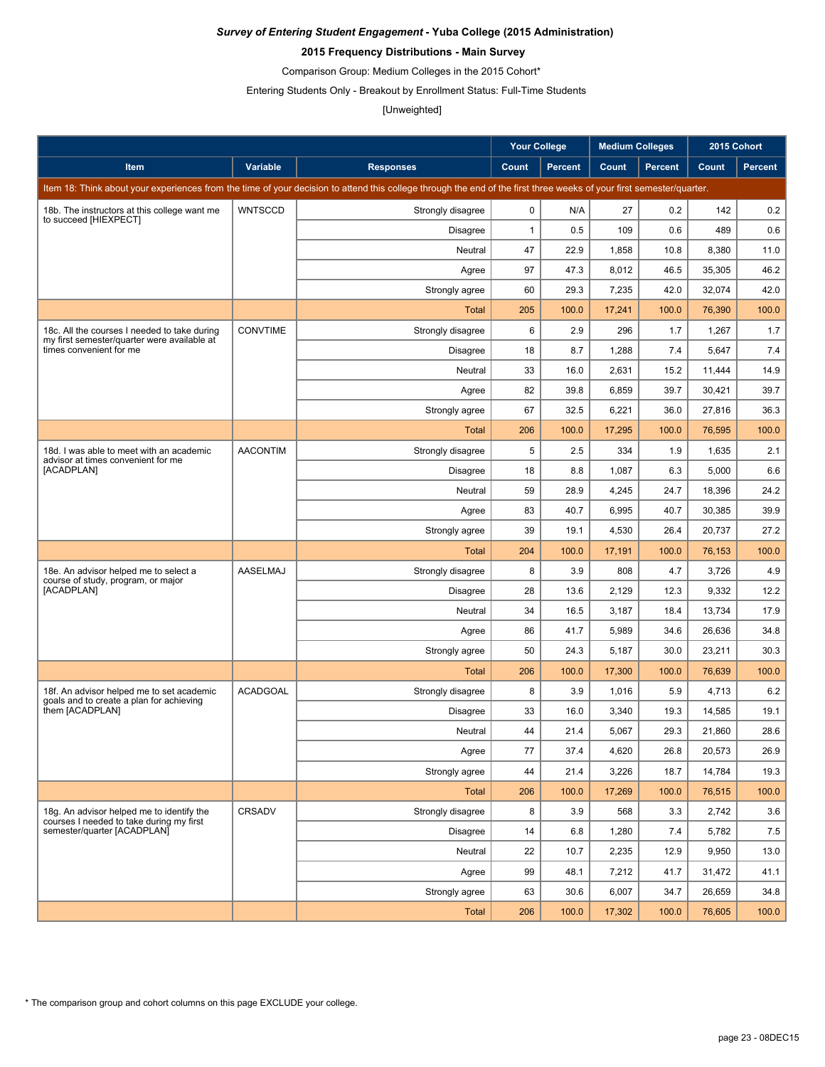***Survey of Entering Student Engagement* - Yuba College (2015 Administration)**

**2015 Frequency Distributions - Main Survey**

Comparison Group: Medium Colleges in the 2015 Cohort*

Entering Students Only - Breakout by Enrollment Status: Full-Time Students

[Unweighted]

| | | | Your College | | Medium Colleges | | 2015 Cohort | |
|---|---|---|---|---|---|---|---|---|
| **Item** | **Variable** | **Responses** | **Count** | **Percent** | **Count** | **Percent** | **Count** | **Percent** |
| Item 18: Think about your experiences from the time of your decision to attend this college through the end of the first three weeks of your first semester/quarter. | | | | | | | | |
| 18b. The instructors at this college want me to succeed [HIEXPECT] | WNTSCCD | Strongly disagree | 0 | N/A | 27 | 0.2 | 142 | 0.2 |
| | | Disagree | 1 | 0.5 | 109 | 0.6 | 489 | 0.6 |
| | | Neutral | 47 | 22.9 | 1,858 | 10.8 | 8,380 | 11.0 |
| | | Agree | 97 | 47.3 | 8,012 | 46.5 | 35,305 | 46.2 |
| | | Strongly agree | 60 | 29.3 | 7,235 | 42.0 | 32,074 | 42.0 |
| | | Total | 205 | 100.0 | 17,241 | 100.0 | 76,390 | 100.0 |
| 18c. All the courses I needed to take during my first semester/quarter were available at times convenient for me | CONVTIME | Strongly disagree | 6 | 2.9 | 296 | 1.7 | 1,267 | 1.7 |
| | | Disagree | 18 | 8.7 | 1,288 | 7.4 | 5,647 | 7.4 |
| | | Neutral | 33 | 16.0 | 2,631 | 15.2 | 11,444 | 14.9 |
| | | Agree | 82 | 39.8 | 6,859 | 39.7 | 30,421 | 39.7 |
| | | Strongly agree | 67 | 32.5 | 6,221 | 36.0 | 27,816 | 36.3 |
| | | Total | 206 | 100.0 | 17,295 | 100.0 | 76,595 | 100.0 |
| 18d. I was able to meet with an academic advisor at times convenient for me [ACADPLAN] | AACONTIM | Strongly disagree | 5 | 2.5 | 334 | 1.9 | 1,635 | 2.1 |
| | | Disagree | 18 | 8.8 | 1,087 | 6.3 | 5,000 | 6.6 |
| | | Neutral | 59 | 28.9 | 4,245 | 24.7 | 18,396 | 24.2 |
| | | Agree | 83 | 40.7 | 6,995 | 40.7 | 30,385 | 39.9 |
| | | Strongly agree | 39 | 19.1 | 4,530 | 26.4 | 20,737 | 27.2 |
| | | Total | 204 | 100.0 | 17,191 | 100.0 | 76,153 | 100.0 |
| 18e. An advisor helped me to select a course of study, program, or major [ACADPLAN] | AASELMAJ | Strongly disagree | 8 | 3.9 | 808 | 4.7 | 3,726 | 4.9 |
| | | Disagree | 28 | 13.6 | 2,129 | 12.3 | 9,332 | 12.2 |
| | | Neutral | 34 | 16.5 | 3,187 | 18.4 | 13,734 | 17.9 |
| | | Agree | 86 | 41.7 | 5,989 | 34.6 | 26,636 | 34.8 |
| | | Strongly agree | 50 | 24.3 | 5,187 | 30.0 | 23,211 | 30.3 |
| | | Total | 206 | 100.0 | 17,300 | 100.0 | 76,639 | 100.0 |
| 18f. An advisor helped me to set academic goals and to create a plan for achieving them [ACADPLAN] | ACADGOAL | Strongly disagree | 8 | 3.9 | 1,016 | 5.9 | 4,713 | 6.2 |
| | | Disagree | 33 | 16.0 | 3,340 | 19.3 | 14,585 | 19.1 |
| | | Neutral | 44 | 21.4 | 5,067 | 29.3 | 21,860 | 28.6 |
| | | Agree | 77 | 37.4 | 4,620 | 26.8 | 20,573 | 26.9 |
| | | Strongly agree | 44 | 21.4 | 3,226 | 18.7 | 14,784 | 19.3 |
| | | Total | 206 | 100.0 | 17,269 | 100.0 | 76,515 | 100.0 |
| 18g. An advisor helped me to identify the courses I needed to take during my first semester/quarter [ACADPLAN] | CRSADV | Strongly disagree | 8 | 3.9 | 568 | 3.3 | 2,742 | 3.6 |
| | | Disagree | 14 | 6.8 | 1,280 | 7.4 | 5,782 | 7.5 |
| | | Neutral | 22 | 10.7 | 2,235 | 12.9 | 9,950 | 13.0 |
| | | Agree | 99 | 48.1 | 7,212 | 41.7 | 31,472 | 41.1 |
| | | Strongly agree | 63 | 30.6 | 6,007 | 34.7 | 26,659 | 34.8 |
| | | Total | 206 | 100.0 | 17,302 | 100.0 | 76,605 | 100.0 |

* The comparison group and cohort columns on this page EXCLUDE your college.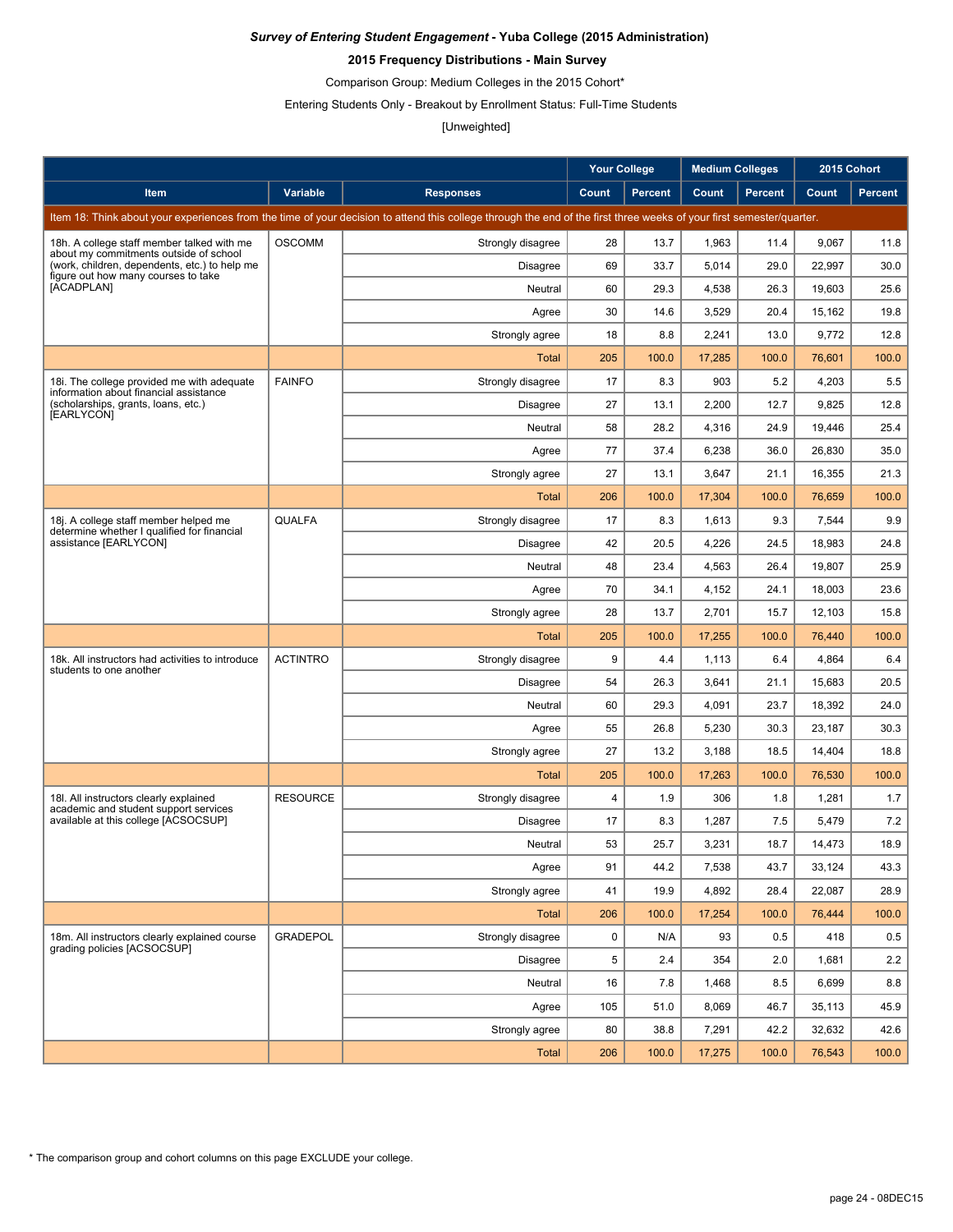***Survey of Entering Student Engagement* - Yuba College (2015 Administration)**

**2015 Frequency Distributions - Main Survey**

Comparison Group: Medium Colleges in the 2015 Cohort*

Entering Students Only - Breakout by Enrollment Status: Full-Time Students

[Unweighted]

| | | | Your College | | Medium Colleges | | 2015 Cohort | |
|---|---|---|---|---|---|---|---|---|
| **Item** | **Variable** | **Responses** | **Count** | **Percent** | **Count** | **Percent** | **Count** | **Percent** |
| Item 18: Think about your experiences from the time of your decision to attend this college through the end of the first three weeks of your first semester/quarter. | | | | | | | | |
| 18h. A college staff member talked with me about my commitments outside of school (work, children, dependents, etc.) to help me figure out how many courses to take [ACADPLAN] | OSCOMM | Strongly disagree | 28 | 13.7 | 1,963 | 11.4 | 9,067 | 11.8 |
| | | Disagree | 69 | 33.7 | 5,014 | 29.0 | 22,997 | 30.0 |
| | | Neutral | 60 | 29.3 | 4,538 | 26.3 | 19,603 | 25.6 |
| | | Agree | 30 | 14.6 | 3,529 | 20.4 | 15,162 | 19.8 |
| | | Strongly agree | 18 | 8.8 | 2,241 | 13.0 | 9,772 | 12.8 |
| | | Total | 205 | 100.0 | 17,285 | 100.0 | 76,601 | 100.0 |
| 18i. The college provided me with adequate information about financial assistance (scholarships, grants, loans, etc.) [EARLYCON] | FAINFO | Strongly disagree | 17 | 8.3 | 903 | 5.2 | 4,203 | 5.5 |
| | | Disagree | 27 | 13.1 | 2,200 | 12.7 | 9,825 | 12.8 |
| | | Neutral | 58 | 28.2 | 4,316 | 24.9 | 19,446 | 25.4 |
| | | Agree | 77 | 37.4 | 6,238 | 36.0 | 26,830 | 35.0 |
| | | Strongly agree | 27 | 13.1 | 3,647 | 21.1 | 16,355 | 21.3 |
| | | Total | 206 | 100.0 | 17,304 | 100.0 | 76,659 | 100.0 |
| 18j. A college staff member helped me determine whether I qualified for financial assistance [EARLYCON] | QUALFA | Strongly disagree | 17 | 8.3 | 1,613 | 9.3 | 7,544 | 9.9 |
| | | Disagree | 42 | 20.5 | 4,226 | 24.5 | 18,983 | 24.8 |
| | | Neutral | 48 | 23.4 | 4,563 | 26.4 | 19,807 | 25.9 |
| | | Agree | 70 | 34.1 | 4,152 | 24.1 | 18,003 | 23.6 |
| | | Strongly agree | 28 | 13.7 | 2,701 | 15.7 | 12,103 | 15.8 |
| | | Total | 205 | 100.0 | 17,255 | 100.0 | 76,440 | 100.0 |
| 18k. All instructors had activities to introduce students to one another | ACTINTRO | Strongly disagree | 9 | 4.4 | 1,113 | 6.4 | 4,864 | 6.4 |
| | | Disagree | 54 | 26.3 | 3,641 | 21.1 | 15,683 | 20.5 |
| | | Neutral | 60 | 29.3 | 4,091 | 23.7 | 18,392 | 24.0 |
| | | Agree | 55 | 26.8 | 5,230 | 30.3 | 23,187 | 30.3 |
| | | Strongly agree | 27 | 13.2 | 3,188 | 18.5 | 14,404 | 18.8 |
| | | Total | 205 | 100.0 | 17,263 | 100.0 | 76,530 | 100.0 |
| 18l. All instructors clearly explained academic and student support services available at this college [ACSOCSUP] | RESOURCE | Strongly disagree | 4 | 1.9 | 306 | 1.8 | 1,281 | 1.7 |
| | | Disagree | 17 | 8.3 | 1,287 | 7.5 | 5,479 | 7.2 |
| | | Neutral | 53 | 25.7 | 3,231 | 18.7 | 14,473 | 18.9 |
| | | Agree | 91 | 44.2 | 7,538 | 43.7 | 33,124 | 43.3 |
| | | Strongly agree | 41 | 19.9 | 4,892 | 28.4 | 22,087 | 28.9 |
| | | Total | 206 | 100.0 | 17,254 | 100.0 | 76,444 | 100.0 |
| 18m. All instructors clearly explained course grading policies [ACSOCSUP] | GRADEPOL | Strongly disagree | 0 | N/A | 93 | 0.5 | 418 | 0.5 |
| | | Disagree | 5 | 2.4 | 354 | 2.0 | 1,681 | 2.2 |
| | | Neutral | 16 | 7.8 | 1,468 | 8.5 | 6,699 | 8.8 |
| | | Agree | 105 | 51.0 | 8,069 | 46.7 | 35,113 | 45.9 |
| | | Strongly agree | 80 | 38.8 | 7,291 | 42.2 | 32,632 | 42.6 |
| | | Total | 206 | 100.0 | 17,275 | 100.0 | 76,543 | 100.0 |

* The comparison group and cohort columns on this page EXCLUDE your college.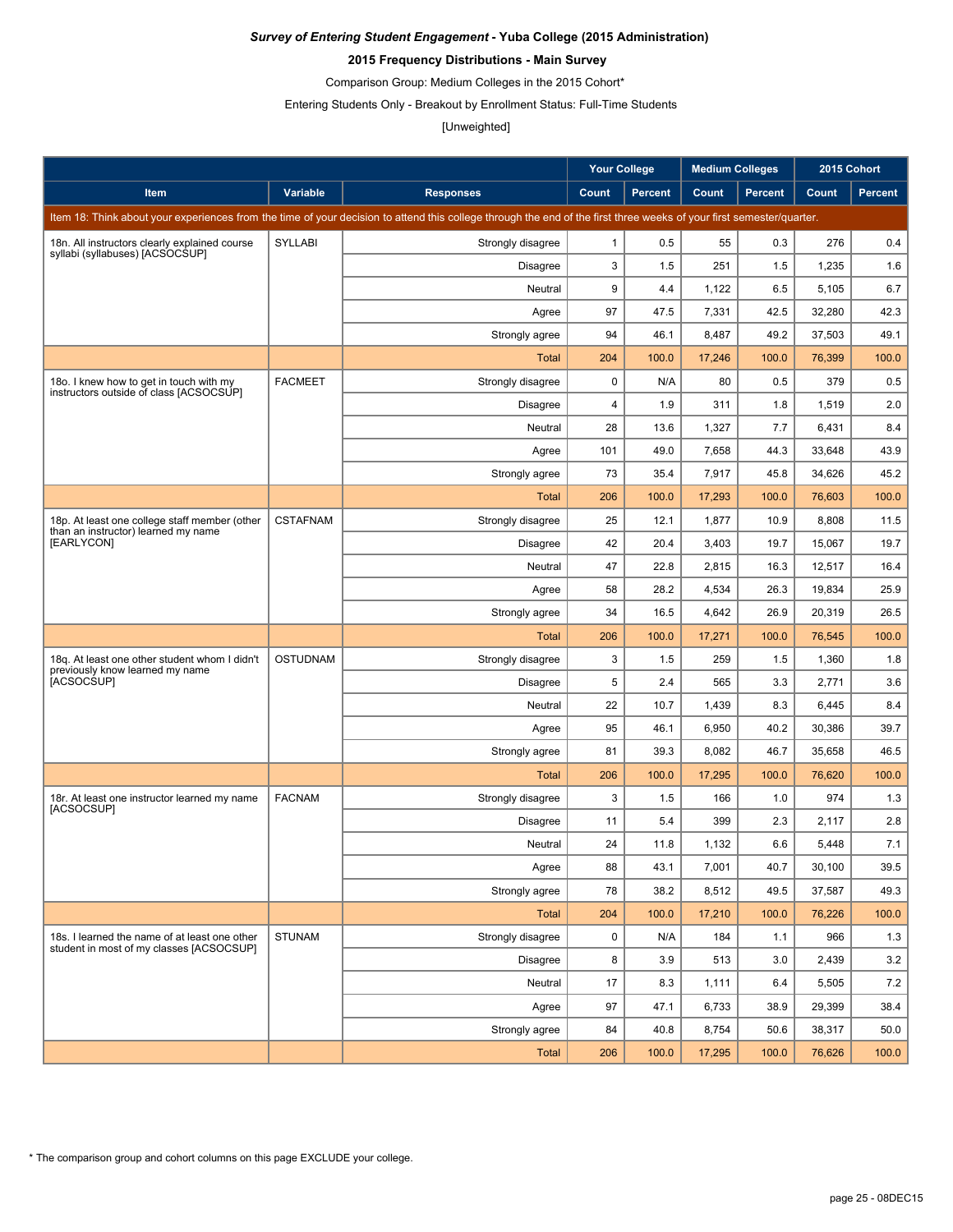***Survey of Entering Student Engagement* - Yuba College (2015 Administration)**

**2015 Frequency Distributions - Main Survey**

Comparison Group: Medium Colleges in the 2015 Cohort*

Entering Students Only - Breakout by Enrollment Status: Full-Time Students

[Unweighted]

| Item | Variable | Responses | Your College | | Medium Colleges | | 2015 Cohort | |
|---|---|---|---|---|---|---|---|---|
| | | | Count | Percent | Count | Percent | Count | Percent |
| Item 18: Think about your experiences from the time of your decision to attend this college through the end of the first three weeks of your first semester/quarter. | | | | | | | | |
| 18n. All instructors clearly explained course syllabi (syllabuses) [ACSOCSUP] | SYLLABI | Strongly disagree | 1 | 0.5 | 55 | 0.3 | 276 | 0.4 |
| | | Disagree | 3 | 1.5 | 251 | 1.5 | 1,235 | 1.6 |
| | | Neutral | 9 | 4.4 | 1,122 | 6.5 | 5,105 | 6.7 |
| | | Agree | 97 | 47.5 | 7,331 | 42.5 | 32,280 | 42.3 |
| | | Strongly agree | 94 | 46.1 | 8,487 | 49.2 | 37,503 | 49.1 |
| | | Total | 204 | 100.0 | 17,246 | 100.0 | 76,399 | 100.0 |
| 18o. I knew how to get in touch with my instructors outside of class [ACSOCSUP] | FACMEET | Strongly disagree | 0 | N/A | 80 | 0.5 | 379 | 0.5 |
| | | Disagree | 4 | 1.9 | 311 | 1.8 | 1,519 | 2.0 |
| | | Neutral | 28 | 13.6 | 1,327 | 7.7 | 6,431 | 8.4 |
| | | Agree | 101 | 49.0 | 7,658 | 44.3 | 33,648 | 43.9 |
| | | Strongly agree | 73 | 35.4 | 7,917 | 45.8 | 34,626 | 45.2 |
| | | Total | 206 | 100.0 | 17,293 | 100.0 | 76,603 | 100.0 |
| 18p. At least one college staff member (other than an instructor) learned my name [EARLYCON] | CSTAFNAM | Strongly disagree | 25 | 12.1 | 1,877 | 10.9 | 8,808 | 11.5 |
| | | Disagree | 42 | 20.4 | 3,403 | 19.7 | 15,067 | 19.7 |
| | | Neutral | 47 | 22.8 | 2,815 | 16.3 | 12,517 | 16.4 |
| | | Agree | 58 | 28.2 | 4,534 | 26.3 | 19,834 | 25.9 |
| | | Strongly agree | 34 | 16.5 | 4,642 | 26.9 | 20,319 | 26.5 |
| | | Total | 206 | 100.0 | 17,271 | 100.0 | 76,545 | 100.0 |
| 18q. At least one other student whom I didn't previously know learned my name [ACSOCSUP] | OSTUDNAM | Strongly disagree | 3 | 1.5 | 259 | 1.5 | 1,360 | 1.8 |
| | | Disagree | 5 | 2.4 | 565 | 3.3 | 2,771 | 3.6 |
| | | Neutral | 22 | 10.7 | 1,439 | 8.3 | 6,445 | 8.4 |
| | | Agree | 95 | 46.1 | 6,950 | 40.2 | 30,386 | 39.7 |
| | | Strongly agree | 81 | 39.3 | 8,082 | 46.7 | 35,658 | 46.5 |
| | | Total | 206 | 100.0 | 17,295 | 100.0 | 76,620 | 100.0 |
| 18r. At least one instructor learned my name [ACSOCSUP] | FACNAM | Strongly disagree | 3 | 1.5 | 166 | 1.0 | 974 | 1.3 |
| | | Disagree | 11 | 5.4 | 399 | 2.3 | 2,117 | 2.8 |
| | | Neutral | 24 | 11.8 | 1,132 | 6.6 | 5,448 | 7.1 |
| | | Agree | 88 | 43.1 | 7,001 | 40.7 | 30,100 | 39.5 |
| | | Strongly agree | 78 | 38.2 | 8,512 | 49.5 | 37,587 | 49.3 |
| | | Total | 204 | 100.0 | 17,210 | 100.0 | 76,226 | 100.0 |
| 18s. I learned the name of at least one other student in most of my classes [ACSOCSUP] | STUNAM | Strongly disagree | 0 | N/A | 184 | 1.1 | 966 | 1.3 |
| | | Disagree | 8 | 3.9 | 513 | 3.0 | 2,439 | 3.2 |
| | | Neutral | 17 | 8.3 | 1,111 | 6.4 | 5,505 | 7.2 |
| | | Agree | 97 | 47.1 | 6,733 | 38.9 | 29,399 | 38.4 |
| | | Strongly agree | 84 | 40.8 | 8,754 | 50.6 | 38,317 | 50.0 |
| | | Total | 206 | 100.0 | 17,295 | 100.0 | 76,626 | 100.0 |

* The comparison group and cohort columns on this page EXCLUDE your college.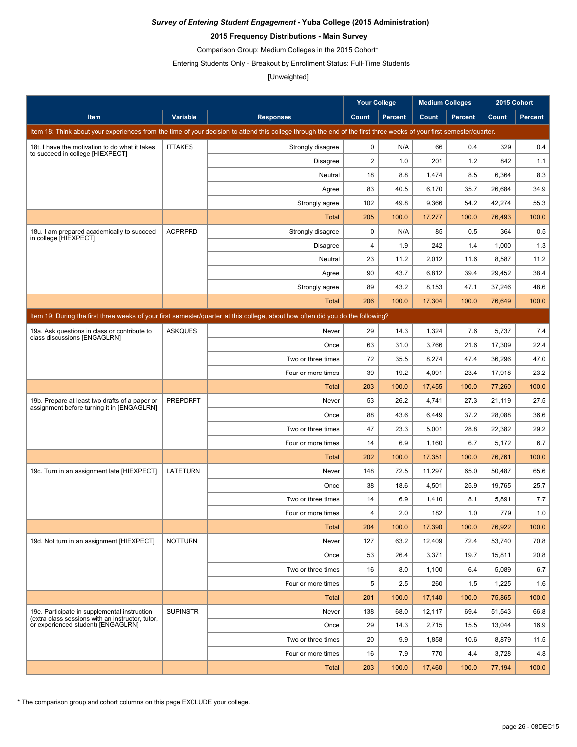***Survey of Entering Student Engagement* - Yuba College (2015 Administration)**

**2015 Frequency Distributions - Main Survey**

Comparison Group: Medium Colleges in the 2015 Cohort*

Entering Students Only - Breakout by Enrollment Status: Full-Time Students

[Unweighted]

| | | | Your College | | Medium Colleges | | 2015 Cohort | |
|---|---|---|---|---|---|---|---|---|
| **Item** | **Variable** | **Responses** | **Count** | **Percent** | **Count** | **Percent** | **Count** | **Percent** |
| Item 18: Think about your experiences from the time of your decision to attend this college through the end of the first three weeks of your first semester/quarter. | | | | | | | | |
| 18t. I have the motivation to do what it takes to succeed in college [HIEXPECT] | ITTAKES | Strongly disagree | 0 | N/A | 66 | 0.4 | 329 | 0.4 |
| | | Disagree | 2 | 1.0 | 201 | 1.2 | 842 | 1.1 |
| | | Neutral | 18 | 8.8 | 1,474 | 8.5 | 6,364 | 8.3 |
| | | Agree | 83 | 40.5 | 6,170 | 35.7 | 26,684 | 34.9 |
| | | Strongly agree | 102 | 49.8 | 9,366 | 54.2 | 42,274 | 55.3 |
| | | Total | 205 | 100.0 | 17,277 | 100.0 | 76,493 | 100.0 |
| 18u. I am prepared academically to succeed in college [HIEXPECT] | ACPRPRD | Strongly disagree | 0 | N/A | 85 | 0.5 | 364 | 0.5 |
| | | Disagree | 4 | 1.9 | 242 | 1.4 | 1,000 | 1.3 |
| | | Neutral | 23 | 11.2 | 2,012 | 11.6 | 8,587 | 11.2 |
| | | Agree | 90 | 43.7 | 6,812 | 39.4 | 29,452 | 38.4 |
| | | Strongly agree | 89 | 43.2 | 8,153 | 47.1 | 37,246 | 48.6 |
| | | Total | 206 | 100.0 | 17,304 | 100.0 | 76,649 | 100.0 |
| Item 19: During the first three weeks of your first semester/quarter at this college, about how often did you do the following? | | | | | | | | |
| 19a. Ask questions in class or contribute to class discussions [ENGAGLRN] | ASKQUES | Never | 29 | 14.3 | 1,324 | 7.6 | 5,737 | 7.4 |
| | | Once | 63 | 31.0 | 3,766 | 21.6 | 17,309 | 22.4 |
| | | Two or three times | 72 | 35.5 | 8,274 | 47.4 | 36,296 | 47.0 |
| | | Four or more times | 39 | 19.2 | 4,091 | 23.4 | 17,918 | 23.2 |
| | | Total | 203 | 100.0 | 17,455 | 100.0 | 77,260 | 100.0 |
| 19b. Prepare at least two drafts of a paper or assignment before turning it in [ENGAGLRN] | PREPDRFT | Never | 53 | 26.2 | 4,741 | 27.3 | 21,119 | 27.5 |
| | | Once | 88 | 43.6 | 6,449 | 37.2 | 28,088 | 36.6 |
| | | Two or three times | 47 | 23.3 | 5,001 | 28.8 | 22,382 | 29.2 |
| | | Four or more times | 14 | 6.9 | 1,160 | 6.7 | 5,172 | 6.7 |
| | | Total | 202 | 100.0 | 17,351 | 100.0 | 76,761 | 100.0 |
| 19c. Turn in an assignment late [HIEXPECT] | LATETURN | Never | 148 | 72.5 | 11,297 | 65.0 | 50,487 | 65.6 |
| | | Once | 38 | 18.6 | 4,501 | 25.9 | 19,765 | 25.7 |
| | | Two or three times | 14 | 6.9 | 1,410 | 8.1 | 5,891 | 7.7 |
| | | Four or more times | 4 | 2.0 | 182 | 1.0 | 779 | 1.0 |
| | | Total | 204 | 100.0 | 17,390 | 100.0 | 76,922 | 100.0 |
| 19d. Not turn in an assignment [HIEXPECT] | NOTTURN | Never | 127 | 63.2 | 12,409 | 72.4 | 53,740 | 70.8 |
| | | Once | 53 | 26.4 | 3,371 | 19.7 | 15,811 | 20.8 |
| | | Two or three times | 16 | 8.0 | 1,100 | 6.4 | 5,089 | 6.7 |
| | | Four or more times | 5 | 2.5 | 260 | 1.5 | 1,225 | 1.6 |
| | | Total | 201 | 100.0 | 17,140 | 100.0 | 75,865 | 100.0 |
| 19e. Participate in supplemental instruction (extra class sessions with an instructor, tutor, or experienced student) [ENGAGLRN] | SUPINSTR | Never | 138 | 68.0 | 12,117 | 69.4 | 51,543 | 66.8 |
| | | Once | 29 | 14.3 | 2,715 | 15.5 | 13,044 | 16.9 |
| | | Two or three times | 20 | 9.9 | 1,858 | 10.6 | 8,879 | 11.5 |
| | | Four or more times | 16 | 7.9 | 770 | 4.4 | 3,728 | 4.8 |
| | | Total | 203 | 100.0 | 17,460 | 100.0 | 77,194 | 100.0 |

* The comparison group and cohort columns on this page EXCLUDE your college.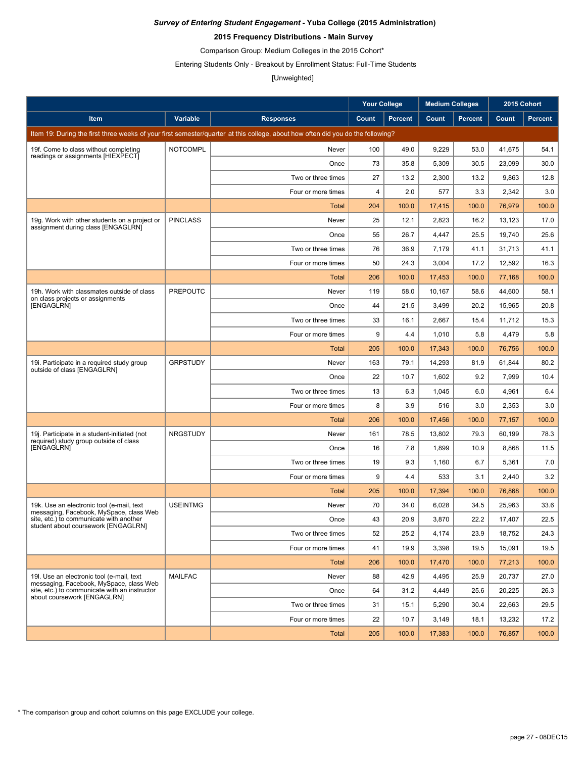***Survey of Entering Student Engagement* - Yuba College (2015 Administration)**

**2015 Frequency Distributions - Main Survey**

Comparison Group: Medium Colleges in the 2015 Cohort*

Entering Students Only - Breakout by Enrollment Status: Full-Time Students

[Unweighted]

| | | | Your College | | Medium Colleges | | 2015 Cohort | |
|---|---|---|---|---|---|---|---|---|
| **Item** | **Variable** | **Responses** | **Count** | **Percent** | **Count** | **Percent** | **Count** | **Percent** |
| Item 19: During the first three weeks of your first semester/quarter at this college, about how often did you do the following? | | | | | | | | |
| 19f. Come to class without completing readings or assignments [HIEXPECT] | NOTCOMPL | Never | 100 | 49.0 | 9,229 | 53.0 | 41,675 | 54.1 |
| | | Once | 73 | 35.8 | 5,309 | 30.5 | 23,099 | 30.0 |
| | | Two or three times | 27 | 13.2 | 2,300 | 13.2 | 9,863 | 12.8 |
| | | Four or more times | 4 | 2.0 | 577 | 3.3 | 2,342 | 3.0 |
| | | Total | 204 | 100.0 | 17,415 | 100.0 | 76,979 | 100.0 |
| 19g. Work with other students on a project or assignment during class [ENGAGLRN] | PINCLASS | Never | 25 | 12.1 | 2,823 | 16.2 | 13,123 | 17.0 |
| | | Once | 55 | 26.7 | 4,447 | 25.5 | 19,740 | 25.6 |
| | | Two or three times | 76 | 36.9 | 7,179 | 41.1 | 31,713 | 41.1 |
| | | Four or more times | 50 | 24.3 | 3,004 | 17.2 | 12,592 | 16.3 |
| | | Total | 206 | 100.0 | 17,453 | 100.0 | 77,168 | 100.0 |
| 19h. Work with classmates outside of class on class projects or assignments [ENGAGLRN] | PREPOUTC | Never | 119 | 58.0 | 10,167 | 58.6 | 44,600 | 58.1 |
| | | Once | 44 | 21.5 | 3,499 | 20.2 | 15,965 | 20.8 |
| | | Two or three times | 33 | 16.1 | 2,667 | 15.4 | 11,712 | 15.3 |
| | | Four or more times | 9 | 4.4 | 1,010 | 5.8 | 4,479 | 5.8 |
| | | Total | 205 | 100.0 | 17,343 | 100.0 | 76,756 | 100.0 |
| 19i. Participate in a required study group outside of class [ENGAGLRN] | GRPSTUDY | Never | 163 | 79.1 | 14,293 | 81.9 | 61,844 | 80.2 |
| | | Once | 22 | 10.7 | 1,602 | 9.2 | 7,999 | 10.4 |
| | | Two or three times | 13 | 6.3 | 1,045 | 6.0 | 4,961 | 6.4 |
| | | Four or more times | 8 | 3.9 | 516 | 3.0 | 2,353 | 3.0 |
| | | Total | 206 | 100.0 | 17,456 | 100.0 | 77,157 | 100.0 |
| 19j. Participate in a student-initiated (not required) study group outside of class [ENGAGLRN] | NRGSTUDY | Never | 161 | 78.5 | 13,802 | 79.3 | 60,199 | 78.3 |
| | | Once | 16 | 7.8 | 1,899 | 10.9 | 8,868 | 11.5 |
| | | Two or three times | 19 | 9.3 | 1,160 | 6.7 | 5,361 | 7.0 |
| | | Four or more times | 9 | 4.4 | 533 | 3.1 | 2,440 | 3.2 |
| | | Total | 205 | 100.0 | 17,394 | 100.0 | 76,868 | 100.0 |
| 19k. Use an electronic tool (e-mail, text messaging, Facebook, MySpace, class Web site, etc.) to communicate with another student about coursework [ENGAGLRN] | USEINTMG | Never | 70 | 34.0 | 6,028 | 34.5 | 25,963 | 33.6 |
| | | Once | 43 | 20.9 | 3,870 | 22.2 | 17,407 | 22.5 |
| | | Two or three times | 52 | 25.2 | 4,174 | 23.9 | 18,752 | 24.3 |
| | | Four or more times | 41 | 19.9 | 3,398 | 19.5 | 15,091 | 19.5 |
| | | Total | 206 | 100.0 | 17,470 | 100.0 | 77,213 | 100.0 |
| 19l. Use an electronic tool (e-mail, text messaging, Facebook, MySpace, class Web site, etc.) to communicate with an instructor about coursework [ENGAGLRN] | MAILFAC | Never | 88 | 42.9 | 4,495 | 25.9 | 20,737 | 27.0 |
| | | Once | 64 | 31.2 | 4,449 | 25.6 | 20,225 | 26.3 |
| | | Two or three times | 31 | 15.1 | 5,290 | 30.4 | 22,663 | 29.5 |
| | | Four or more times | 22 | 10.7 | 3,149 | 18.1 | 13,232 | 17.2 |
| | | Total | 205 | 100.0 | 17,383 | 100.0 | 76,857 | 100.0 |

* The comparison group and cohort columns on this page EXCLUDE your college.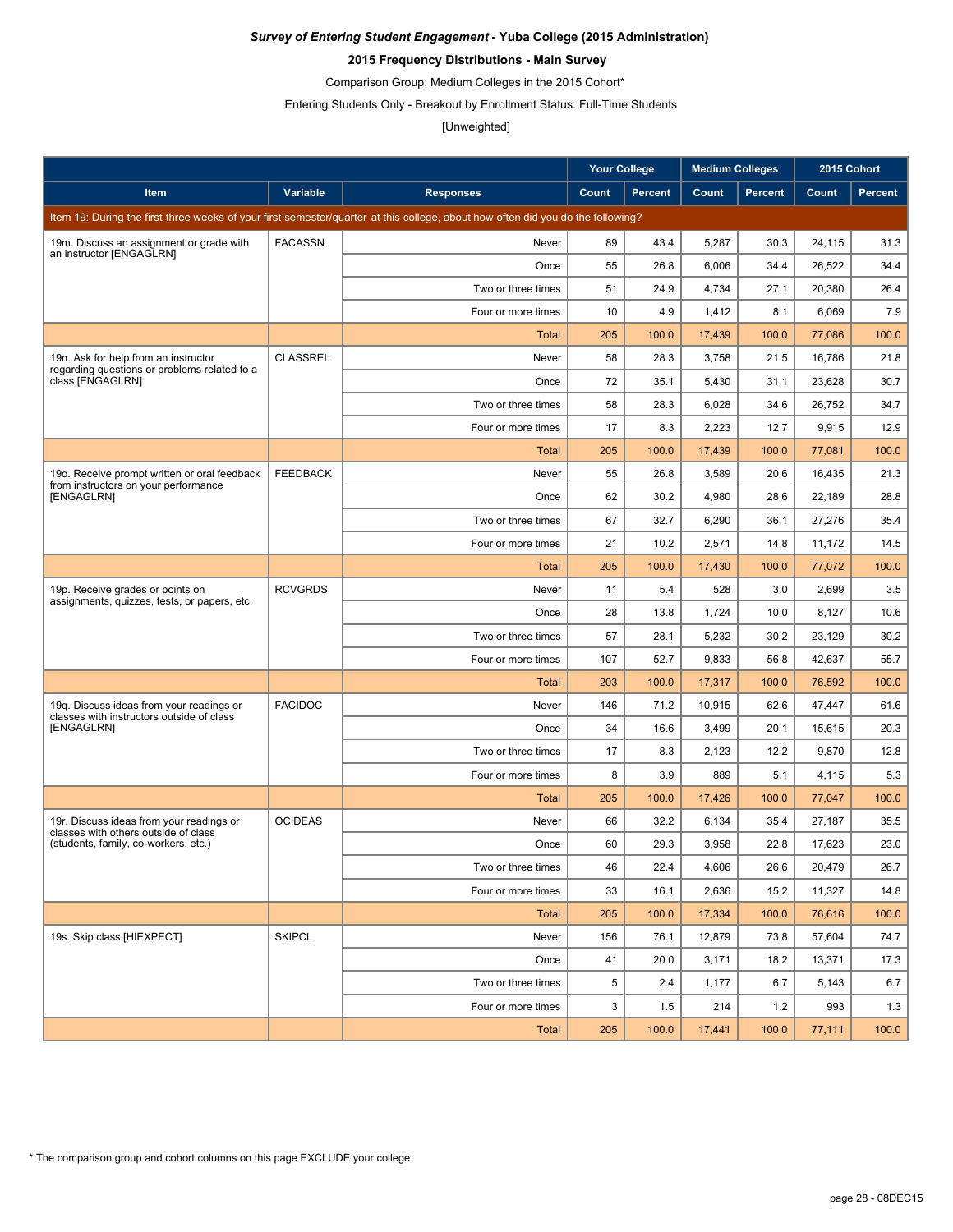***Survey of Entering Student Engagement* - Yuba College (2015 Administration)**

**2015 Frequency Distributions - Main Survey**

Comparison Group: Medium Colleges in the 2015 Cohort*

Entering Students Only - Breakout by Enrollment Status: Full-Time Students

[Unweighted]

| | | | Your College | | Medium Colleges | | 2015 Cohort | |
|---|---|---|---|---|---|---|---|---|
| **Item** | **Variable** | **Responses** | **Count** | **Percent** | **Count** | **Percent** | **Count** | **Percent** |
| Item 19: During the first three weeks of your first semester/quarter at this college, about how often did you do the following? | | | | | | | | |
| 19m. Discuss an assignment or grade with an instructor [ENGAGLRN] | FACASSN | Never | 89 | 43.4 | 5,287 | 30.3 | 24,115 | 31.3 |
| | | Once | 55 | 26.8 | 6,006 | 34.4 | 26,522 | 34.4 |
| | | Two or three times | 51 | 24.9 | 4,734 | 27.1 | 20,380 | 26.4 |
| | | Four or more times | 10 | 4.9 | 1,412 | 8.1 | 6,069 | 7.9 |
| | | Total | 205 | 100.0 | 17,439 | 100.0 | 77,086 | 100.0 |
| 19n. Ask for help from an instructor regarding questions or problems related to a class [ENGAGLRN] | CLASSREL | Never | 58 | 28.3 | 3,758 | 21.5 | 16,786 | 21.8 |
| | | Once | 72 | 35.1 | 5,430 | 31.1 | 23,628 | 30.7 |
| | | Two or three times | 58 | 28.3 | 6,028 | 34.6 | 26,752 | 34.7 |
| | | Four or more times | 17 | 8.3 | 2,223 | 12.7 | 9,915 | 12.9 |
| | | Total | 205 | 100.0 | 17,439 | 100.0 | 77,081 | 100.0 |
| 19o. Receive prompt written or oral feedback from instructors on your performance [ENGAGLRN] | FEEDBACK | Never | 55 | 26.8 | 3,589 | 20.6 | 16,435 | 21.3 |
| | | Once | 62 | 30.2 | 4,980 | 28.6 | 22,189 | 28.8 |
| | | Two or three times | 67 | 32.7 | 6,290 | 36.1 | 27,276 | 35.4 |
| | | Four or more times | 21 | 10.2 | 2,571 | 14.8 | 11,172 | 14.5 |
| | | Total | 205 | 100.0 | 17,430 | 100.0 | 77,072 | 100.0 |
| 19p. Receive grades or points on assignments, quizzes, tests, or papers, etc. | RCVGRDS | Never | 11 | 5.4 | 528 | 3.0 | 2,699 | 3.5 |
| | | Once | 28 | 13.8 | 1,724 | 10.0 | 8,127 | 10.6 |
| | | Two or three times | 57 | 28.1 | 5,232 | 30.2 | 23,129 | 30.2 |
| | | Four or more times | 107 | 52.7 | 9,833 | 56.8 | 42,637 | 55.7 |
| | | Total | 203 | 100.0 | 17,317 | 100.0 | 76,592 | 100.0 |
| 19q. Discuss ideas from your readings or classes with instructors outside of class [ENGAGLRN] | FACIDOC | Never | 146 | 71.2 | 10,915 | 62.6 | 47,447 | 61.6 |
| | | Once | 34 | 16.6 | 3,499 | 20.1 | 15,615 | 20.3 |
| | | Two or three times | 17 | 8.3 | 2,123 | 12.2 | 9,870 | 12.8 |
| | | Four or more times | 8 | 3.9 | 889 | 5.1 | 4,115 | 5.3 |
| | | Total | 205 | 100.0 | 17,426 | 100.0 | 77,047 | 100.0 |
| 19r. Discuss ideas from your readings or classes with others outside of class (students, family, co-workers, etc.) | OCIDEAS | Never | 66 | 32.2 | 6,134 | 35.4 | 27,187 | 35.5 |
| | | Once | 60 | 29.3 | 3,958 | 22.8 | 17,623 | 23.0 |
| | | Two or three times | 46 | 22.4 | 4,606 | 26.6 | 20,479 | 26.7 |
| | | Four or more times | 33 | 16.1 | 2,636 | 15.2 | 11,327 | 14.8 |
| | | Total | 205 | 100.0 | 17,334 | 100.0 | 76,616 | 100.0 |
| 19s. Skip class [HIEXPECT] | SKIPCL | Never | 156 | 76.1 | 12,879 | 73.8 | 57,604 | 74.7 |
| | | Once | 41 | 20.0 | 3,171 | 18.2 | 13,371 | 17.3 |
| | | Two or three times | 5 | 2.4 | 1,177 | 6.7 | 5,143 | 6.7 |
| | | Four or more times | 3 | 1.5 | 214 | 1.2 | 993 | 1.3 |
| | | Total | 205 | 100.0 | 17,441 | 100.0 | 77,111 | 100.0 |

* The comparison group and cohort columns on this page EXCLUDE your college.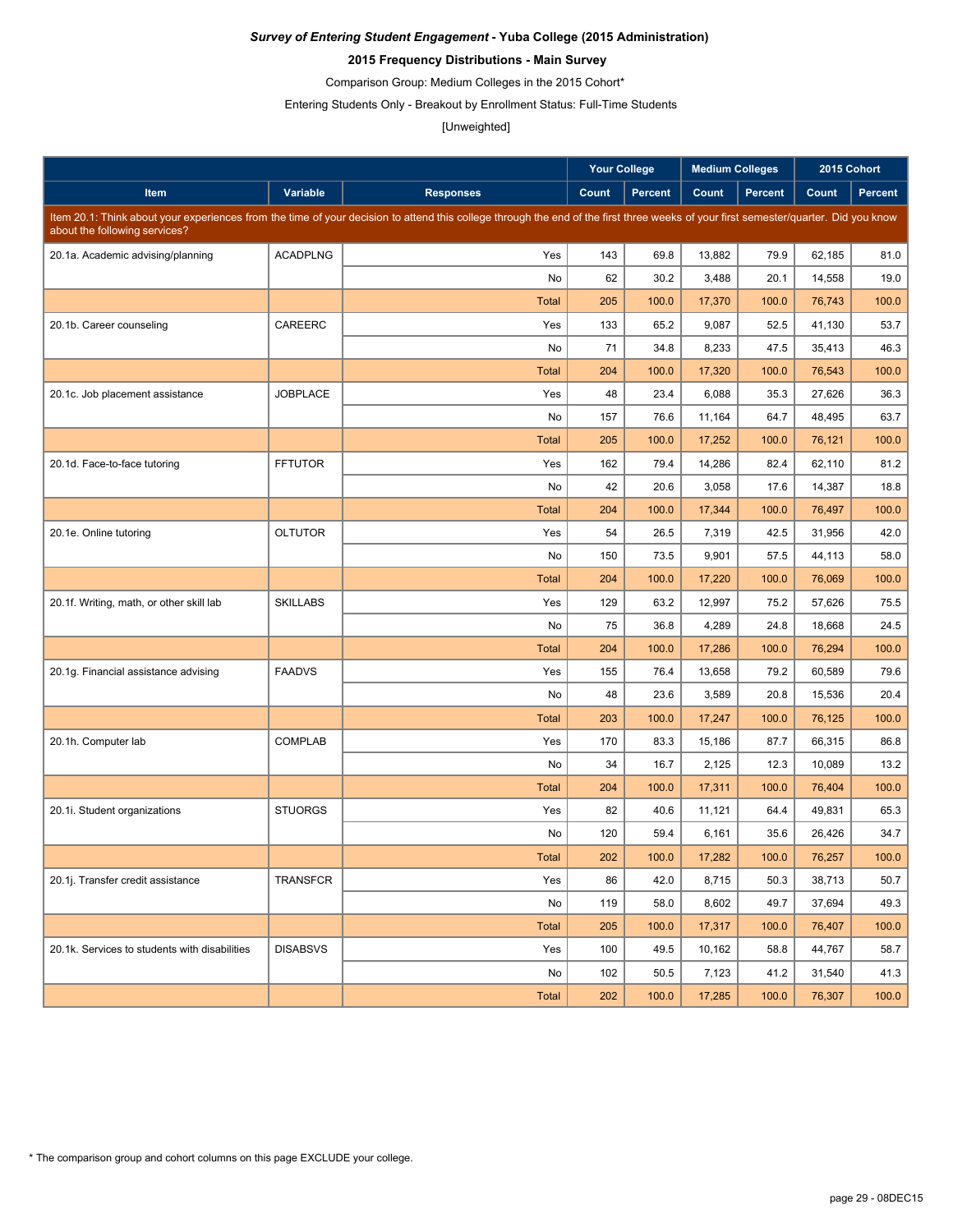***Survey of Entering Student Engagement* - Yuba College (2015 Administration)**

**2015 Frequency Distributions - Main Survey**

Comparison Group: Medium Colleges in the 2015 Cohort*

Entering Students Only - Breakout by Enrollment Status: Full-Time Students

[Unweighted]

| | | | Your College | | Medium Colleges | | 2015 Cohort | |
|---|---|---|---|---|---|---|---|---|
| **Item** | **Variable** | **Responses** | **Count** | **Percent** | **Count** | **Percent** | **Count** | **Percent** |
| Item 20.1: Think about your experiences from the time of your decision to attend this college through the end of the first three weeks of your first semester/quarter. Did you know about the following services? | | | | | | | | |
| 20.1a. Academic advising/planning | ACADPLNG | Yes | 143 | 69.8 | 13,882 | 79.9 | 62,185 | 81.0 |
| | | No | 62 | 30.2 | 3,488 | 20.1 | 14,558 | 19.0 |
| | | Total | 205 | 100.0 | 17,370 | 100.0 | 76,743 | 100.0 |
| 20.1b. Career counseling | CAREERC | Yes | 133 | 65.2 | 9,087 | 52.5 | 41,130 | 53.7 |
| | | No | 71 | 34.8 | 8,233 | 47.5 | 35,413 | 46.3 |
| | | Total | 204 | 100.0 | 17,320 | 100.0 | 76,543 | 100.0 |
| 20.1c. Job placement assistance | JOBPLACE | Yes | 48 | 23.4 | 6,088 | 35.3 | 27,626 | 36.3 |
| | | No | 157 | 76.6 | 11,164 | 64.7 | 48,495 | 63.7 |
| | | Total | 205 | 100.0 | 17,252 | 100.0 | 76,121 | 100.0 |
| 20.1d. Face-to-face tutoring | FFTUTOR | Yes | 162 | 79.4 | 14,286 | 82.4 | 62,110 | 81.2 |
| | | No | 42 | 20.6 | 3,058 | 17.6 | 14,387 | 18.8 |
| | | Total | 204 | 100.0 | 17,344 | 100.0 | 76,497 | 100.0 |
| 20.1e. Online tutoring | OLTUTOR | Yes | 54 | 26.5 | 7,319 | 42.5 | 31,956 | 42.0 |
| | | No | 150 | 73.5 | 9,901 | 57.5 | 44,113 | 58.0 |
| | | Total | 204 | 100.0 | 17,220 | 100.0 | 76,069 | 100.0 |
| 20.1f. Writing, math, or other skill lab | SKILLABS | Yes | 129 | 63.2 | 12,997 | 75.2 | 57,626 | 75.5 |
| | | No | 75 | 36.8 | 4,289 | 24.8 | 18,668 | 24.5 |
| | | Total | 204 | 100.0 | 17,286 | 100.0 | 76,294 | 100.0 |
| 20.1g. Financial assistance advising | FAADVS | Yes | 155 | 76.4 | 13,658 | 79.2 | 60,589 | 79.6 |
| | | No | 48 | 23.6 | 3,589 | 20.8 | 15,536 | 20.4 |
| | | Total | 203 | 100.0 | 17,247 | 100.0 | 76,125 | 100.0 |
| 20.1h. Computer lab | COMPLAB | Yes | 170 | 83.3 | 15,186 | 87.7 | 66,315 | 86.8 |
| | | No | 34 | 16.7 | 2,125 | 12.3 | 10,089 | 13.2 |
| | | Total | 204 | 100.0 | 17,311 | 100.0 | 76,404 | 100.0 |
| 20.1i. Student organizations | STUORGS | Yes | 82 | 40.6 | 11,121 | 64.4 | 49,831 | 65.3 |
| | | No | 120 | 59.4 | 6,161 | 35.6 | 26,426 | 34.7 |
| | | Total | 202 | 100.0 | 17,282 | 100.0 | 76,257 | 100.0 |
| 20.1j. Transfer credit assistance | TRANSFCR | Yes | 86 | 42.0 | 8,715 | 50.3 | 38,713 | 50.7 |
| | | No | 119 | 58.0 | 8,602 | 49.7 | 37,694 | 49.3 |
| | | Total | 205 | 100.0 | 17,317 | 100.0 | 76,407 | 100.0 |
| 20.1k. Services to students with disabilities | DISABSVS | Yes | 100 | 49.5 | 10,162 | 58.8 | 44,767 | 58.7 |
| | | No | 102 | 50.5 | 7,123 | 41.2 | 31,540 | 41.3 |
| | | Total | 202 | 100.0 | 17,285 | 100.0 | 76,307 | 100.0 |

* The comparison group and cohort columns on this page EXCLUDE your college.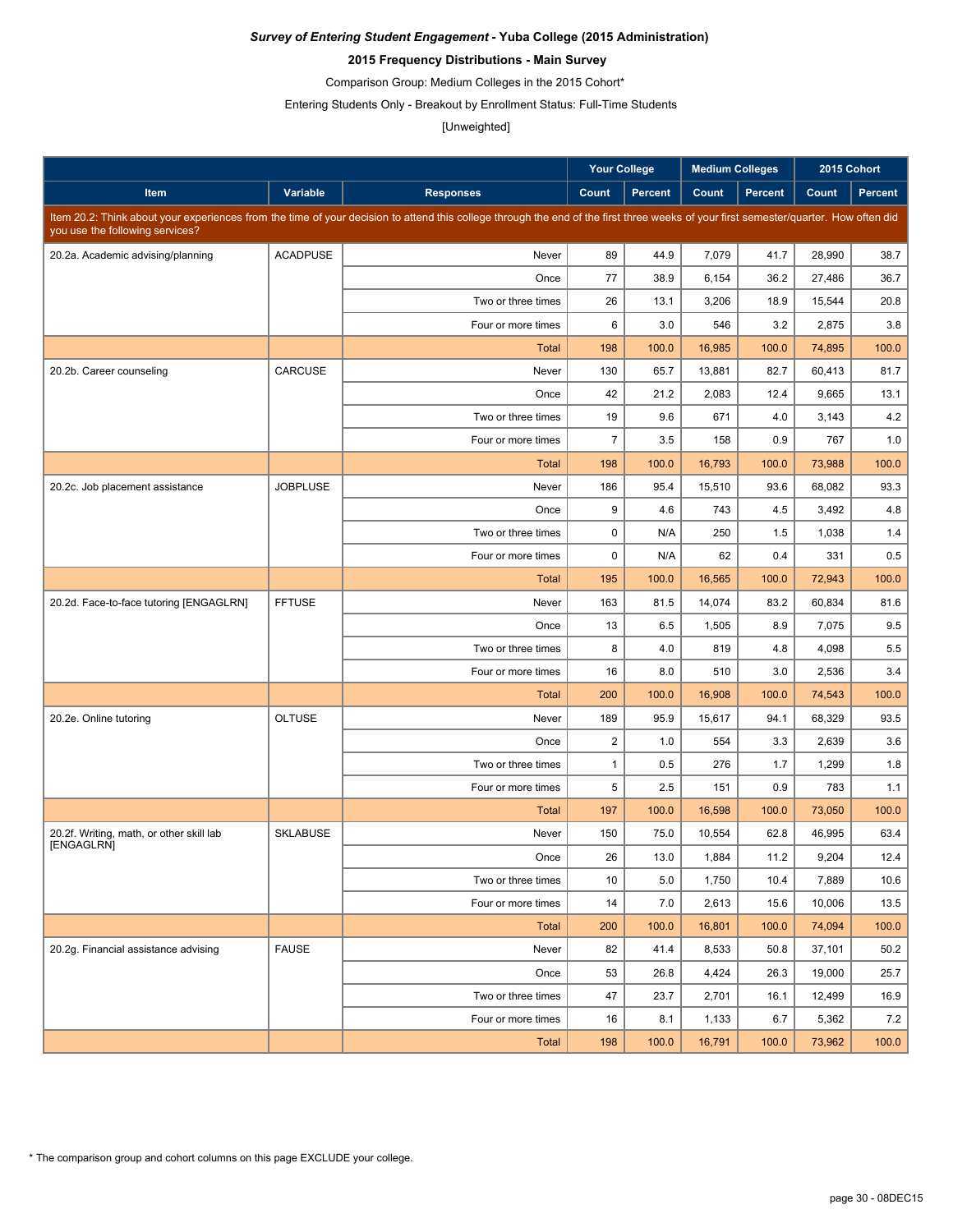***Survey of Entering Student Engagement* - Yuba College (2015 Administration)**

**2015 Frequency Distributions - Main Survey**

Comparison Group: Medium Colleges in the 2015 Cohort*

Entering Students Only - Breakout by Enrollment Status: Full-Time Students

[Unweighted]

| | | | Your College | | Medium Colleges | | 2015 Cohort | |
|---|---|---|---|---|---|---|---|---|
| **Item** | **Variable** | **Responses** | **Count** | **Percent** | **Count** | **Percent** | **Count** | **Percent** |
| Item 20.2: Think about your experiences from the time of your decision to attend this college through the end of the first three weeks of your first semester/quarter. How often did you use the following services? | | | | | | | | |
| 20.2a. Academic advising/planning | ACADPUSE | Never | 89 | 44.9 | 7,079 | 41.7 | 28,990 | 38.7 |
| | | Once | 77 | 38.9 | 6,154 | 36.2 | 27,486 | 36.7 |
| | | Two or three times | 26 | 13.1 | 3,206 | 18.9 | 15,544 | 20.8 |
| | | Four or more times | 6 | 3.0 | 546 | 3.2 | 2,875 | 3.8 |
| | | Total | 198 | 100.0 | 16,985 | 100.0 | 74,895 | 100.0 |
| 20.2b. Career counseling | CARCUSE | Never | 130 | 65.7 | 13,881 | 82.7 | 60,413 | 81.7 |
| | | Once | 42 | 21.2 | 2,083 | 12.4 | 9,665 | 13.1 |
| | | Two or three times | 19 | 9.6 | 671 | 4.0 | 3,143 | 4.2 |
| | | Four or more times | 7 | 3.5 | 158 | 0.9 | 767 | 1.0 |
| | | Total | 198 | 100.0 | 16,793 | 100.0 | 73,988 | 100.0 |
| 20.2c. Job placement assistance | JOBPLUSE | Never | 186 | 95.4 | 15,510 | 93.6 | 68,082 | 93.3 |
| | | Once | 9 | 4.6 | 743 | 4.5 | 3,492 | 4.8 |
| | | Two or three times | 0 | N/A | 250 | 1.5 | 1,038 | 1.4 |
| | | Four or more times | 0 | N/A | 62 | 0.4 | 331 | 0.5 |
| | | Total | 195 | 100.0 | 16,565 | 100.0 | 72,943 | 100.0 |
| 20.2d. Face-to-face tutoring [ENGAGLRN] | FFTUSE | Never | 163 | 81.5 | 14,074 | 83.2 | 60,834 | 81.6 |
| | | Once | 13 | 6.5 | 1,505 | 8.9 | 7,075 | 9.5 |
| | | Two or three times | 8 | 4.0 | 819 | 4.8 | 4,098 | 5.5 |
| | | Four or more times | 16 | 8.0 | 510 | 3.0 | 2,536 | 3.4 |
| | | Total | 200 | 100.0 | 16,908 | 100.0 | 74,543 | 100.0 |
| 20.2e. Online tutoring | OLTUSE | Never | 189 | 95.9 | 15,617 | 94.1 | 68,329 | 93.5 |
| | | Once | 2 | 1.0 | 554 | 3.3 | 2,639 | 3.6 |
| | | Two or three times | 1 | 0.5 | 276 | 1.7 | 1,299 | 1.8 |
| | | Four or more times | 5 | 2.5 | 151 | 0.9 | 783 | 1.1 |
| | | Total | 197 | 100.0 | 16,598 | 100.0 | 73,050 | 100.0 |
| 20.2f. Writing, math, or other skill lab [ENGAGLRN] | SKLABUSE | Never | 150 | 75.0 | 10,554 | 62.8 | 46,995 | 63.4 |
| | | Once | 26 | 13.0 | 1,884 | 11.2 | 9,204 | 12.4 |
| | | Two or three times | 10 | 5.0 | 1,750 | 10.4 | 7,889 | 10.6 |
| | | Four or more times | 14 | 7.0 | 2,613 | 15.6 | 10,006 | 13.5 |
| | | Total | 200 | 100.0 | 16,801 | 100.0 | 74,094 | 100.0 |
| 20.2g. Financial assistance advising | FAUSE | Never | 82 | 41.4 | 8,533 | 50.8 | 37,101 | 50.2 |
| | | Once | 53 | 26.8 | 4,424 | 26.3 | 19,000 | 25.7 |
| | | Two or three times | 47 | 23.7 | 2,701 | 16.1 | 12,499 | 16.9 |
| | | Four or more times | 16 | 8.1 | 1,133 | 6.7 | 5,362 | 7.2 |
| | | Total | 198 | 100.0 | 16,791 | 100.0 | 73,962 | 100.0 |

* The comparison group and cohort columns on this page EXCLUDE your college.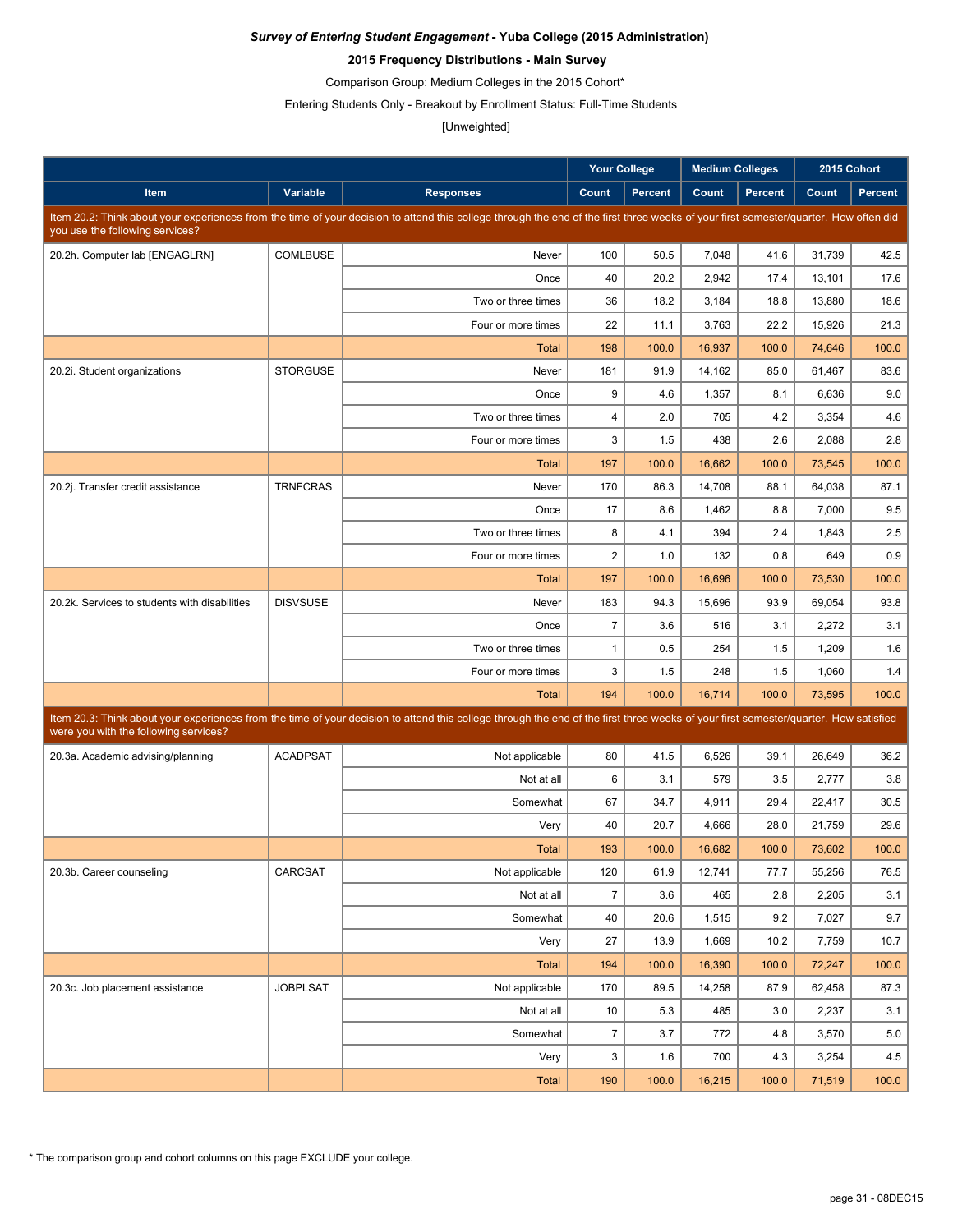***Survey of Entering Student Engagement* - Yuba College (2015 Administration)**

**2015 Frequency Distributions - Main Survey**

Comparison Group: Medium Colleges in the 2015 Cohort*

Entering Students Only - Breakout by Enrollment Status: Full-Time Students

[Unweighted]

| | | | Your College | | Medium Colleges | | 2015 Cohort | |
|---|---|---|---|---|---|---|---|---|
| **Item** | **Variable** | **Responses** | **Count** | **Percent** | **Count** | **Percent** | **Count** | **Percent** |
| Item 20.2: Think about your experiences from the time of your decision to attend this college through the end of the first three weeks of your first semester/quarter. How often did you use the following services? | | | | | | | | |
| 20.2h. Computer lab [ENGAGLRN] | COMLBUSE | Never | 100 | 50.5 | 7,048 | 41.6 | 31,739 | 42.5 |
| | | Once | 40 | 20.2 | 2,942 | 17.4 | 13,101 | 17.6 |
| | | Two or three times | 36 | 18.2 | 3,184 | 18.8 | 13,880 | 18.6 |
| | | Four or more times | 22 | 11.1 | 3,763 | 22.2 | 15,926 | 21.3 |
| | | Total | 198 | 100.0 | 16,937 | 100.0 | 74,646 | 100.0 |
| 20.2i. Student organizations | STORGUSE | Never | 181 | 91.9 | 14,162 | 85.0 | 61,467 | 83.6 |
| | | Once | 9 | 4.6 | 1,357 | 8.1 | 6,636 | 9.0 |
| | | Two or three times | 4 | 2.0 | 705 | 4.2 | 3,354 | 4.6 |
| | | Four or more times | 3 | 1.5 | 438 | 2.6 | 2,088 | 2.8 |
| | | Total | 197 | 100.0 | 16,662 | 100.0 | 73,545 | 100.0 |
| 20.2j. Transfer credit assistance | TRNFCRAS | Never | 170 | 86.3 | 14,708 | 88.1 | 64,038 | 87.1 |
| | | Once | 17 | 8.6 | 1,462 | 8.8 | 7,000 | 9.5 |
| | | Two or three times | 8 | 4.1 | 394 | 2.4 | 1,843 | 2.5 |
| | | Four or more times | 2 | 1.0 | 132 | 0.8 | 649 | 0.9 |
| | | Total | 197 | 100.0 | 16,696 | 100.0 | 73,530 | 100.0 |
| 20.2k. Services to students with disabilities | DISVSUSE | Never | 183 | 94.3 | 15,696 | 93.9 | 69,054 | 93.8 |
| | | Once | 7 | 3.6 | 516 | 3.1 | 2,272 | 3.1 |
| | | Two or three times | 1 | 0.5 | 254 | 1.5 | 1,209 | 1.6 |
| | | Four or more times | 3 | 1.5 | 248 | 1.5 | 1,060 | 1.4 |
| | | Total | 194 | 100.0 | 16,714 | 100.0 | 73,595 | 100.0 |
| Item 20.3: Think about your experiences from the time of your decision to attend this college through the end of the first three weeks of your first semester/quarter. How satisfied were you with the following services? | | | | | | | | |
| 20.3a. Academic advising/planning | ACADPSAT | Not applicable | 80 | 41.5 | 6,526 | 39.1 | 26,649 | 36.2 |
| | | Not at all | 6 | 3.1 | 579 | 3.5 | 2,777 | 3.8 |
| | | Somewhat | 67 | 34.7 | 4,911 | 29.4 | 22,417 | 30.5 |
| | | Very | 40 | 20.7 | 4,666 | 28.0 | 21,759 | 29.6 |
| | | Total | 193 | 100.0 | 16,682 | 100.0 | 73,602 | 100.0 |
| 20.3b. Career counseling | CARCSAT | Not applicable | 120 | 61.9 | 12,741 | 77.7 | 55,256 | 76.5 |
| | | Not at all | 7 | 3.6 | 465 | 2.8 | 2,205 | 3.1 |
| | | Somewhat | 40 | 20.6 | 1,515 | 9.2 | 7,027 | 9.7 |
| | | Very | 27 | 13.9 | 1,669 | 10.2 | 7,759 | 10.7 |
| | | Total | 194 | 100.0 | 16,390 | 100.0 | 72,247 | 100.0 |
| 20.3c. Job placement assistance | JOBPLSAT | Not applicable | 170 | 89.5 | 14,258 | 87.9 | 62,458 | 87.3 |
| | | Not at all | 10 | 5.3 | 485 | 3.0 | 2,237 | 3.1 |
| | | Somewhat | 7 | 3.7 | 772 | 4.8 | 3,570 | 5.0 |
| | | Very | 3 | 1.6 | 700 | 4.3 | 3,254 | 4.5 |
| | | Total | 190 | 100.0 | 16,215 | 100.0 | 71,519 | 100.0 |

\* The comparison group and cohort columns on this page EXCLUDE your college.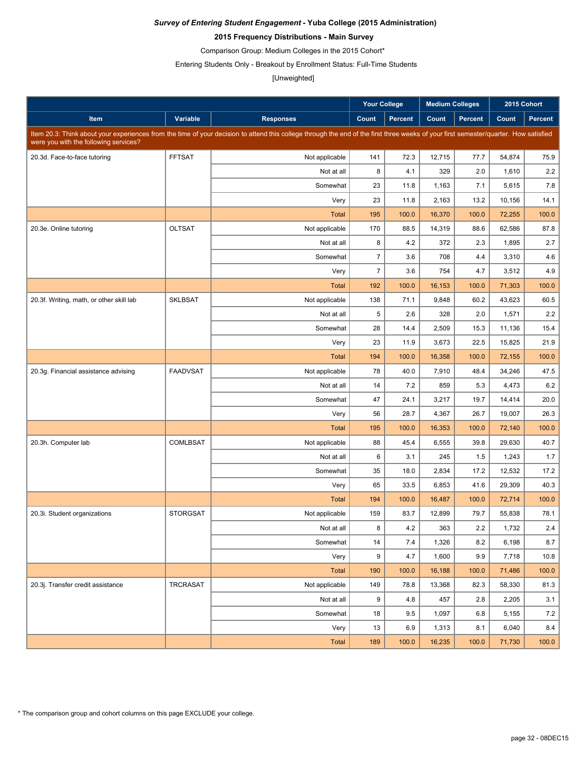***Survey of Entering Student Engagement* - Yuba College (2015 Administration)**

**2015 Frequency Distributions - Main Survey**

Comparison Group: Medium Colleges in the 2015 Cohort*

Entering Students Only - Breakout by Enrollment Status: Full-Time Students

[Unweighted]

| | | | Your College | | Medium Colleges | | 2015 Cohort | |
|---|---|---|---|---|---|---|---|---|
| **Item** | **Variable** | **Responses** | **Count** | **Percent** | **Count** | **Percent** | **Count** | **Percent** |
| Item 20.3: Think about your experiences from the time of your decision to attend this college through the end of the first three weeks of your first semester/quarter. How satisfied were you with the following services? | | | | | | | | |
| 20.3d. Face-to-face tutoring | FFTSAT | Not applicable | 141 | 72.3 | 12,715 | 77.7 | 54,874 | 75.9 |
| | | Not at all | 8 | 4.1 | 329 | 2.0 | 1,610 | 2.2 |
| | | Somewhat | 23 | 11.8 | 1,163 | 7.1 | 5,615 | 7.8 |
| | | Very | 23 | 11.8 | 2,163 | 13.2 | 10,156 | 14.1 |
| | | Total | 195 | 100.0 | 16,370 | 100.0 | 72,255 | 100.0 |
| 20.3e. Online tutoring | OLTSAT | Not applicable | 170 | 88.5 | 14,319 | 88.6 | 62,586 | 87.8 |
| | | Not at all | 8 | 4.2 | 372 | 2.3 | 1,895 | 2.7 |
| | | Somewhat | 7 | 3.6 | 708 | 4.4 | 3,310 | 4.6 |
| | | Very | 7 | 3.6 | 754 | 4.7 | 3,512 | 4.9 |
| | | Total | 192 | 100.0 | 16,153 | 100.0 | 71,303 | 100.0 |
| 20.3f. Writing, math, or other skill lab | SKLBSAT | Not applicable | 138 | 71.1 | 9,848 | 60.2 | 43,623 | 60.5 |
| | | Not at all | 5 | 2.6 | 328 | 2.0 | 1,571 | 2.2 |
| | | Somewhat | 28 | 14.4 | 2,509 | 15.3 | 11,136 | 15.4 |
| | | Very | 23 | 11.9 | 3,673 | 22.5 | 15,825 | 21.9 |
| | | Total | 194 | 100.0 | 16,358 | 100.0 | 72,155 | 100.0 |
| 20.3g. Financial assistance advising | FAADVSAT | Not applicable | 78 | 40.0 | 7,910 | 48.4 | 34,246 | 47.5 |
| | | Not at all | 14 | 7.2 | 859 | 5.3 | 4,473 | 6.2 |
| | | Somewhat | 47 | 24.1 | 3,217 | 19.7 | 14,414 | 20.0 |
| | | Very | 56 | 28.7 | 4,367 | 26.7 | 19,007 | 26.3 |
| | | Total | 195 | 100.0 | 16,353 | 100.0 | 72,140 | 100.0 |
| 20.3h. Computer lab | COMLBSAT | Not applicable | 88 | 45.4 | 6,555 | 39.8 | 29,630 | 40.7 |
| | | Not at all | 6 | 3.1 | 245 | 1.5 | 1,243 | 1.7 |
| | | Somewhat | 35 | 18.0 | 2,834 | 17.2 | 12,532 | 17.2 |
| | | Very | 65 | 33.5 | 6,853 | 41.6 | 29,309 | 40.3 |
| | | Total | 194 | 100.0 | 16,487 | 100.0 | 72,714 | 100.0 |
| 20.3i. Student organizations | STORGSAT | Not applicable | 159 | 83.7 | 12,899 | 79.7 | 55,838 | 78.1 |
| | | Not at all | 8 | 4.2 | 363 | 2.2 | 1,732 | 2.4 |
| | | Somewhat | 14 | 7.4 | 1,326 | 8.2 | 6,198 | 8.7 |
| | | Very | 9 | 4.7 | 1,600 | 9.9 | 7,718 | 10.8 |
| | | Total | 190 | 100.0 | 16,188 | 100.0 | 71,486 | 100.0 |
| 20.3j. Transfer credit assistance | TRCRASAT | Not applicable | 149 | 78.8 | 13,368 | 82.3 | 58,330 | 81.3 |
| | | Not at all | 9 | 4.8 | 457 | 2.8 | 2,205 | 3.1 |
| | | Somewhat | 18 | 9.5 | 1,097 | 6.8 | 5,155 | 7.2 |
| | | Very | 13 | 6.9 | 1,313 | 8.1 | 6,040 | 8.4 |
| | | Total | 189 | 100.0 | 16,235 | 100.0 | 71,730 | 100.0 |

* The comparison group and cohort columns on this page EXCLUDE your college.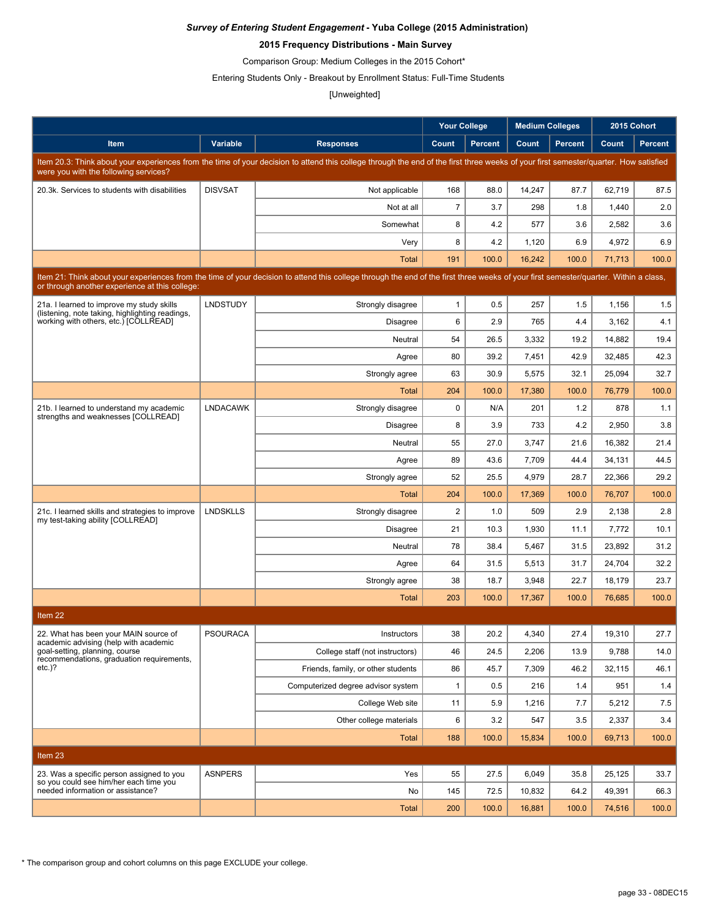***Survey of Entering Student Engagement* - Yuba College (2015 Administration)**

**2015 Frequency Distributions - Main Survey**

Comparison Group: Medium Colleges in the 2015 Cohort*

Entering Students Only - Breakout by Enrollment Status: Full-Time Students

[Unweighted]

| | | | Your College | | Medium Colleges | | 2015 Cohort | |
|---|---|---|---|---|---|---|---|---|
| **Item** | **Variable** | **Responses** | **Count** | **Percent** | **Count** | **Percent** | **Count** | **Percent** |
| Item 20.3: Think about your experiences from the time of your decision to attend this college through the end of the first three weeks of your first semester/quarter. How satisfied were you with the following services? | | | | | | | | |
| 20.3k. Services to students with disabilities | DISVSAT | Not applicable | 168 | 88.0 | 14,247 | 87.7 | 62,719 | 87.5 |
| | | Not at all | 7 | 3.7 | 298 | 1.8 | 1,440 | 2.0 |
| | | Somewhat | 8 | 4.2 | 577 | 3.6 | 2,582 | 3.6 |
| | | Very | 8 | 4.2 | 1,120 | 6.9 | 4,972 | 6.9 |
| | | Total | 191 | 100.0 | 16,242 | 100.0 | 71,713 | 100.0 |
| Item 21: Think about your experiences from the time of your decision to attend this college through the end of the first three weeks of your first semester/quarter. Within a class, or through another experience at this college: | | | | | | | | |
| 21a. I learned to improve my study skills (listening, note taking, highlighting readings, working with others, etc.) [COLLREAD] | LNDSTUDY | Strongly disagree | 1 | 0.5 | 257 | 1.5 | 1,156 | 1.5 |
| | | Disagree | 6 | 2.9 | 765 | 4.4 | 3,162 | 4.1 |
| | | Neutral | 54 | 26.5 | 3,332 | 19.2 | 14,882 | 19.4 |
| | | Agree | 80 | 39.2 | 7,451 | 42.9 | 32,485 | 42.3 |
| | | Strongly agree | 63 | 30.9 | 5,575 | 32.1 | 25,094 | 32.7 |
| | | Total | 204 | 100.0 | 17,380 | 100.0 | 76,779 | 100.0 |
| 21b. I learned to understand my academic strengths and weaknesses [COLLREAD] | LNDACAWK | Strongly disagree | 0 | N/A | 201 | 1.2 | 878 | 1.1 |
| | | Disagree | 8 | 3.9 | 733 | 4.2 | 2,950 | 3.8 |
| | | Neutral | 55 | 27.0 | 3,747 | 21.6 | 16,382 | 21.4 |
| | | Agree | 89 | 43.6 | 7,709 | 44.4 | 34,131 | 44.5 |
| | | Strongly agree | 52 | 25.5 | 4,979 | 28.7 | 22,366 | 29.2 |
| | | Total | 204 | 100.0 | 17,369 | 100.0 | 76,707 | 100.0 |
| 21c. I learned skills and strategies to improve my test-taking ability [COLLREAD] | LNDSKLLS | Strongly disagree | 2 | 1.0 | 509 | 2.9 | 2,138 | 2.8 |
| | | Disagree | 21 | 10.3 | 1,930 | 11.1 | 7,772 | 10.1 |
| | | Neutral | 78 | 38.4 | 5,467 | 31.5 | 23,892 | 31.2 |
| | | Agree | 64 | 31.5 | 5,513 | 31.7 | 24,704 | 32.2 |
| | | Strongly agree | 38 | 18.7 | 3,948 | 22.7 | 18,179 | 23.7 |
| | | Total | 203 | 100.0 | 17,367 | 100.0 | 76,685 | 100.0 |
| Item 22 | | | | | | | | |
| 22. What has been your MAIN source of academic advising (help with academic goal-setting, planning, course recommendations, graduation requirements, etc.)? | PSOURACA | Instructors | 38 | 20.2 | 4,340 | 27.4 | 19,310 | 27.7 |
| | | College staff (not instructors) | 46 | 24.5 | 2,206 | 13.9 | 9,788 | 14.0 |
| | | Friends, family, or other students | 86 | 45.7 | 7,309 | 46.2 | 32,115 | 46.1 |
| | | Computerized degree advisor system | 1 | 0.5 | 216 | 1.4 | 951 | 1.4 |
| | | College Web site | 11 | 5.9 | 1,216 | 7.7 | 5,212 | 7.5 |
| | | Other college materials | 6 | 3.2 | 547 | 3.5 | 2,337 | 3.4 |
| | | Total | 188 | 100.0 | 15,834 | 100.0 | 69,713 | 100.0 |
| Item 23 | | | | | | | | |
| 23. Was a specific person assigned to you so you could see him/her each time you needed information or assistance? | ASNPERS | Yes | 55 | 27.5 | 6,049 | 35.8 | 25,125 | 33.7 |
| | | No | 145 | 72.5 | 10,832 | 64.2 | 49,391 | 66.3 |
| | | Total | 200 | 100.0 | 16,881 | 100.0 | 74,516 | 100.0 |

\* The comparison group and cohort columns on this page EXCLUDE your college.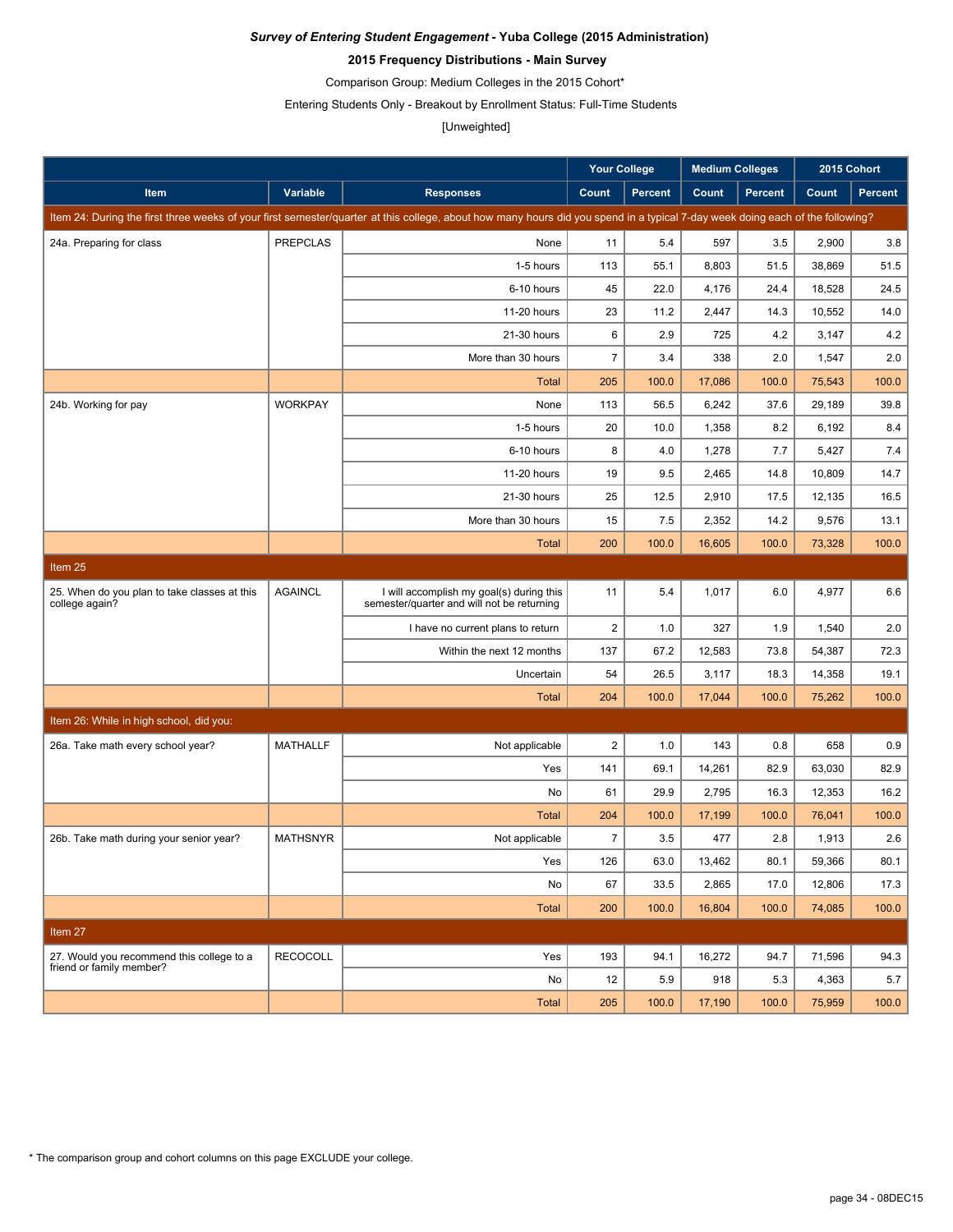***Survey of Entering Student Engagement* - Yuba College (2015 Administration)**

**2015 Frequency Distributions - Main Survey**

Comparison Group: Medium Colleges in the 2015 Cohort*

Entering Students Only - Breakout by Enrollment Status: Full-Time Students

[Unweighted]

| | | | Your College | | Medium Colleges | | 2015 Cohort | |
|---|---|---|---|---|---|---|---|---|
| **Item** | **Variable** | **Responses** | **Count** | **Percent** | **Count** | **Percent** | **Count** | **Percent** |
| Item 24: During the first three weeks of your first semester/quarter at this college, about how many hours did you spend in a typical 7-day week doing each of the following? | | | | | | | | |
| 24a. Preparing for class | PREPCLAS | None | 11 | 5.4 | 597 | 3.5 | 2,900 | 3.8 |
| | | 1-5 hours | 113 | 55.1 | 8,803 | 51.5 | 38,869 | 51.5 |
| | | 6-10 hours | 45 | 22.0 | 4,176 | 24.4 | 18,528 | 24.5 |
| | | 11-20 hours | 23 | 11.2 | 2,447 | 14.3 | 10,552 | 14.0 |
| | | 21-30 hours | 6 | 2.9 | 725 | 4.2 | 3,147 | 4.2 |
| | | More than 30 hours | 7 | 3.4 | 338 | 2.0 | 1,547 | 2.0 |
| | | Total | 205 | 100.0 | 17,086 | 100.0 | 75,543 | 100.0 |
| 24b. Working for pay | WORKPAY | None | 113 | 56.5 | 6,242 | 37.6 | 29,189 | 39.8 |
| | | 1-5 hours | 20 | 10.0 | 1,358 | 8.2 | 6,192 | 8.4 |
| | | 6-10 hours | 8 | 4.0 | 1,278 | 7.7 | 5,427 | 7.4 |
| | | 11-20 hours | 19 | 9.5 | 2,465 | 14.8 | 10,809 | 14.7 |
| | | 21-30 hours | 25 | 12.5 | 2,910 | 17.5 | 12,135 | 16.5 |
| | | More than 30 hours | 15 | 7.5 | 2,352 | 14.2 | 9,576 | 13.1 |
| | | Total | 200 | 100.0 | 16,605 | 100.0 | 73,328 | 100.0 |
| Item 25 | | | | | | | | |
| 25. When do you plan to take classes at this college again? | AGAINCL | I will accomplish my goal(s) during this semester/quarter and will not be returning | 11 | 5.4 | 1,017 | 6.0 | 4,977 | 6.6 |
| | | I have no current plans to return | 2 | 1.0 | 327 | 1.9 | 1,540 | 2.0 |
| | | Within the next 12 months | 137 | 67.2 | 12,583 | 73.8 | 54,387 | 72.3 |
| | | Uncertain | 54 | 26.5 | 3,117 | 18.3 | 14,358 | 19.1 |
| | | Total | 204 | 100.0 | 17,044 | 100.0 | 75,262 | 100.0 |
| Item 26: While in high school, did you: | | | | | | | | |
| 26a. Take math every school year? | MATHALLF | Not applicable | 2 | 1.0 | 143 | 0.8 | 658 | 0.9 |
| | | Yes | 141 | 69.1 | 14,261 | 82.9 | 63,030 | 82.9 |
| | | No | 61 | 29.9 | 2,795 | 16.3 | 12,353 | 16.2 |
| | | Total | 204 | 100.0 | 17,199 | 100.0 | 76,041 | 100.0 |
| 26b. Take math during your senior year? | MATHSNYR | Not applicable | 7 | 3.5 | 477 | 2.8 | 1,913 | 2.6 |
| | | Yes | 126 | 63.0 | 13,462 | 80.1 | 59,366 | 80.1 |
| | | No | 67 | 33.5 | 2,865 | 17.0 | 12,806 | 17.3 |
| | | Total | 200 | 100.0 | 16,804 | 100.0 | 74,085 | 100.0 |
| Item 27 | | | | | | | | |
| 27. Would you recommend this college to a friend or family member? | RECOCOLL | Yes | 193 | 94.1 | 16,272 | 94.7 | 71,596 | 94.3 |
| | | No | 12 | 5.9 | 918 | 5.3 | 4,363 | 5.7 |
| | | Total | 205 | 100.0 | 17,190 | 100.0 | 75,959 | 100.0 |

* The comparison group and cohort columns on this page EXCLUDE your college.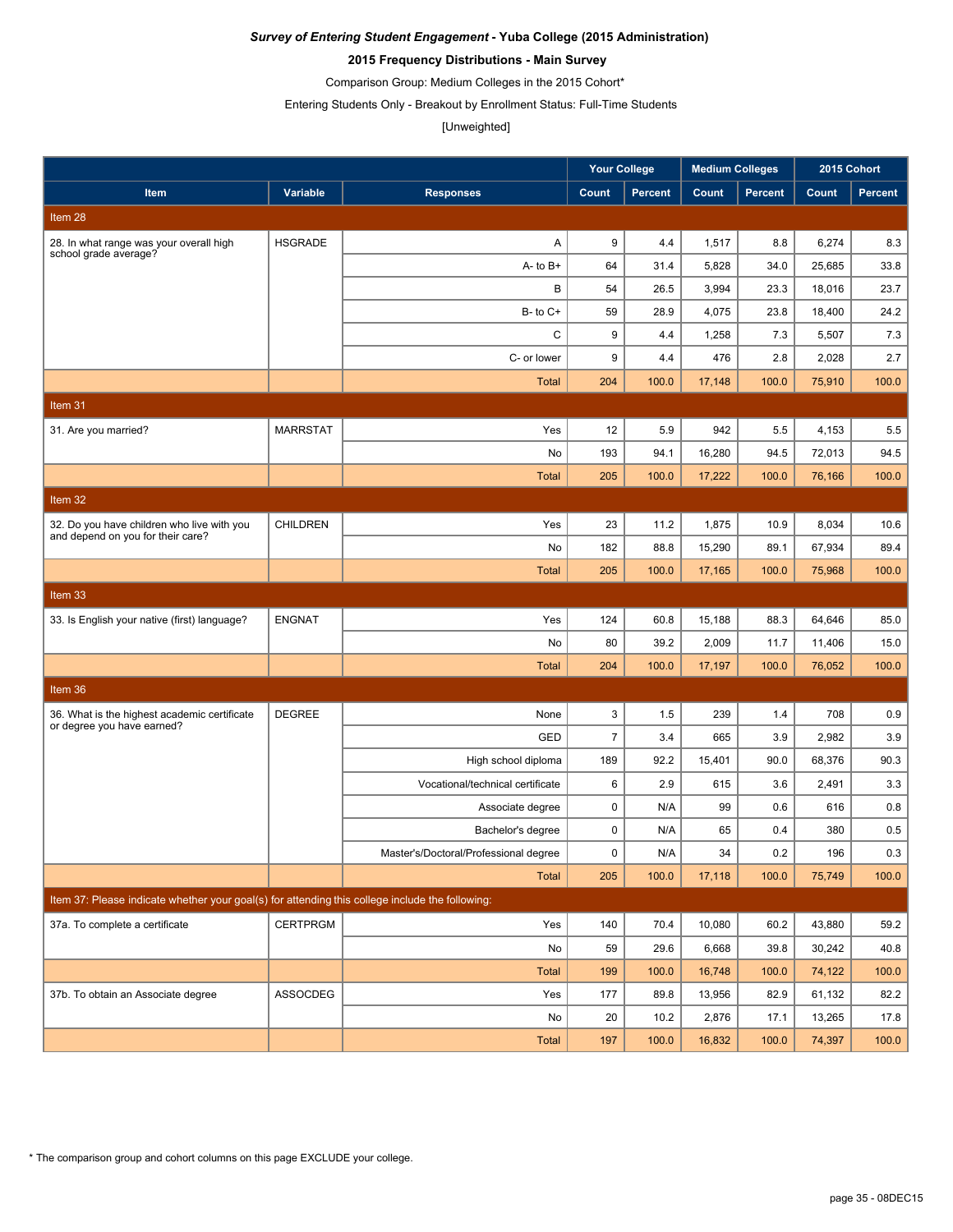***Survey of Entering Student Engagement* - Yuba College (2015 Administration)**

**2015 Frequency Distributions - Main Survey**

Comparison Group: Medium Colleges in the 2015 Cohort*

Entering Students Only - Breakout by Enrollment Status: Full-Time Students

[Unweighted]

| | | | Your College | | Medium Colleges | | 2015 Cohort | |
|---|---|---|---|---|---|---|---|---|
| **Item** | **Variable** | **Responses** | **Count** | **Percent** | **Count** | **Percent** | **Count** | **Percent** |
| Item 28 | | | | | | | | |
| 28. In what range was your overall high school grade average? | HSGRADE | A | 9 | 4.4 | 1,517 | 8.8 | 6,274 | 8.3 |
| | | A- to B+ | 64 | 31.4 | 5,828 | 34.0 | 25,685 | 33.8 |
| | | B | 54 | 26.5 | 3,994 | 23.3 | 18,016 | 23.7 |
| | | B- to C+ | 59 | 28.9 | 4,075 | 23.8 | 18,400 | 24.2 |
| | | C | 9 | 4.4 | 1,258 | 7.3 | 5,507 | 7.3 |
| | | C- or lower | 9 | 4.4 | 476 | 2.8 | 2,028 | 2.7 |
| | | Total | 204 | 100.0 | 17,148 | 100.0 | 75,910 | 100.0 |
| Item 31 | | | | | | | | |
| 31. Are you married? | MARRSTAT | Yes | 12 | 5.9 | 942 | 5.5 | 4,153 | 5.5 |
| | | No | 193 | 94.1 | 16,280 | 94.5 | 72,013 | 94.5 |
| | | Total | 205 | 100.0 | 17,222 | 100.0 | 76,166 | 100.0 |
| Item 32 | | | | | | | | |
| 32. Do you have children who live with you and depend on you for their care? | CHILDREN | Yes | 23 | 11.2 | 1,875 | 10.9 | 8,034 | 10.6 |
| | | No | 182 | 88.8 | 15,290 | 89.1 | 67,934 | 89.4 |
| | | Total | 205 | 100.0 | 17,165 | 100.0 | 75,968 | 100.0 |
| Item 33 | | | | | | | | |
| 33. Is English your native (first) language? | ENGNAT | Yes | 124 | 60.8 | 15,188 | 88.3 | 64,646 | 85.0 |
| | | No | 80 | 39.2 | 2,009 | 11.7 | 11,406 | 15.0 |
| | | Total | 204 | 100.0 | 17,197 | 100.0 | 76,052 | 100.0 |
| Item 36 | | | | | | | | |
| 36. What is the highest academic certificate or degree you have earned? | DEGREE | None | 3 | 1.5 | 239 | 1.4 | 708 | 0.9 |
| | | GED | 7 | 3.4 | 665 | 3.9 | 2,982 | 3.9 |
| | | High school diploma | 189 | 92.2 | 15,401 | 90.0 | 68,376 | 90.3 |
| | | Vocational/technical certificate | 6 | 2.9 | 615 | 3.6 | 2,491 | 3.3 |
| | | Associate degree | 0 | N/A | 99 | 0.6 | 616 | 0.8 |
| | | Bachelor's degree | 0 | N/A | 65 | 0.4 | 380 | 0.5 |
| | | Master's/Doctoral/Professional degree | 0 | N/A | 34 | 0.2 | 196 | 0.3 |
| | | Total | 205 | 100.0 | 17,118 | 100.0 | 75,749 | 100.0 |
| Item 37: Please indicate whether your goal(s) for attending this college include the following: | | | | | | | | |
| 37a. To complete a certificate | CERTPRGM | Yes | 140 | 70.4 | 10,080 | 60.2 | 43,880 | 59.2 |
| | | No | 59 | 29.6 | 6,668 | 39.8 | 30,242 | 40.8 |
| | | Total | 199 | 100.0 | 16,748 | 100.0 | 74,122 | 100.0 |
| 37b. To obtain an Associate degree | ASSOCDEG | Yes | 177 | 89.8 | 13,956 | 82.9 | 61,132 | 82.2 |
| | | No | 20 | 10.2 | 2,876 | 17.1 | 13,265 | 17.8 |
| | | Total | 197 | 100.0 | 16,832 | 100.0 | 74,397 | 100.0 |

* The comparison group and cohort columns on this page EXCLUDE your college.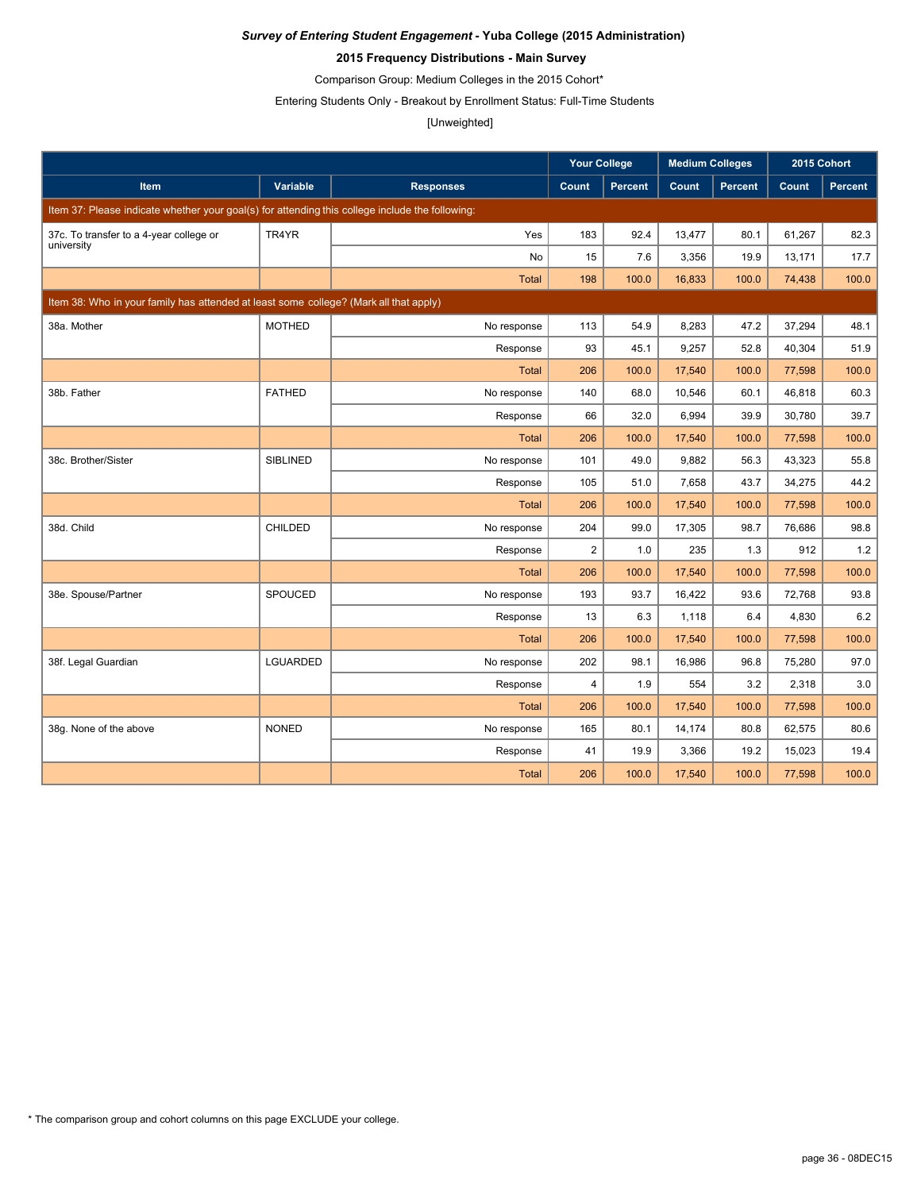***Survey of Entering Student Engagement* - Yuba College (2015 Administration)**

**2015 Frequency Distributions - Main Survey**

Comparison Group: Medium Colleges in the 2015 Cohort*

Entering Students Only - Breakout by Enrollment Status: Full-Time Students

[Unweighted]

| | | | Your College | | Medium Colleges | | 2015 Cohort | |
|---|---|---|---|---|---|---|---|---|
| **Item** | **Variable** | **Responses** | **Count** | **Percent** | **Count** | **Percent** | **Count** | **Percent** |
| Item 37: Please indicate whether your goal(s) for attending this college include the following: | | | | | | | | |
| 37c. To transfer to a 4-year college or university | TR4YR | Yes | 183 | 92.4 | 13,477 | 80.1 | 61,267 | 82.3 |
| | | No | 15 | 7.6 | 3,356 | 19.9 | 13,171 | 17.7 |
| | | Total | 198 | 100.0 | 16,833 | 100.0 | 74,438 | 100.0 |
| Item 38: Who in your family has attended at least some college? (Mark all that apply) | | | | | | | | |
| 38a. Mother | MOTHED | No response | 113 | 54.9 | 8,283 | 47.2 | 37,294 | 48.1 |
| | | Response | 93 | 45.1 | 9,257 | 52.8 | 40,304 | 51.9 |
| | | Total | 206 | 100.0 | 17,540 | 100.0 | 77,598 | 100.0 |
| 38b. Father | FATHED | No response | 140 | 68.0 | 10,546 | 60.1 | 46,818 | 60.3 |
| | | Response | 66 | 32.0 | 6,994 | 39.9 | 30,780 | 39.7 |
| | | Total | 206 | 100.0 | 17,540 | 100.0 | 77,598 | 100.0 |
| 38c. Brother/Sister | SIBLINED | No response | 101 | 49.0 | 9,882 | 56.3 | 43,323 | 55.8 |
| | | Response | 105 | 51.0 | 7,658 | 43.7 | 34,275 | 44.2 |
| | | Total | 206 | 100.0 | 17,540 | 100.0 | 77,598 | 100.0 |
| 38d. Child | CHILDED | No response | 204 | 99.0 | 17,305 | 98.7 | 76,686 | 98.8 |
| | | Response | 2 | 1.0 | 235 | 1.3 | 912 | 1.2 |
| | | Total | 206 | 100.0 | 17,540 | 100.0 | 77,598 | 100.0 |
| 38e. Spouse/Partner | SPOUCED | No response | 193 | 93.7 | 16,422 | 93.6 | 72,768 | 93.8 |
| | | Response | 13 | 6.3 | 1,118 | 6.4 | 4,830 | 6.2 |
| | | Total | 206 | 100.0 | 17,540 | 100.0 | 77,598 | 100.0 |
| 38f. Legal Guardian | LGUARDED | No response | 202 | 98.1 | 16,986 | 96.8 | 75,280 | 97.0 |
| | | Response | 4 | 1.9 | 554 | 3.2 | 2,318 | 3.0 |
| | | Total | 206 | 100.0 | 17,540 | 100.0 | 77,598 | 100.0 |
| 38g. None of the above | NONED | No response | 165 | 80.1 | 14,174 | 80.8 | 62,575 | 80.6 |
| | | Response | 41 | 19.9 | 3,366 | 19.2 | 15,023 | 19.4 |
| | | Total | 206 | 100.0 | 17,540 | 100.0 | 77,598 | 100.0 |

* The comparison group and cohort columns on this page EXCLUDE your college.